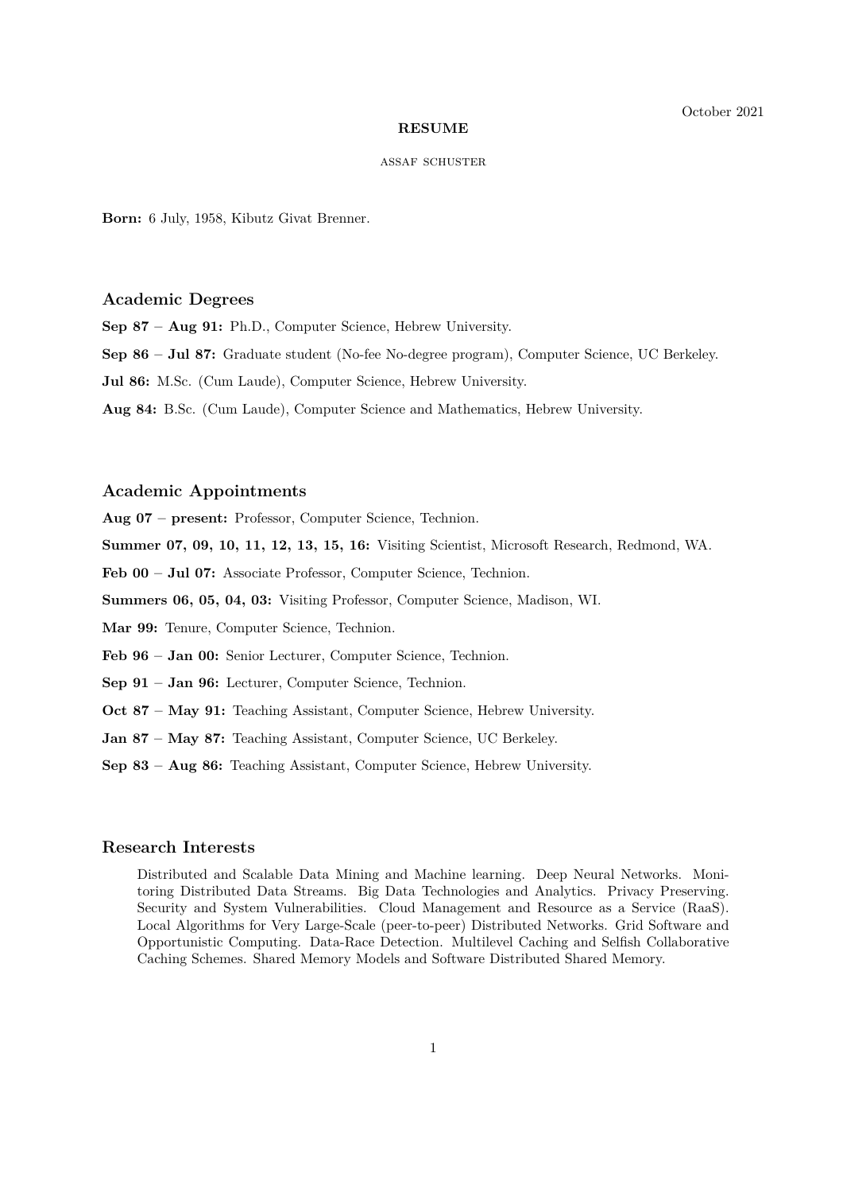October 2021

**RESUME**

ASSAF SCHUSTER

**Born:** 6 July, 1958, Kibutz Givat Brenner.

## Academic Degrees

**Sep 87 – Aug 91:** Ph.D., Computer Science, Hebrew University.

**Sep 86 – Jul 87:** Graduate student (No-fee No-degree program), Computer Science, UC Berkeley.

**Jul 86:** M.Sc. (Cum Laude), Computer Science, Hebrew University.

**Aug 84:** B.Sc. (Cum Laude), Computer Science and Mathematics, Hebrew University.

## Academic Appointments

**Aug 07 – present:** Professor, Computer Science, Technion.

**Summer 07, 09, 10, 11, 12, 13, 15, 16:** Visiting Scientist, Microsoft Research, Redmond, WA.

**Feb 00 – Jul 07:** Associate Professor, Computer Science, Technion.

**Summers 06, 05, 04, 03:** Visiting Professor, Computer Science, Madison, WI.

**Mar 99:** Tenure, Computer Science, Technion.

**Feb 96 – Jan 00:** Senior Lecturer, Computer Science, Technion.

**Sep 91 – Jan 96:** Lecturer, Computer Science, Technion.

**Oct 87 – May 91:** Teaching Assistant, Computer Science, Hebrew University.

**Jan 87 – May 87:** Teaching Assistant, Computer Science, UC Berkeley.

**Sep 83 – Aug 86:** Teaching Assistant, Computer Science, Hebrew University.

## Research Interests

Distributed and Scalable Data Mining and Machine learning. Deep Neural Networks. Monitoring Distributed Data Streams. Big Data Technologies and Analytics. Privacy Preserving. Security and System Vulnerabilities. Cloud Management and Resource as a Service (RaaS). Local Algorithms for Very Large-Scale (peer-to-peer) Distributed Networks. Grid Software and Opportunistic Computing. Data-Race Detection. Multilevel Caching and Selfish Collaborative Caching Schemes. Shared Memory Models and Software Distributed Shared Memory.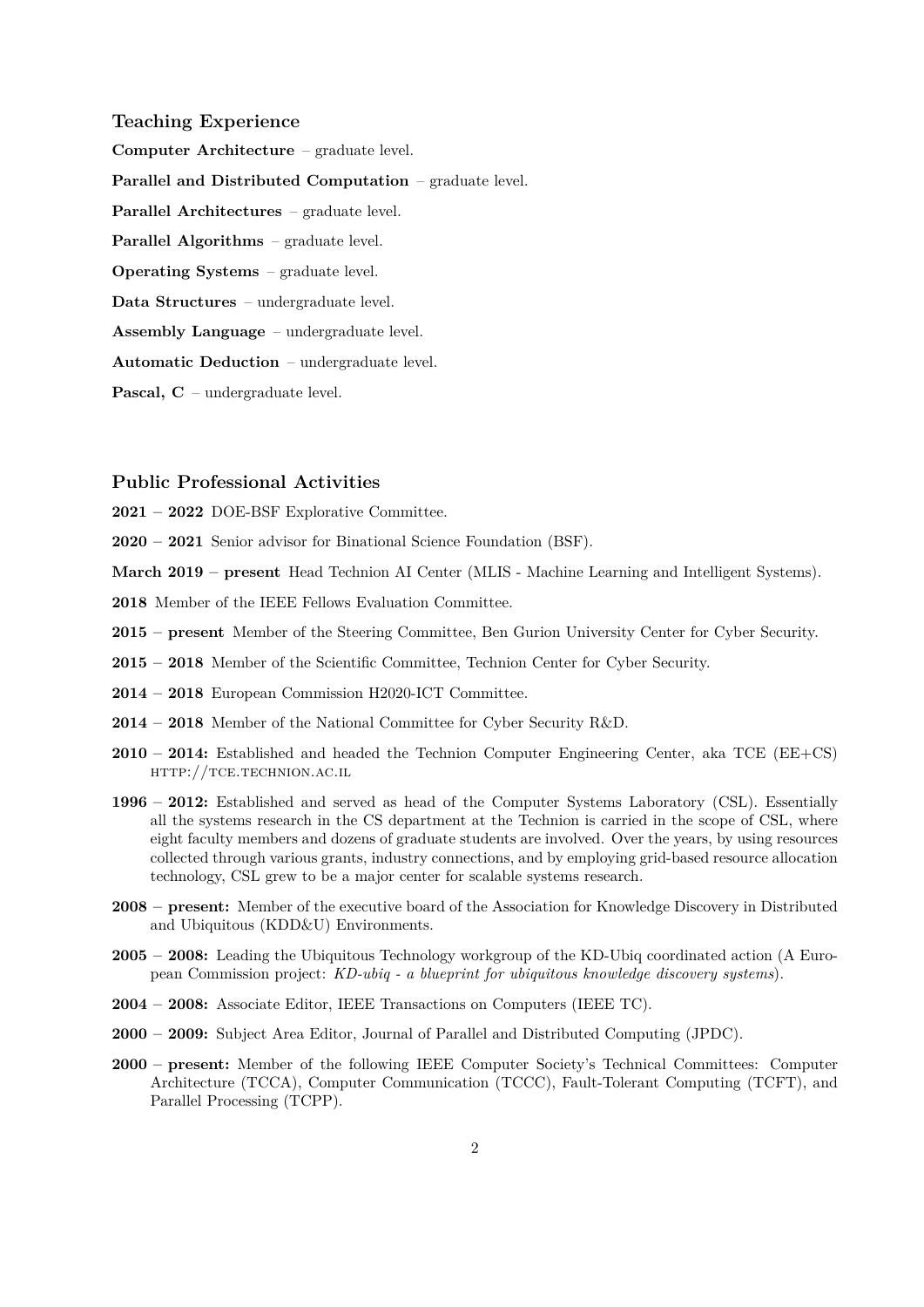### Teaching Experience

**Computer Architecture** – graduate level.

**Parallel and Distributed Computation** – graduate level.

**Parallel Architectures** – graduate level.

**Parallel Algorithms** – graduate level.

**Operating Systems** – graduate level.

**Data Structures** – undergraduate level.

**Assembly Language** – undergraduate level.

**Automatic Deduction** – undergraduate level.

**Pascal, C** – undergraduate level.

### Public Professional Activities

**2021 – 2022** DOE-BSF Explorative Committee.

**2020 – 2021** Senior advisor for Binational Science Foundation (BSF).

**March 2019 – present** Head Technion AI Center (MLIS - Machine Learning and Intelligent Systems).

**2018** Member of the IEEE Fellows Evaluation Committee.

**2015 – present** Member of the Steering Committee, Ben Gurion University Center for Cyber Security.

**2015 – 2018** Member of the Scientific Committee, Technion Center for Cyber Security.

**2014 – 2018** European Commission H2020-ICT Committee.

**2014 – 2018** Member of the National Committee for Cyber Security R&D.

**2010 – 2014:** Established and headed the Technion Computer Engineering Center, aka TCE (EE+CS) HTTP://TCE.TECHNION.AC.IL

**1996 – 2012:** Established and served as head of the Computer Systems Laboratory (CSL). Essentially all the systems research in the CS department at the Technion is carried in the scope of CSL, where eight faculty members and dozens of graduate students are involved. Over the years, by using resources collected through various grants, industry connections, and by employing grid-based resource allocation technology, CSL grew to be a major center for scalable systems research.

**2008 – present:** Member of the executive board of the Association for Knowledge Discovery in Distributed and Ubiquitous (KDD&U) Environments.

**2005 – 2008:** Leading the Ubiquitous Technology workgroup of the KD-Ubiq coordinated action (A European Commission project: *KD-ubiq - a blueprint for ubiquitous knowledge discovery systems*).

**2004 – 2008:** Associate Editor, IEEE Transactions on Computers (IEEE TC).

**2000 – 2009:** Subject Area Editor, Journal of Parallel and Distributed Computing (JPDC).

**2000 – present:** Member of the following IEEE Computer Society's Technical Committees: Computer Architecture (TCCA), Computer Communication (TCCC), Fault-Tolerant Computing (TCFT), and Parallel Processing (TCPP).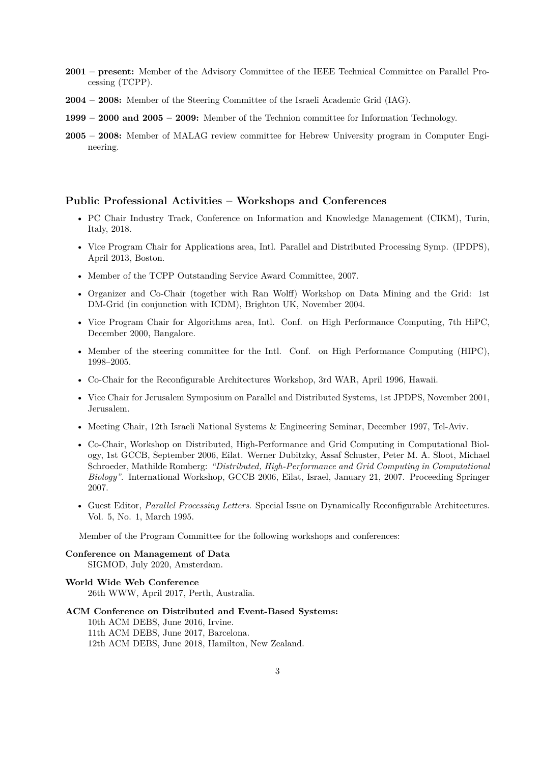**2001 – present:** Member of the Advisory Committee of the IEEE Technical Committee on Parallel Processing (TCPP).

**2004 – 2008:** Member of the Steering Committee of the Israeli Academic Grid (IAG).

**1999 – 2000 and 2005 – 2009:** Member of the Technion committee for Information Technology.

**2005 – 2008:** Member of MALAG review committee for Hebrew University program in Computer Engineering.

## Public Professional Activities – Workshops and Conferences

- PC Chair Industry Track, Conference on Information and Knowledge Management (CIKM), Turin, Italy, 2018.
- Vice Program Chair for Applications area, Intl. Parallel and Distributed Processing Symp. (IPDPS), April 2013, Boston.
- Member of the TCPP Outstanding Service Award Committee, 2007.
- Organizer and Co-Chair (together with Ran Wolff) Workshop on Data Mining and the Grid: 1st DM-Grid (in conjunction with ICDM), Brighton UK, November 2004.
- Vice Program Chair for Algorithms area, Intl. Conf. on High Performance Computing, 7th HiPC, December 2000, Bangalore.
- Member of the steering committee for the Intl. Conf. on High Performance Computing (HIPC), 1998–2005.
- Co-Chair for the Reconfigurable Architectures Workshop, 3rd WAR, April 1996, Hawaii.
- Vice Chair for Jerusalem Symposium on Parallel and Distributed Systems, 1st JPDPS, November 2001, Jerusalem.
- Meeting Chair, 12th Israeli National Systems & Engineering Seminar, December 1997, Tel-Aviv.
- Co-Chair, Workshop on Distributed, High-Performance and Grid Computing in Computational Biology, 1st GCCB, September 2006, Eilat. Werner Dubitzky, Assaf Schuster, Peter M. A. Sloot, Michael Schroeder, Mathilde Romberg: *"Distributed, High-Performance and Grid Computing in Computational Biology"*. International Workshop, GCCB 2006, Eilat, Israel, January 21, 2007. Proceeding Springer 2007.
- Guest Editor, *Parallel Processing Letters*. Special Issue on Dynamically Reconfigurable Architectures. Vol. 5, No. 1, March 1995.

Member of the Program Committee for the following workshops and conferences:

**Conference on Management of Data**
SIGMOD, July 2020, Amsterdam.

**World Wide Web Conference**
26th WWW, April 2017, Perth, Australia.

**ACM Conference on Distributed and Event-Based Systems:**
10th ACM DEBS, June 2016, Irvine.
11th ACM DEBS, June 2017, Barcelona.
12th ACM DEBS, June 2018, Hamilton, New Zealand.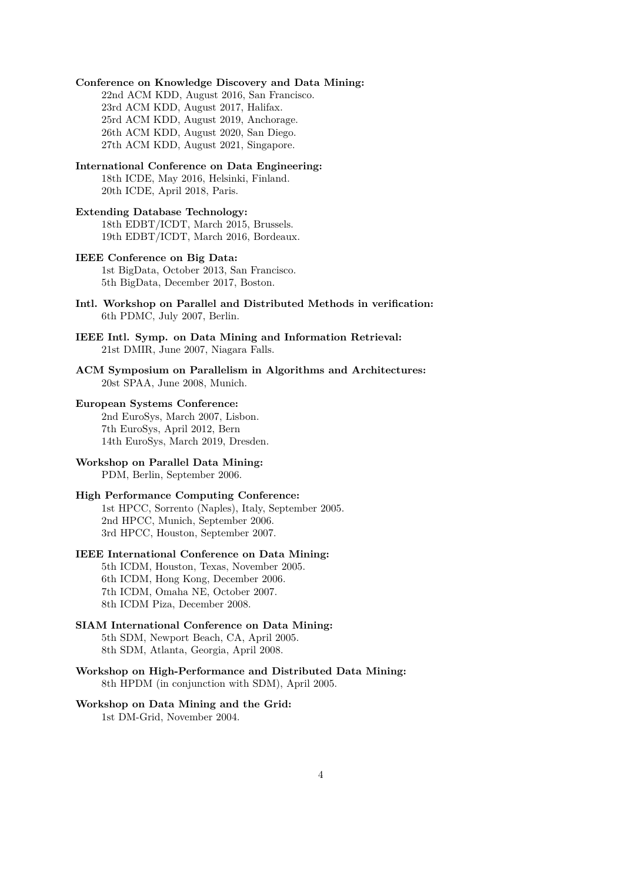**Conference on Knowledge Discovery and Data Mining:**
22nd ACM KDD, August 2016, San Francisco.
23rd ACM KDD, August 2017, Halifax.
25rd ACM KDD, August 2019, Anchorage.
26th ACM KDD, August 2020, San Diego.
27th ACM KDD, August 2021, Singapore.

**International Conference on Data Engineering:**
18th ICDE, May 2016, Helsinki, Finland.
20th ICDE, April 2018, Paris.

**Extending Database Technology:**
18th EDBT/ICDT, March 2015, Brussels.
19th EDBT/ICDT, March 2016, Bordeaux.

**IEEE Conference on Big Data:**
1st BigData, October 2013, San Francisco.
5th BigData, December 2017, Boston.

**Intl. Workshop on Parallel and Distributed Methods in verification:**
6th PDMC, July 2007, Berlin.

**IEEE Intl. Symp. on Data Mining and Information Retrieval:**
21st DMIR, June 2007, Niagara Falls.

**ACM Symposium on Parallelism in Algorithms and Architectures:**
20st SPAA, June 2008, Munich.

**European Systems Conference:**
2nd EuroSys, March 2007, Lisbon.
7th EuroSys, April 2012, Bern
14th EuroSys, March 2019, Dresden.

**Workshop on Parallel Data Mining:**
PDM, Berlin, September 2006.

**High Performance Computing Conference:**
1st HPCC, Sorrento (Naples), Italy, September 2005.
2nd HPCC, Munich, September 2006.
3rd HPCC, Houston, September 2007.

**IEEE International Conference on Data Mining:**
5th ICDM, Houston, Texas, November 2005.
6th ICDM, Hong Kong, December 2006.
7th ICDM, Omaha NE, October 2007.
8th ICDM Piza, December 2008.

**SIAM International Conference on Data Mining:**
5th SDM, Newport Beach, CA, April 2005.
8th SDM, Atlanta, Georgia, April 2008.

**Workshop on High-Performance and Distributed Data Mining:**
8th HPDM (in conjunction with SDM), April 2005.

**Workshop on Data Mining and the Grid:**
1st DM-Grid, November 2004.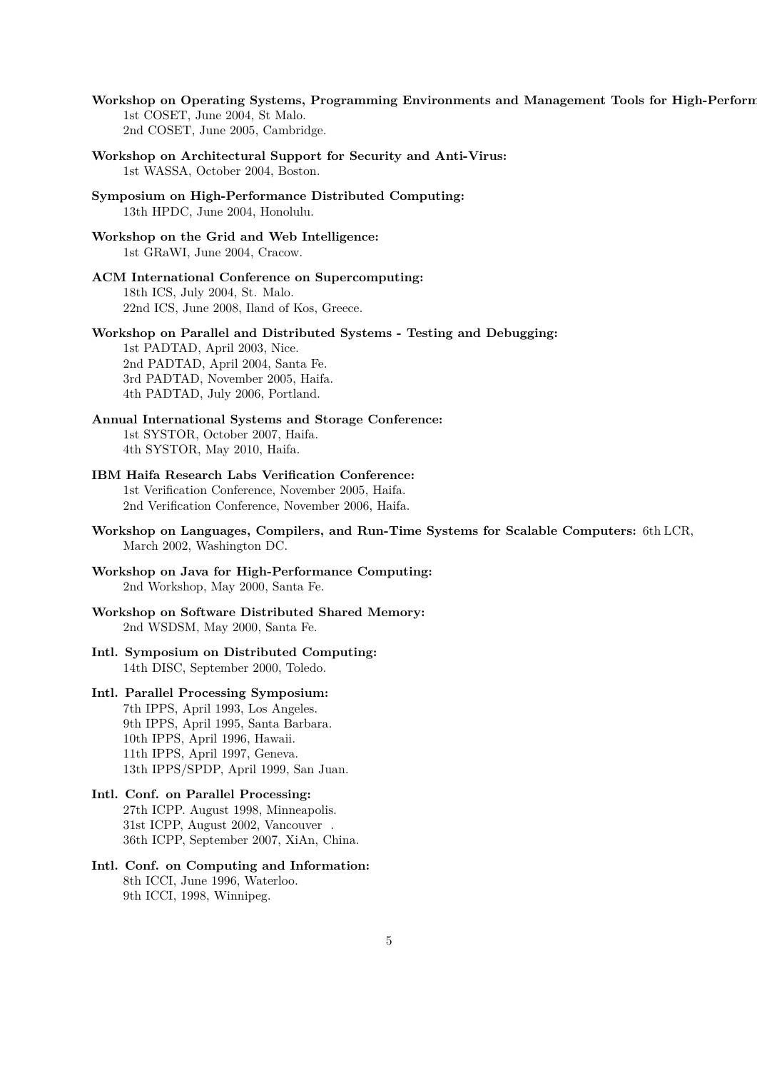**Workshop on Operating Systems, Programming Environments and Management Tools for High-Perform**
1st COSET, June 2004, St Malo.
2nd COSET, June 2005, Cambridge.

**Workshop on Architectural Support for Security and Anti-Virus:**
1st WASSA, October 2004, Boston.

**Symposium on High-Performance Distributed Computing:**
13th HPDC, June 2004, Honolulu.

**Workshop on the Grid and Web Intelligence:**
1st GRaWI, June 2004, Cracow.

**ACM International Conference on Supercomputing:**
18th ICS, July 2004, St. Malo.
22nd ICS, June 2008, Iland of Kos, Greece.

**Workshop on Parallel and Distributed Systems - Testing and Debugging:**
1st PADTAD, April 2003, Nice.
2nd PADTAD, April 2004, Santa Fe.
3rd PADTAD, November 2005, Haifa.
4th PADTAD, July 2006, Portland.

**Annual International Systems and Storage Conference:**
1st SYSTOR, October 2007, Haifa.
4th SYSTOR, May 2010, Haifa.

**IBM Haifa Research Labs Verification Conference:**
1st Verification Conference, November 2005, Haifa.
2nd Verification Conference, November 2006, Haifa.

**Workshop on Languages, Compilers, and Run-Time Systems for Scalable Computers:** 6th LCR, March 2002, Washington DC.

**Workshop on Java for High-Performance Computing:**
2nd Workshop, May 2000, Santa Fe.

**Workshop on Software Distributed Shared Memory:**
2nd WSDSM, May 2000, Santa Fe.

**Intl. Symposium on Distributed Computing:**
14th DISC, September 2000, Toledo.

**Intl. Parallel Processing Symposium:**
7th IPPS, April 1993, Los Angeles.
9th IPPS, April 1995, Santa Barbara.
10th IPPS, April 1996, Hawaii.
11th IPPS, April 1997, Geneva.
13th IPPS/SPDP, April 1999, San Juan.

**Intl. Conf. on Parallel Processing:**
27th ICPP. August 1998, Minneapolis.
31st ICPP, August 2002, Vancouver .
36th ICPP, September 2007, XiAn, China.

**Intl. Conf. on Computing and Information:**
8th ICCI, June 1996, Waterloo.
9th ICCI, 1998, Winnipeg.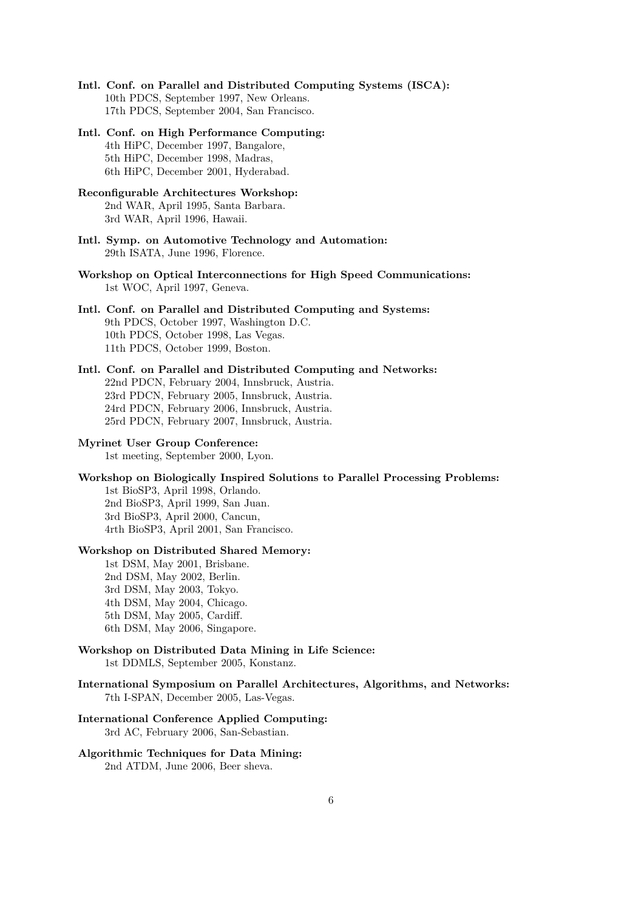**Intl. Conf. on Parallel and Distributed Computing Systems (ISCA):**
10th PDCS, September 1997, New Orleans.
17th PDCS, September 2004, San Francisco.

**Intl. Conf. on High Performance Computing:**
4th HiPC, December 1997, Bangalore,
5th HiPC, December 1998, Madras,
6th HiPC, December 2001, Hyderabad.

**Reconfigurable Architectures Workshop:**
2nd WAR, April 1995, Santa Barbara.
3rd WAR, April 1996, Hawaii.

**Intl. Symp. on Automotive Technology and Automation:**
29th ISATA, June 1996, Florence.

**Workshop on Optical Interconnections for High Speed Communications:**
1st WOC, April 1997, Geneva.

**Intl. Conf. on Parallel and Distributed Computing and Systems:**
9th PDCS, October 1997, Washington D.C.
10th PDCS, October 1998, Las Vegas.
11th PDCS, October 1999, Boston.

**Intl. Conf. on Parallel and Distributed Computing and Networks:**
22nd PDCN, February 2004, Innsbruck, Austria.
23rd PDCN, February 2005, Innsbruck, Austria.
24rd PDCN, February 2006, Innsbruck, Austria.
25rd PDCN, February 2007, Innsbruck, Austria.

**Myrinet User Group Conference:**
1st meeting, September 2000, Lyon.

**Workshop on Biologically Inspired Solutions to Parallel Processing Problems:**
1st BioSP3, April 1998, Orlando.
2nd BioSP3, April 1999, San Juan.
3rd BioSP3, April 2000, Cancun,
4rth BioSP3, April 2001, San Francisco.

**Workshop on Distributed Shared Memory:**
1st DSM, May 2001, Brisbane.
2nd DSM, May 2002, Berlin.
3rd DSM, May 2003, Tokyo.
4th DSM, May 2004, Chicago.
5th DSM, May 2005, Cardiff.
6th DSM, May 2006, Singapore.

**Workshop on Distributed Data Mining in Life Science:**
1st DDMLS, September 2005, Konstanz.

**International Symposium on Parallel Architectures, Algorithms, and Networks:**
7th I-SPAN, December 2005, Las-Vegas.

**International Conference Applied Computing:**
3rd AC, February 2006, San-Sebastian.

**Algorithmic Techniques for Data Mining:**
2nd ATDM, June 2006, Beer sheva.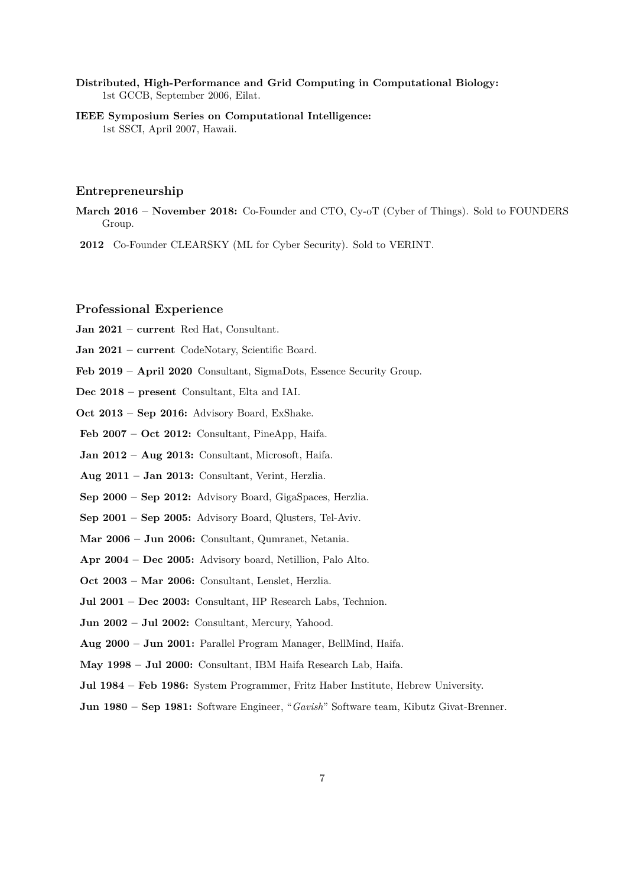**Distributed, High-Performance and Grid Computing in Computational Biology:**
1st GCCB, September 2006, Eilat.

**IEEE Symposium Series on Computational Intelligence:**
1st SSCI, April 2007, Hawaii.

## Entrepreneurship

**March 2016 – November 2018:** Co-Founder and CTO, Cy-oT (Cyber of Things). Sold to FOUNDERS Group.

**2012** Co-Founder CLEARSKY (ML for Cyber Security). Sold to VERINT.

## Professional Experience

**Jan 2021 – current** Red Hat, Consultant.

**Jan 2021 – current** CodeNotary, Scientific Board.

**Feb 2019 – April 2020** Consultant, SigmaDots, Essence Security Group.

**Dec 2018 – present** Consultant, Elta and IAI.

**Oct 2013 – Sep 2016:** Advisory Board, ExShake.

**Feb 2007 – Oct 2012:** Consultant, PineApp, Haifa.

**Jan 2012 – Aug 2013:** Consultant, Microsoft, Haifa.

**Aug 2011 – Jan 2013:** Consultant, Verint, Herzlia.

**Sep 2000 – Sep 2012:** Advisory Board, GigaSpaces, Herzlia.

**Sep 2001 – Sep 2005:** Advisory Board, Qlusters, Tel-Aviv.

**Mar 2006 – Jun 2006:** Consultant, Qumranet, Netania.

**Apr 2004 – Dec 2005:** Advisory board, Netillion, Palo Alto.

**Oct 2003 – Mar 2006:** Consultant, Lenslet, Herzlia.

**Jul 2001 – Dec 2003:** Consultant, HP Research Labs, Technion.

**Jun 2002 – Jul 2002:** Consultant, Mercury, Yahood.

**Aug 2000 – Jun 2001:** Parallel Program Manager, BellMind, Haifa.

**May 1998 – Jul 2000:** Consultant, IBM Haifa Research Lab, Haifa.

**Jul 1984 – Feb 1986:** System Programmer, Fritz Haber Institute, Hebrew University.

**Jun 1980 – Sep 1981:** Software Engineer, "*Gavish*" Software team, Kibutz Givat-Brenner.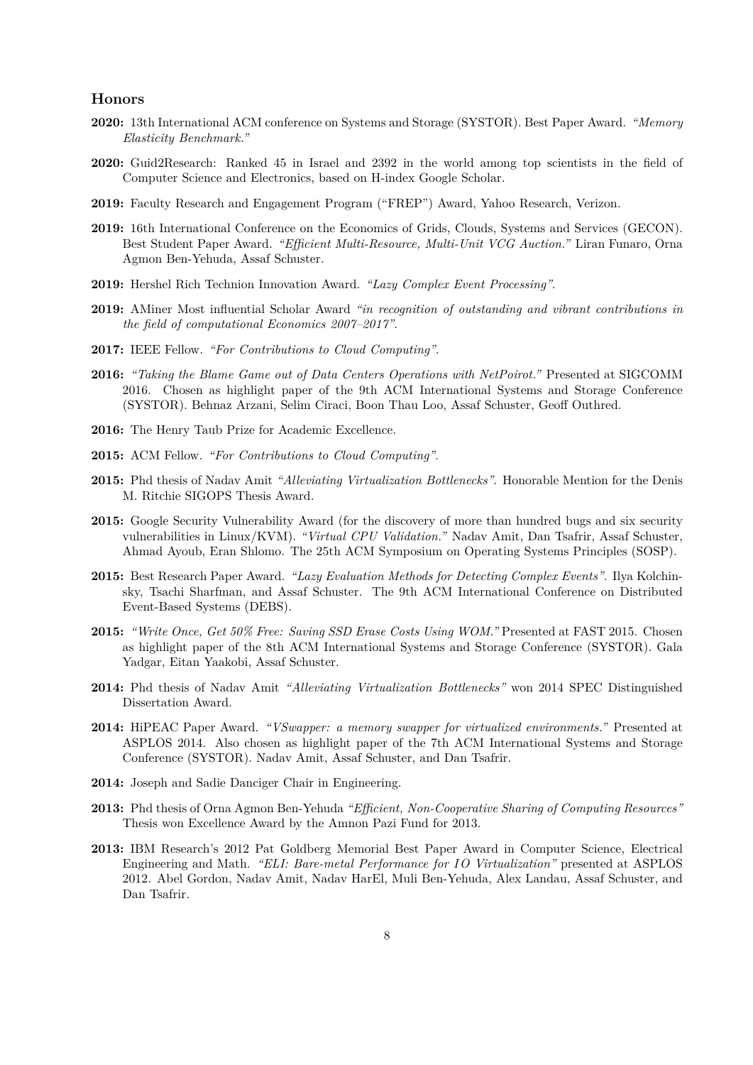## Honors

**2020:** 13th International ACM conference on Systems and Storage (SYSTOR). Best Paper Award. *"Memory Elasticity Benchmark."*

**2020:** Guid2Research: Ranked 45 in Israel and 2392 in the world among top scientists in the field of Computer Science and Electronics, based on H-index Google Scholar.

**2019:** Faculty Research and Engagement Program ("FREP") Award, Yahoo Research, Verizon.

**2019:** 16th International Conference on the Economics of Grids, Clouds, Systems and Services (GECON). Best Student Paper Award. *"Efficient Multi-Resource, Multi-Unit VCG Auction."* Liran Funaro, Orna Agmon Ben-Yehuda, Assaf Schuster.

**2019:** Hershel Rich Technion Innovation Award. *"Lazy Complex Event Processing"*.

**2019:** AMiner Most influential Scholar Award *"in recognition of outstanding and vibrant contributions in the field of computational Economics 2007–2017"*.

**2017:** IEEE Fellow. *"For Contributions to Cloud Computing"*.

**2016:** *"Taking the Blame Game out of Data Centers Operations with NetPoirot."* Presented at SIGCOMM 2016. Chosen as highlight paper of the 9th ACM International Systems and Storage Conference (SYSTOR). Behnaz Arzani, Selim Ciraci, Boon Thau Loo, Assaf Schuster, Geoff Outhred.

**2016:** The Henry Taub Prize for Academic Excellence.

**2015:** ACM Fellow. *"For Contributions to Cloud Computing"*.

**2015:** Phd thesis of Nadav Amit *"Alleviating Virtualization Bottlenecks"*. Honorable Mention for the Denis M. Ritchie SIGOPS Thesis Award.

**2015:** Google Security Vulnerability Award (for the discovery of more than hundred bugs and six security vulnerabilities in Linux/KVM). *"Virtual CPU Validation."* Nadav Amit, Dan Tsafrir, Assaf Schuster, Ahmad Ayoub, Eran Shlomo. The 25th ACM Symposium on Operating Systems Principles (SOSP).

**2015:** Best Research Paper Award. *"Lazy Evaluation Methods for Detecting Complex Events"*. Ilya Kolchinsky, Tsachi Sharfman, and Assaf Schuster. The 9th ACM International Conference on Distributed Event-Based Systems (DEBS).

**2015:** *"Write Once, Get 50% Free: Saving SSD Erase Costs Using WOM."* Presented at FAST 2015. Chosen as highlight paper of the 8th ACM International Systems and Storage Conference (SYSTOR). Gala Yadgar, Eitan Yaakobi, Assaf Schuster.

**2014:** Phd thesis of Nadav Amit *"Alleviating Virtualization Bottlenecks"* won 2014 SPEC Distinguished Dissertation Award.

**2014:** HiPEAC Paper Award. *"VSwapper: a memory swapper for virtualized environments."* Presented at ASPLOS 2014. Also chosen as highlight paper of the 7th ACM International Systems and Storage Conference (SYSTOR). Nadav Amit, Assaf Schuster, and Dan Tsafrir.

**2014:** Joseph and Sadie Danciger Chair in Engineering.

**2013:** Phd thesis of Orna Agmon Ben-Yehuda *"Efficient, Non-Cooperative Sharing of Computing Resources"* Thesis won Excellence Award by the Amnon Pazi Fund for 2013.

**2013:** IBM Research's 2012 Pat Goldberg Memorial Best Paper Award in Computer Science, Electrical Engineering and Math. *"ELI: Bare-metal Performance for I/O Virtualization"* presented at ASPLOS 2012. Abel Gordon, Nadav Amit, Nadav HarEl, Muli Ben-Yehuda, Alex Landau, Assaf Schuster, and Dan Tsafrir.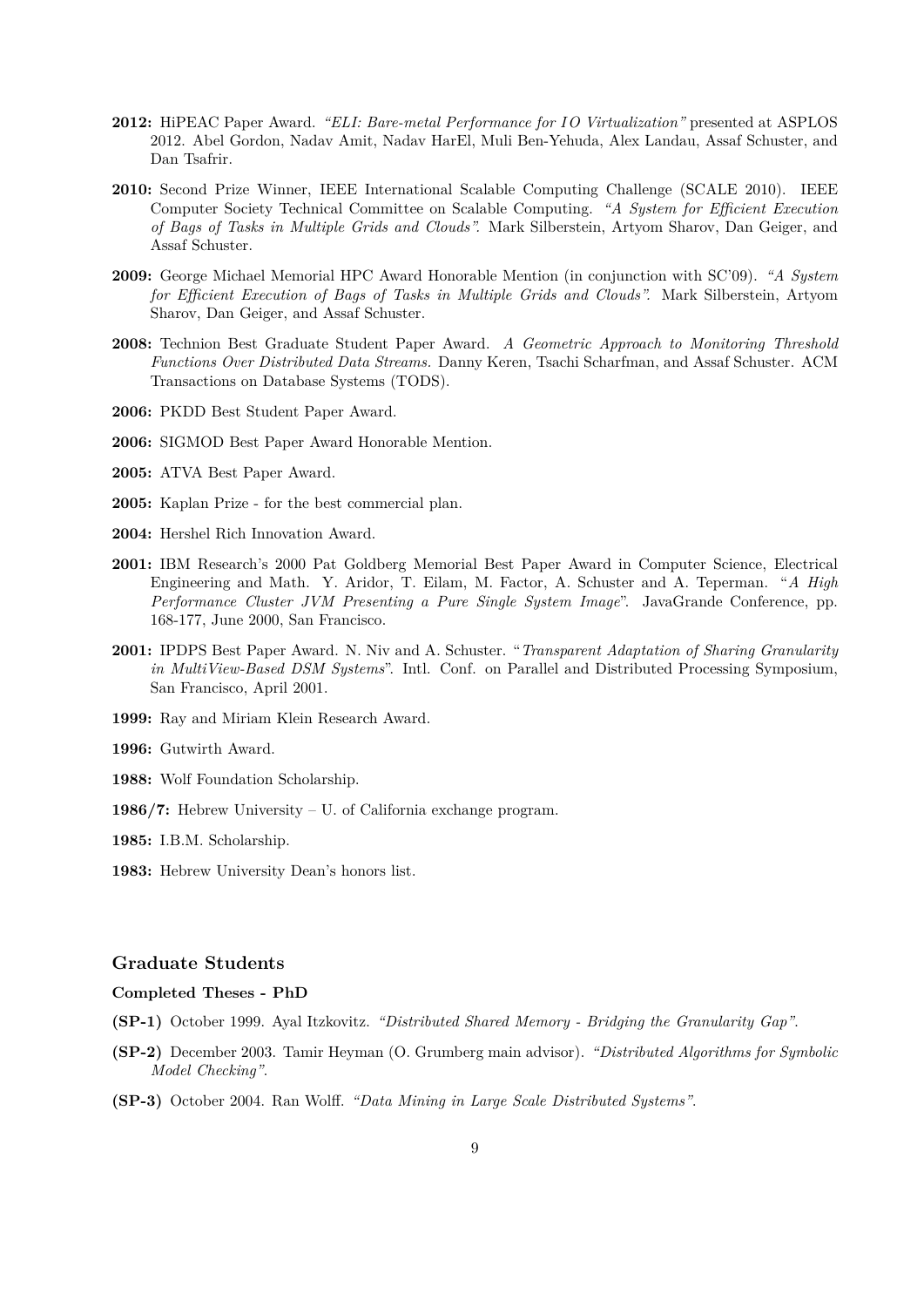**2012:** HiPEAC Paper Award. *"ELI: Bare-metal Performance for I O Virtualization"* presented at ASPLOS 2012. Abel Gordon, Nadav Amit, Nadav HarEl, Muli Ben-Yehuda, Alex Landau, Assaf Schuster, and Dan Tsafrir.

**2010:** Second Prize Winner, IEEE International Scalable Computing Challenge (SCALE 2010). IEEE Computer Society Technical Committee on Scalable Computing. *"A System for Efficient Execution of Bags of Tasks in Multiple Grids and Clouds".* Mark Silberstein, Artyom Sharov, Dan Geiger, and Assaf Schuster.

**2009:** George Michael Memorial HPC Award Honorable Mention (in conjunction with SC'09). *"A System for Efficient Execution of Bags of Tasks in Multiple Grids and Clouds".* Mark Silberstein, Artyom Sharov, Dan Geiger, and Assaf Schuster.

**2008:** Technion Best Graduate Student Paper Award. *A Geometric Approach to Monitoring Threshold Functions Over Distributed Data Streams.* Danny Keren, Tsachi Scharfman, and Assaf Schuster. ACM Transactions on Database Systems (TODS).

**2006:** PKDD Best Student Paper Award.

**2006:** SIGMOD Best Paper Award Honorable Mention.

**2005:** ATVA Best Paper Award.

**2005:** Kaplan Prize - for the best commercial plan.

**2004:** Hershel Rich Innovation Award.

**2001:** IBM Research's 2000 Pat Goldberg Memorial Best Paper Award in Computer Science, Electrical Engineering and Math. Y. Aridor, T. Eilam, M. Factor, A. Schuster and A. Teperman. "*A High Performance Cluster JVM Presenting a Pure Single System Image*". JavaGrande Conference, pp. 168-177, June 2000, San Francisco.

**2001:** IPDPS Best Paper Award. N. Niv and A. Schuster. "*Transparent Adaptation of Sharing Granularity in MultiView-Based DSM Systems*". Intl. Conf. on Parallel and Distributed Processing Symposium, San Francisco, April 2001.

**1999:** Ray and Miriam Klein Research Award.

**1996:** Gutwirth Award.

**1988:** Wolf Foundation Scholarship.

**1986/7:** Hebrew University – U. of California exchange program.

**1985:** I.B.M. Scholarship.

**1983:** Hebrew University Dean's honors list.

## Graduate Students

### Completed Theses - PhD

**(SP-1)** October 1999. Ayal Itzkovitz. *"Distributed Shared Memory - Bridging the Granularity Gap".*

**(SP-2)** December 2003. Tamir Heyman (O. Grumberg main advisor). *"Distributed Algorithms for Symbolic Model Checking".*

**(SP-3)** October 2004. Ran Wolff. *"Data Mining in Large Scale Distributed Systems".*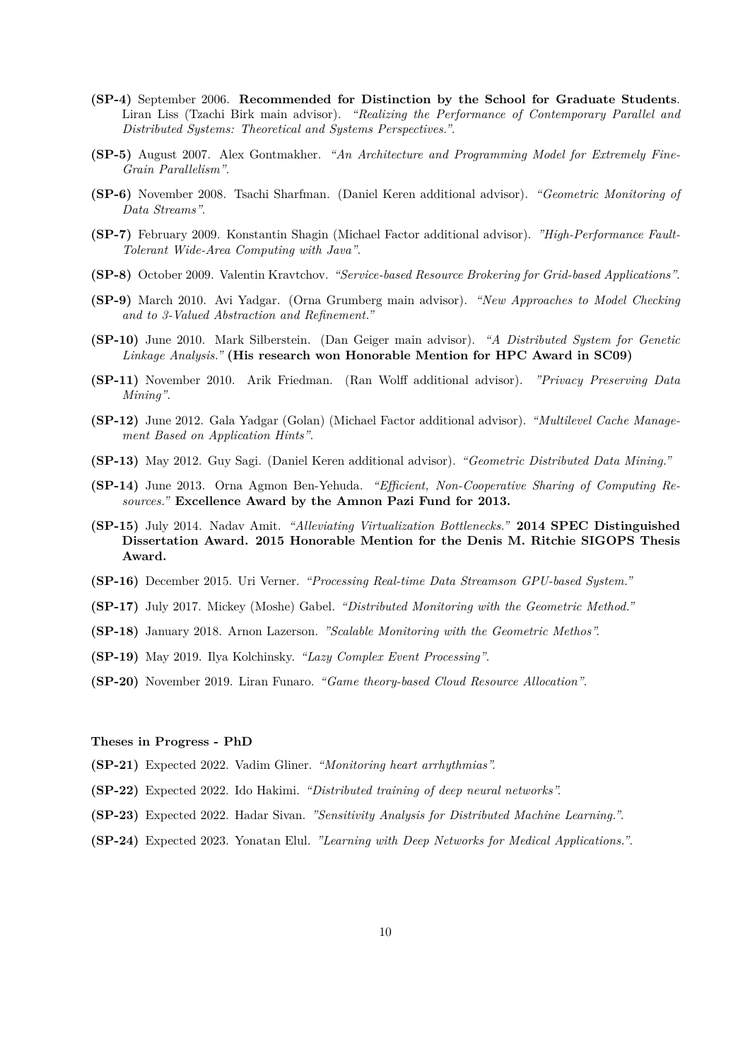**(SP-4)** September 2006. **Recommended for Distinction by the School for Graduate Students**. Liran Liss (Tzachi Birk main advisor). *"Realizing the Performance of Contemporary Parallel and Distributed Systems: Theoretical and Systems Perspectives."*.

**(SP-5)** August 2007. Alex Gontmakher. *"An Architecture and Programming Model for Extremely Fine-Grain Parallelism"*.

**(SP-6)** November 2008. Tsachi Sharfman. (Daniel Keren additional advisor). *"Geometric Monitoring of Data Streams"*.

**(SP-7)** February 2009. Konstantin Shagin (Michael Factor additional advisor). *"High-Performance Fault-Tolerant Wide-Area Computing with Java"*.

**(SP-8)** October 2009. Valentin Kravtchov. *"Service-based Resource Brokering for Grid-based Applications"*.

**(SP-9)** March 2010. Avi Yadgar. (Orna Grumberg main advisor). *"New Approaches to Model Checking and to 3-Valued Abstraction and Refinement."*

**(SP-10)** June 2010. Mark Silberstein. (Dan Geiger main advisor). *"A Distributed System for Genetic Linkage Analysis."* **(His research won Honorable Mention for HPC Award in SC09)**

**(SP-11)** November 2010. Arik Friedman. (Ran Wolff additional advisor). *"Privacy Preserving Data Mining"*.

**(SP-12)** June 2012. Gala Yadgar (Golan) (Michael Factor additional advisor). *"Multilevel Cache Management Based on Application Hints"*.

**(SP-13)** May 2012. Guy Sagi. (Daniel Keren additional advisor). *"Geometric Distributed Data Mining."*

**(SP-14)** June 2013. Orna Agmon Ben-Yehuda. *"Efficient, Non-Cooperative Sharing of Computing Resources."* **Excellence Award by the Amnon Pazi Fund for 2013.**

**(SP-15)** July 2014. Nadav Amit. *"Alleviating Virtualization Bottlenecks."* **2014 SPEC Distinguished Dissertation Award. 2015 Honorable Mention for the Denis M. Ritchie SIGOPS Thesis Award.**

**(SP-16)** December 2015. Uri Verner. *"Processing Real-time Data Streamson GPU-based System."*

**(SP-17)** July 2017. Mickey (Moshe) Gabel. *"Distributed Monitoring with the Geometric Method."*

**(SP-18)** January 2018. Arnon Lazerson. *"Scalable Monitoring with the Geometric Methos"*.

**(SP-19)** May 2019. Ilya Kolchinsky. *"Lazy Complex Event Processing"*.

**(SP-20)** November 2019. Liran Funaro. *"Game theory-based Cloud Resource Allocation"*.

**Theses in Progress - PhD**

**(SP-21)** Expected 2022. Vadim Gliner. *"Monitoring heart arrhythmias"*.

**(SP-22)** Expected 2022. Ido Hakimi. *"Distributed training of deep neural networks"*.

**(SP-23)** Expected 2022. Hadar Sivan. *"Sensitivity Analysis for Distributed Machine Learning."*.

**(SP-24)** Expected 2023. Yonatan Elul. *"Learning with Deep Networks for Medical Applications."*.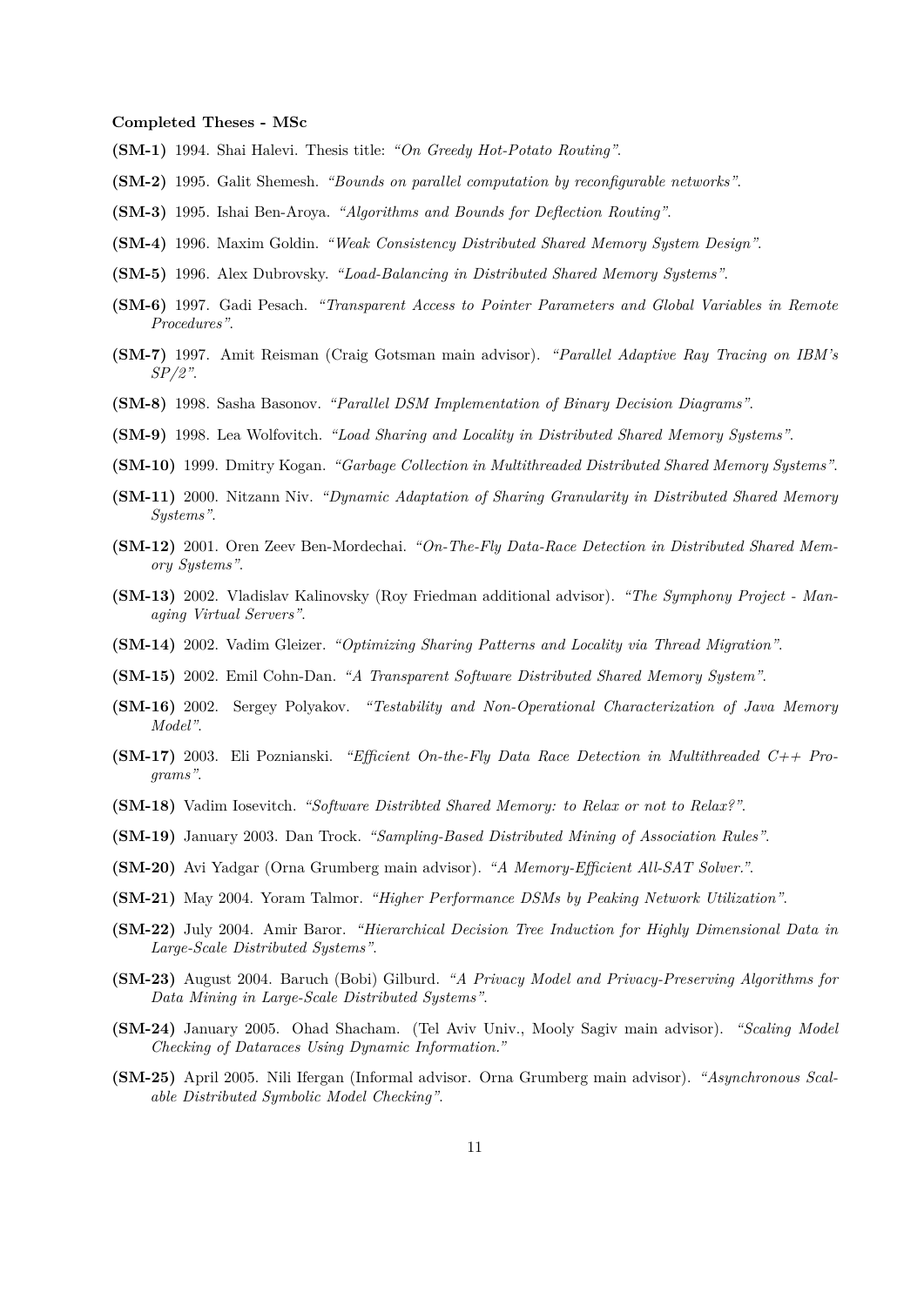**Completed Theses - MSc**

**(SM-1)** 1994. Shai Halevi. Thesis title: *"On Greedy Hot-Potato Routing"*.

**(SM-2)** 1995. Galit Shemesh. *"Bounds on parallel computation by reconfigurable networks"*.

**(SM-3)** 1995. Ishai Ben-Aroya. *"Algorithms and Bounds for Deflection Routing"*.

**(SM-4)** 1996. Maxim Goldin. *"Weak Consistency Distributed Shared Memory System Design"*.

**(SM-5)** 1996. Alex Dubrovsky. *"Load-Balancing in Distributed Shared Memory Systems"*.

**(SM-6)** 1997. Gadi Pesach. *"Transparent Access to Pointer Parameters and Global Variables in Remote Procedures"*.

**(SM-7)** 1997. Amit Reisman (Craig Gotsman main advisor). *"Parallel Adaptive Ray Tracing on IBM's SP/2"*.

**(SM-8)** 1998. Sasha Basonov. *"Parallel DSM Implementation of Binary Decision Diagrams"*.

**(SM-9)** 1998. Lea Wolfovitch. *"Load Sharing and Locality in Distributed Shared Memory Systems"*.

**(SM-10)** 1999. Dmitry Kogan. *"Garbage Collection in Multithreaded Distributed Shared Memory Systems"*.

**(SM-11)** 2000. Nitzann Niv. *"Dynamic Adaptation of Sharing Granularity in Distributed Shared Memory Systems"*.

**(SM-12)** 2001. Oren Zeev Ben-Mordechai. *"On-The-Fly Data-Race Detection in Distributed Shared Memory Systems"*.

**(SM-13)** 2002. Vladislav Kalinovsky (Roy Friedman additional advisor). *"The Symphony Project - Managing Virtual Servers"*.

**(SM-14)** 2002. Vadim Gleizer. *"Optimizing Sharing Patterns and Locality via Thread Migration"*.

**(SM-15)** 2002. Emil Cohn-Dan. *"A Transparent Software Distributed Shared Memory System"*.

**(SM-16)** 2002. Sergey Polyakov. *"Testability and Non-Operational Characterization of Java Memory Model"*.

**(SM-17)** 2003. Eli Poznianski. *"Efficient On-the-Fly Data Race Detection in Multithreaded C++ Programs"*.

**(SM-18)** Vadim Iosevitch. *"Software Distribted Shared Memory: to Relax or not to Relax?"*.

**(SM-19)** January 2003. Dan Trock. *"Sampling-Based Distributed Mining of Association Rules"*.

**(SM-20)** Avi Yadgar (Orna Grumberg main advisor). *"A Memory-Efficient All-SAT Solver."*.

**(SM-21)** May 2004. Yoram Talmor. *"Higher Performance DSMs by Peaking Network Utilization"*.

**(SM-22)** July 2004. Amir Baror. *"Hierarchical Decision Tree Induction for Highly Dimensional Data in Large-Scale Distributed Systems"*.

**(SM-23)** August 2004. Baruch (Bobi) Gilburd. *"A Privacy Model and Privacy-Preserving Algorithms for Data Mining in Large-Scale Distributed Systems"*.

**(SM-24)** January 2005. Ohad Shacham. (Tel Aviv Univ., Mooly Sagiv main advisor). *"Scaling Model Checking of Dataraces Using Dynamic Information."*

**(SM-25)** April 2005. Nili Ifergan (Informal advisor. Orna Grumberg main advisor). *"Asynchronous Scalable Distributed Symbolic Model Checking"*.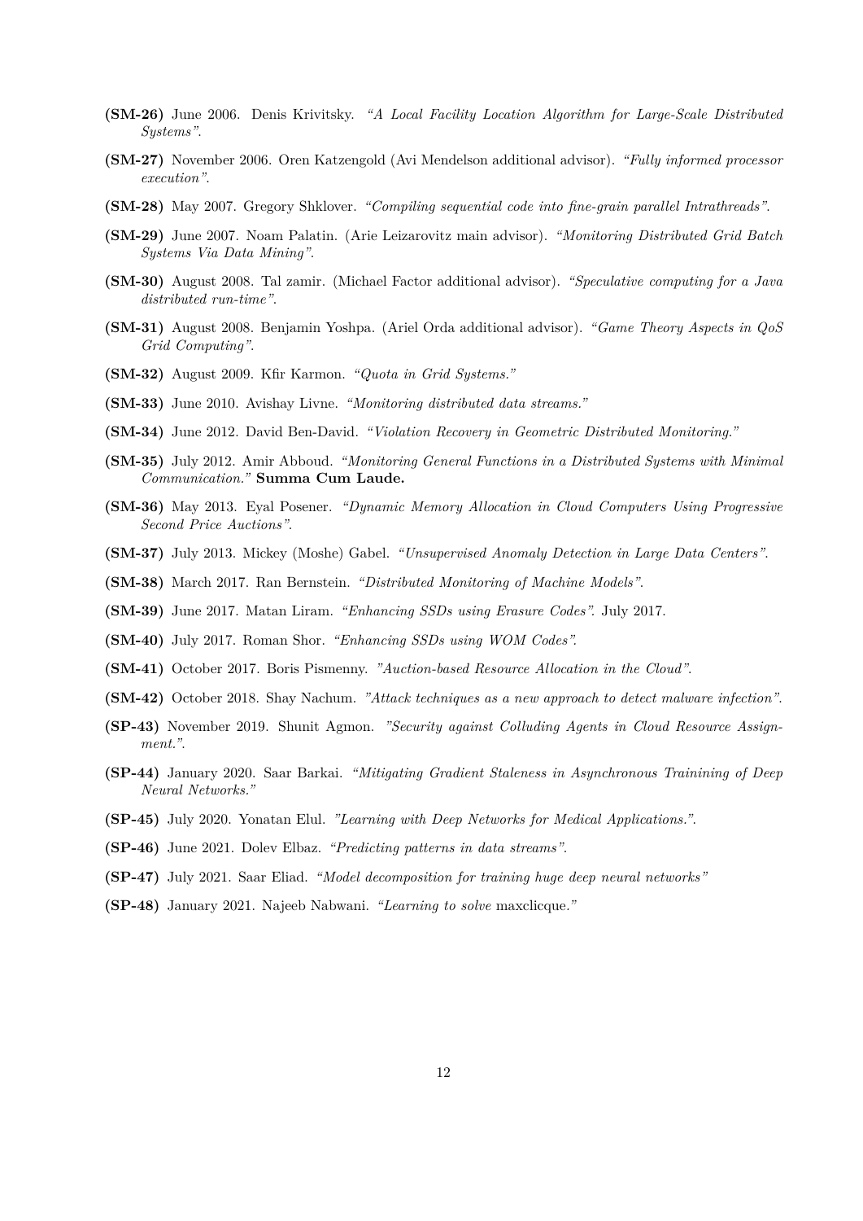**(SM-26)** June 2006. Denis Krivitsky. *"A Local Facility Location Algorithm for Large-Scale Distributed Systems"*.

**(SM-27)** November 2006. Oren Katzengold (Avi Mendelson additional advisor). *"Fully informed processor execution"*.

**(SM-28)** May 2007. Gregory Shklover. *"Compiling sequential code into fine-grain parallel Intrathreads"*.

**(SM-29)** June 2007. Noam Palatin. (Arie Leizarovitz main advisor). *"Monitoring Distributed Grid Batch Systems Via Data Mining"*.

**(SM-30)** August 2008. Tal zamir. (Michael Factor additional advisor). *"Speculative computing for a Java distributed run-time"*.

**(SM-31)** August 2008. Benjamin Yoshpa. (Ariel Orda additional advisor). *"Game Theory Aspects in QoS Grid Computing"*.

**(SM-32)** August 2009. Kfir Karmon. *"Quota in Grid Systems."*

**(SM-33)** June 2010. Avishay Livne. *"Monitoring distributed data streams."*

**(SM-34)** June 2012. David Ben-David. *"Violation Recovery in Geometric Distributed Monitoring."*

**(SM-35)** July 2012. Amir Abboud. *"Monitoring General Functions in a Distributed Systems with Minimal Communication."* **Summa Cum Laude.**

**(SM-36)** May 2013. Eyal Posener. *"Dynamic Memory Allocation in Cloud Computers Using Progressive Second Price Auctions"*.

**(SM-37)** July 2013. Mickey (Moshe) Gabel. *"Unsupervised Anomaly Detection in Large Data Centers"*.

**(SM-38)** March 2017. Ran Bernstein. *"Distributed Monitoring of Machine Models"*.

**(SM-39)** June 2017. Matan Liram. *"Enhancing SSDs using Erasure Codes"*. July 2017.

**(SM-40)** July 2017. Roman Shor. *"Enhancing SSDs using WOM Codes"*.

**(SM-41)** October 2017. Boris Pismenny. *"Auction-based Resource Allocation in the Cloud"*.

**(SM-42)** October 2018. Shay Nachum. *"Attack techniques as a new approach to detect malware infection"*.

**(SP-43)** November 2019. Shunit Agmon. *"Security against Colluding Agents in Cloud Resource Assignment."*.

**(SP-44)** January 2020. Saar Barkai. *"Mitigating Gradient Staleness in Asynchronous Trainining of Deep Neural Networks."*

**(SP-45)** July 2020. Yonatan Elul. *"Learning with Deep Networks for Medical Applications."*.

**(SP-46)** June 2021. Dolev Elbaz. *"Predicting patterns in data streams"*.

**(SP-47)** July 2021. Saar Eliad. *"Model decomposition for training huge deep neural networks"*

**(SP-48)** January 2021. Najeeb Nabwani. *"Learning to solve* maxclicque.*"*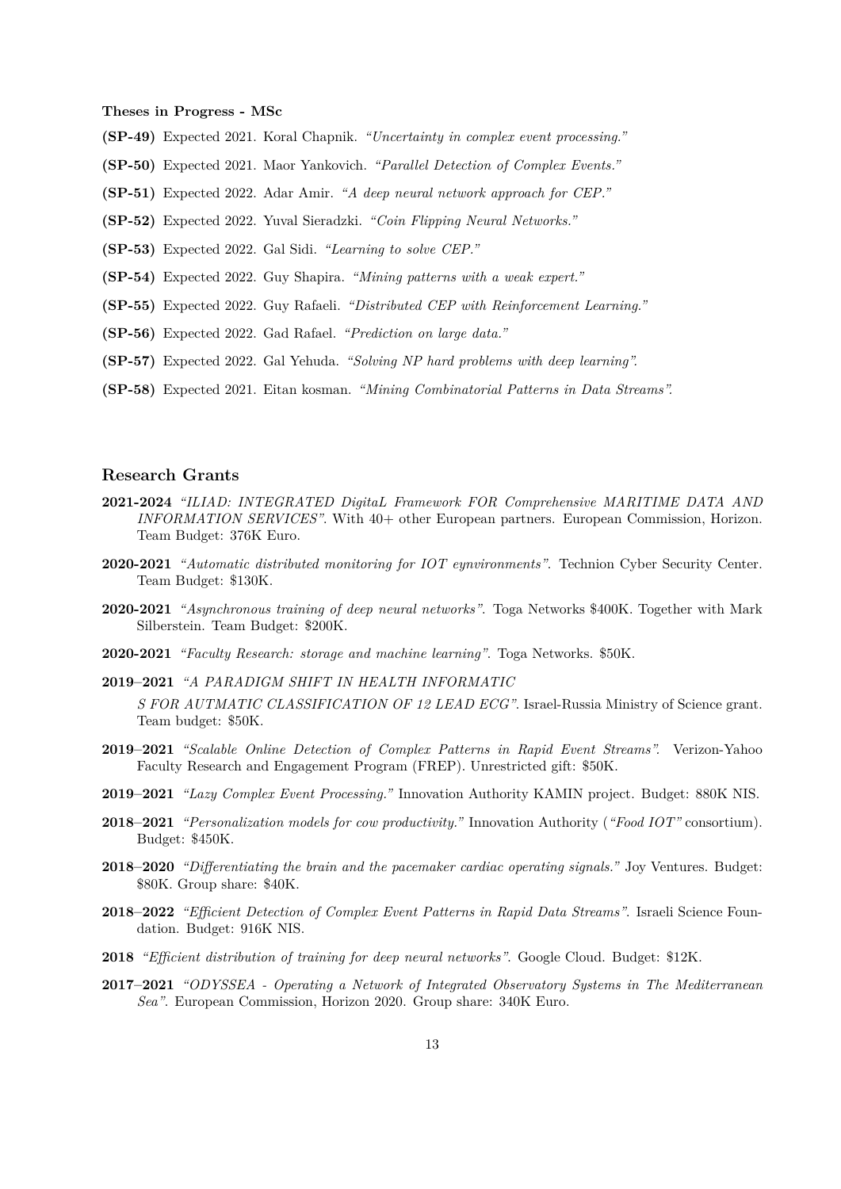#### Theses in Progress - MSc

**(SP-49)** Expected 2021. Koral Chapnik. *"Uncertainty in complex event processing."*

**(SP-50)** Expected 2021. Maor Yankovich. *"Parallel Detection of Complex Events."*

**(SP-51)** Expected 2022. Adar Amir. *"A deep neural network approach for CEP."*

**(SP-52)** Expected 2022. Yuval Sieradzki. *"Coin Flipping Neural Networks."*

**(SP-53)** Expected 2022. Gal Sidi. *"Learning to solve CEP."*

**(SP-54)** Expected 2022. Guy Shapira. *"Mining patterns with a weak expert."*

**(SP-55)** Expected 2022. Guy Rafaeli. *"Distributed CEP with Reinforcement Learning."*

**(SP-56)** Expected 2022. Gad Rafael. *"Prediction on large data."*

**(SP-57)** Expected 2022. Gal Yehuda. *"Solving NP hard problems with deep learning".*

**(SP-58)** Expected 2021. Eitan kosman. *"Mining Combinatorial Patterns in Data Streams".*

## Research Grants

**2021-2024** *"ILIAD: INTEGRATED DigitaL Framework FOR Comprehensive MARITIME DATA AND INFORMATION SERVICES".* With 40+ other European partners. European Commission, Horizon. Team Budget: 376K Euro.

**2020-2021** *"Automatic distributed monitoring for IOT eynvironments".* Technion Cyber Security Center. Team Budget: $130K.

**2020-2021** *"Asynchronous training of deep neural networks".* Toga Networks $400K. Together with Mark Silberstein. Team Budget: $200K.

**2020-2021** *"Faculty Research: storage and machine learning".* Toga Networks. $50K.

**2019–2021** *"A PARADIGM SHIFT IN HEALTH INFORMATIC S FOR AUTMATIC CLASSIFICATION OF 12 LEAD ECG".* Israel-Russia Ministry of Science grant. Team budget: $50K.

**2019–2021** *"Scalable Online Detection of Complex Patterns in Rapid Event Streams".* Verizon-Yahoo Faculty Research and Engagement Program (FREP). Unrestricted gift: $50K.

**2019–2021** *"Lazy Complex Event Processing."* Innovation Authority KAMIN project. Budget: 880K NIS.

**2018–2021** *"Personalization models for cow productivity."* Innovation Authority (*"Food IOT"* consortium). Budget: $450K.

**2018–2020** *"Differentiating the brain and the pacemaker cardiac operating signals."* Joy Ventures. Budget: $80K. Group share: $40K.

**2018–2022** *"Efficient Detection of Complex Event Patterns in Rapid Data Streams".* Israeli Science Foundation. Budget: 916K NIS.

**2018** *"Efficient distribution of training for deep neural networks".* Google Cloud. Budget: $12K.

**2017–2021** *"ODYSSEA - Operating a Network of Integrated Observatory Systems in The Mediterranean Sea".* European Commission, Horizon 2020. Group share: 340K Euro.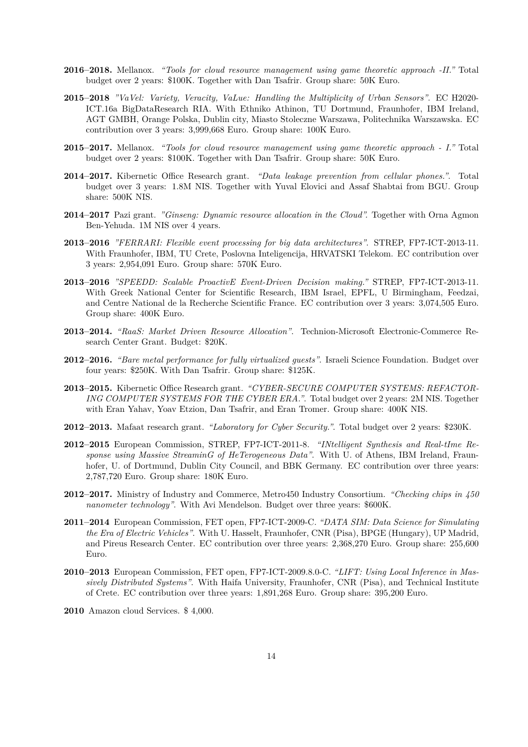**2016–2018.** Mellanox. *"Tools for cloud resource management using game theoretic approach -II."* Total budget over 2 years: $100K. Together with Dan Tsafrir. Group share: 50K Euro.

**2015–2018** *"VaVel: Variety, Veracity, VaLue: Handling the Multiplicity of Urban Sensors".* EC H2020-ICT.16a BigDataResearch RIA. With Ethniko Athinon, TU Dortmund, Fraunhofer, IBM Ireland, AGT GMBH, Orange Polska, Dublin city, Miasto Stoleczne Warszawa, Politechnika Warszawska. EC contribution over 3 years: 3,999,668 Euro. Group share: 100K Euro.

**2015–2017.** Mellanox. *"Tools for cloud resource management using game theoretic approach - I."* Total budget over 2 years: $100K. Together with Dan Tsafrir. Group share: 50K Euro.

**2014–2017.** Kibernetic Office Research grant. *"Data leakage prevention from cellular phones.".* Total budget over 3 years: 1.8M NIS. Together with Yuval Elovici and Assaf Shabtai from BGU. Group share: 500K NIS.

**2014–2017** Pazi grant. *"Ginseng: Dynamic resource allocation in the Cloud".* Together with Orna Agmon Ben-Yehuda. 1M NIS over 4 years.

**2013–2016** *"FERRARI: Flexible event processing for big data architectures".* STREP, FP7-ICT-2013-11. With Fraunhofer, IBM, TU Crete, Poslovna Inteligencija, HRVATSKI Telekom. EC contribution over 3 years: 2,954,091 Euro. Group share: 570K Euro.

**2013–2016** *"SPEEDD: Scalable ProactivE Event-Driven Decision making."* STREP, FP7-ICT-2013-11. With Greek National Center for Scientific Research, IBM Israel, EPFL, U Birmingham, Feedzai, and Centre National de la Recherche Scientific France. EC contribution over 3 years: 3,074,505 Euro. Group share: 400K Euro.

**2013–2014.** *"RaaS: Market Driven Resource Allocation".* Technion-Microsoft Electronic-Commerce Research Center Grant. Budget: $20K.

**2012–2016.** *"Bare metal performance for fully virtualized guests".* Israeli Science Foundation. Budget over four years: $250K. With Dan Tsafrir. Group share: $125K.

**2013–2015.** Kibernetic Office Research grant. *"CYBER-SECURE COMPUTER SYSTEMS: REFACTORING COMPUTER SYSTEMS FOR THE CYBER ERA.".* Total budget over 2 years: 2M NIS. Together with Eran Yahav, Yoav Etzion, Dan Tsafrir, and Eran Tromer. Group share: 400K NIS.

**2012–2013.** Mafaat research grant. *"Laboratory for Cyber Security.".* Total budget over 2 years: $230K.

**2012–2015** European Commission, STREP, FP7-ICT-2011-8. *"INtelligent Synthesis and Real-tIme Response using Massive StreaminG of HeTerogeneous Data".* With U. of Athens, IBM Ireland, Fraunhofer, U. of Dortmund, Dublin City Council, and BBK Germany. EC contribution over three years: 2,787,720 Euro. Group share: 180K Euro.

**2012–2017.** Ministry of Industry and Commerce, Metro450 Industry Consortium. *"Checking chips in 450 nanometer technology".* With Avi Mendelson. Budget over three years: $600K.

**2011–2014** European Commission, FET open, FP7-ICT-2009-C. *"DATA SIM: Data Science for Simulating the Era of Electric Vehicles".* With U. Hasselt, Fraunhofer, CNR (Pisa), BPGE (Hungary), UP Madrid, and Pireus Research Center. EC contribution over three years: 2,368,270 Euro. Group share: 255,600 Euro.

**2010–2013** European Commission, FET open, FP7-ICT-2009.8.0-C. *"LIFT: Using Local Inference in Massively Distributed Systems".* With Haifa University, Fraunhofer, CNR (Pisa), and Technical Institute of Crete. EC contribution over three years: 1,891,268 Euro. Group share: 395,200 Euro.

**2010** Amazon cloud Services. $ 4,000.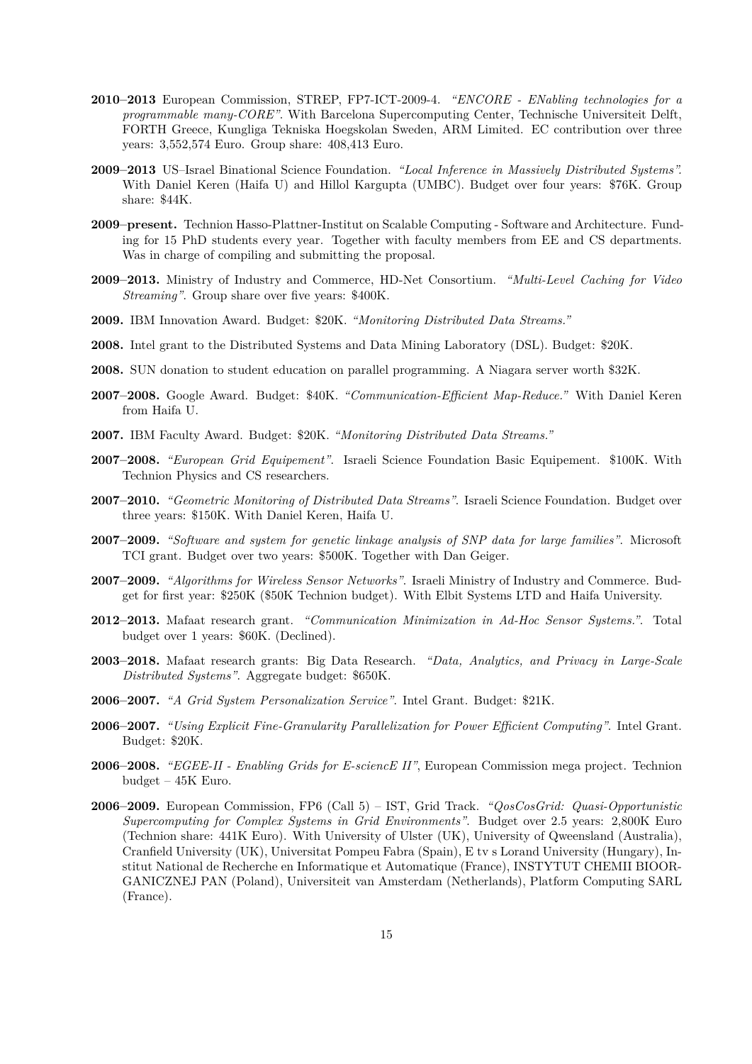**2010–2013** European Commission, STREP, FP7-ICT-2009-4. *"ENCORE - ENabling technologies for a programmable many-CORE"*. With Barcelona Supercomputing Center, Technische Universiteit Delft, FORTH Greece, Kungliga Tekniska Hoegskolan Sweden, ARM Limited. EC contribution over three years: 3,552,574 Euro. Group share: 408,413 Euro.

**2009–2013** US–Israel Binational Science Foundation. *"Local Inference in Massively Distributed Systems"*. With Daniel Keren (Haifa U) and Hillol Kargupta (UMBC). Budget over four years: $76K. Group share: $44K.

**2009–present.** Technion Hasso-Plattner-Institut on Scalable Computing - Software and Architecture. Funding for 15 PhD students every year. Together with faculty members from EE and CS departments. Was in charge of compiling and submitting the proposal.

**2009–2013.** Ministry of Industry and Commerce, HD-Net Consortium. *"Multi-Level Caching for Video Streaming"*. Group share over five years: $400K.

**2009.** IBM Innovation Award. Budget: $20K. *"Monitoring Distributed Data Streams."*

**2008.** Intel grant to the Distributed Systems and Data Mining Laboratory (DSL). Budget: $20K.

**2008.** SUN donation to student education on parallel programming. A Niagara server worth $32K.

**2007–2008.** Google Award. Budget: $40K. *"Communication-Efficient Map-Reduce."* With Daniel Keren from Haifa U.

**2007.** IBM Faculty Award. Budget: $20K. *"Monitoring Distributed Data Streams."*

**2007–2008.** *"European Grid Equipement"*. Israeli Science Foundation Basic Equipement. $100K. With Technion Physics and CS researchers.

**2007–2010.** *"Geometric Monitoring of Distributed Data Streams"*. Israeli Science Foundation. Budget over three years: $150K. With Daniel Keren, Haifa U.

**2007–2009.** *"Software and system for genetic linkage analysis of SNP data for large families"*. Microsoft TCI grant. Budget over two years: $500K. Together with Dan Geiger.

**2007–2009.** *"Algorithms for Wireless Sensor Networks"*. Israeli Ministry of Industry and Commerce. Budget for first year: $250K ($50K Technion budget). With Elbit Systems LTD and Haifa University.

**2012–2013.** Mafaat research grant. *"Communication Minimization in Ad-Hoc Sensor Systems."*. Total budget over 1 years: $60K. (Declined).

**2003–2018.** Mafaat research grants: Big Data Research. *"Data, Analytics, and Privacy in Large-Scale Distributed Systems"*. Aggregate budget: $650K.

**2006–2007.** *"A Grid System Personalization Service"*. Intel Grant. Budget: $21K.

**2006–2007.** *"Using Explicit Fine-Granularity Parallelization for Power Efficient Computing"*. Intel Grant. Budget: $20K.

**2006–2008.** *"EGEE-II - Enabling Grids for E-sciencE II"*, European Commission mega project. Technion budget – 45K Euro.

**2006–2009.** European Commission, FP6 (Call 5) – IST, Grid Track. *"QosCosGrid: Quasi-Opportunistic Supercomputing for Complex Systems in Grid Environments"*. Budget over 2.5 years: 2,800K Euro (Technion share: 441K Euro). With University of Ulster (UK), University of Qweensland (Australia), Cranfield University (UK), Universitat Pompeu Fabra (Spain), E tv s Lorand University (Hungary), Institut National de Recherche en Informatique et Automatique (France), INSTYTUT CHEMII BIOORGANICZNEJ PAN (Poland), Universiteit van Amsterdam (Netherlands), Platform Computing SARL (France).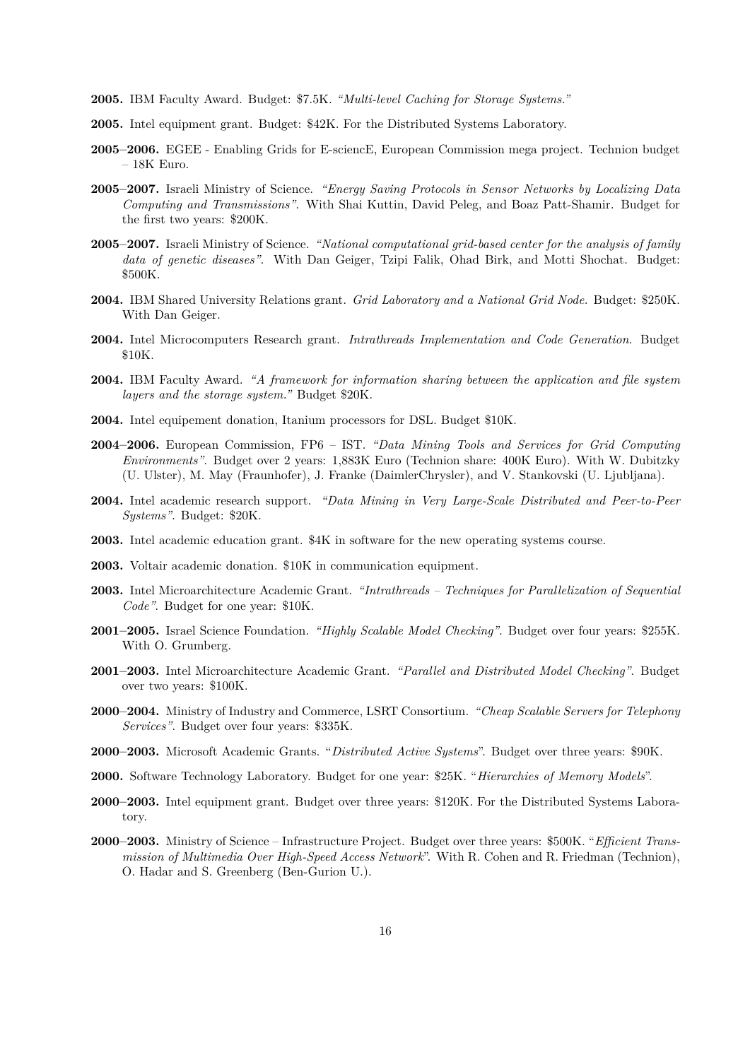**2005.** IBM Faculty Award. Budget: \$7.5K. *"Multi-level Caching for Storage Systems."*

**2005.** Intel equipment grant. Budget: \$42K. For the Distributed Systems Laboratory.

**2005–2006.** EGEE - Enabling Grids for E-sciencE, European Commission mega project. Technion budget – 18K Euro.

**2005–2007.** Israeli Ministry of Science. *"Energy Saving Protocols in Sensor Networks by Localizing Data Computing and Transmissions"*. With Shai Kuttin, David Peleg, and Boaz Patt-Shamir. Budget for the first two years: \$200K.

**2005–2007.** Israeli Ministry of Science. *"National computational grid-based center for the analysis of family data of genetic diseases"*. With Dan Geiger, Tzipi Falik, Ohad Birk, and Motti Shochat. Budget: \$500K.

**2004.** IBM Shared University Relations grant. *Grid Laboratory and a National Grid Node.* Budget: \$250K. With Dan Geiger.

**2004.** Intel Microcomputers Research grant. *Intrathreads Implementation and Code Generation.* Budget \$10K.

**2004.** IBM Faculty Award. *"A framework for information sharing between the application and file system layers and the storage system."* Budget \$20K.

**2004.** Intel equipement donation, Itanium processors for DSL. Budget \$10K.

**2004–2006.** European Commission, FP6 – IST. *"Data Mining Tools and Services for Grid Computing Environments"*. Budget over 2 years: 1,883K Euro (Technion share: 400K Euro). With W. Dubitzky (U. Ulster), M. May (Fraunhofer), J. Franke (DaimlerChrysler), and V. Stankovski (U. Ljubljana).

**2004.** Intel academic research support. *"Data Mining in Very Large-Scale Distributed and Peer-to-Peer Systems"*. Budget: \$20K.

**2003.** Intel academic education grant. \$4K in software for the new operating systems course.

**2003.** Voltair academic donation. \$10K in communication equipment.

**2003.** Intel Microarchitecture Academic Grant. *"Intrathreads – Techniques for Parallelization of Sequential Code"*. Budget for one year: \$10K.

**2001–2005.** Israel Science Foundation. *"Highly Scalable Model Checking"*. Budget over four years: \$255K. With O. Grumberg.

**2001–2003.** Intel Microarchitecture Academic Grant. *"Parallel and Distributed Model Checking"*. Budget over two years: \$100K.

**2000–2004.** Ministry of Industry and Commerce, LSRT Consortium. *"Cheap Scalable Servers for Telephony Services"*. Budget over four years: \$335K.

**2000–2003.** Microsoft Academic Grants. "*Distributed Active Systems*". Budget over three years: \$90K.

**2000.** Software Technology Laboratory. Budget for one year: \$25K. "*Hierarchies of Memory Models*".

**2000–2003.** Intel equipment grant. Budget over three years: \$120K. For the Distributed Systems Laboratory.

**2000–2003.** Ministry of Science – Infrastructure Project. Budget over three years: \$500K. "*Efficient Transmission of Multimedia Over High-Speed Access Network*". With R. Cohen and R. Friedman (Technion), O. Hadar and S. Greenberg (Ben-Gurion U.).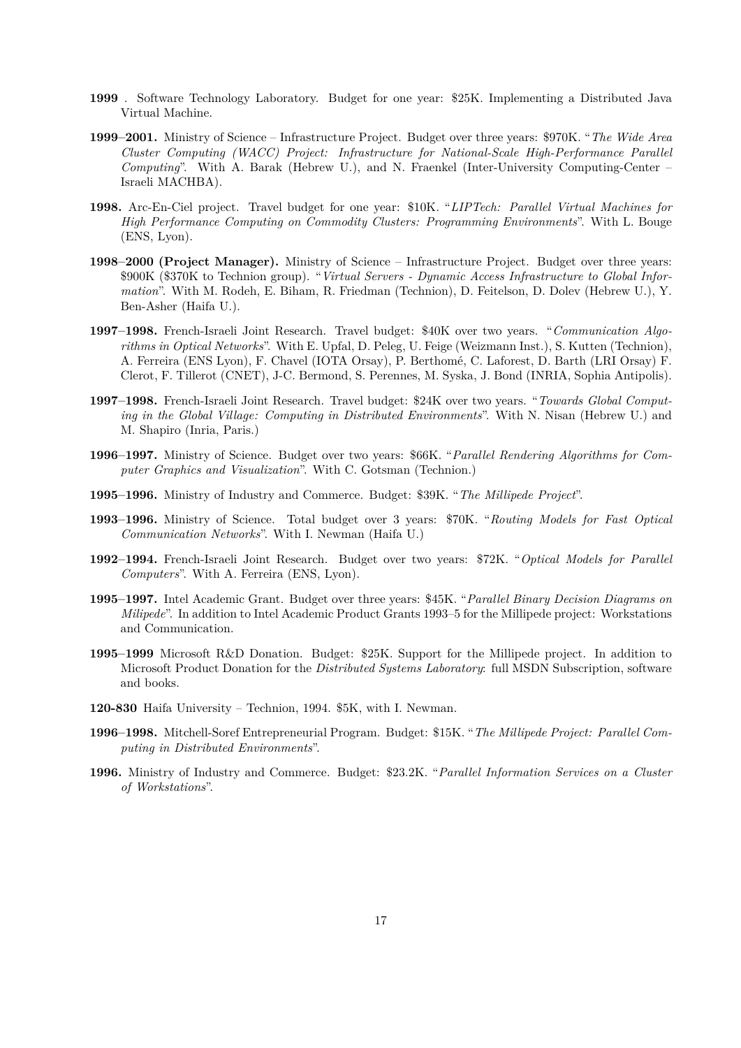**1999** . Software Technology Laboratory. Budget for one year: \$25K. Implementing a Distributed Java Virtual Machine.

**1999–2001.** Ministry of Science – Infrastructure Project. Budget over three years: \$970K. "*The Wide Area Cluster Computing (WACC) Project: Infrastructure for National-Scale High-Performance Parallel Computing*". With A. Barak (Hebrew U.), and N. Fraenkel (Inter-University Computing-Center – Israeli MACHBA).

**1998.** Arc-En-Ciel project. Travel budget for one year: \$10K. "*LIPTech: Parallel Virtual Machines for High Performance Computing on Commodity Clusters: Programming Environments*". With L. Bouge (ENS, Lyon).

**1998–2000 (Project Manager).** Ministry of Science – Infrastructure Project. Budget over three years: \$900K (\$370K to Technion group). "*Virtual Servers - Dynamic Access Infrastructure to Global Information*". With M. Rodeh, E. Biham, R. Friedman (Technion), D. Feitelson, D. Dolev (Hebrew U.), Y. Ben-Asher (Haifa U.).

**1997–1998.** French-Israeli Joint Research. Travel budget: \$40K over two years. "*Communication Algorithms in Optical Networks*". With E. Upfal, D. Peleg, U. Feige (Weizmann Inst.), S. Kutten (Technion), A. Ferreira (ENS Lyon), F. Chavel (IOTA Orsay), P. Berthomé, C. Laforest, D. Barth (LRI Orsay) F. Clerot, F. Tillerot (CNET), J-C. Bermond, S. Perennes, M. Syska, J. Bond (INRIA, Sophia Antipolis).

**1997–1998.** French-Israeli Joint Research. Travel budget: \$24K over two years. "*Towards Global Computing in the Global Village: Computing in Distributed Environments*". With N. Nisan (Hebrew U.) and M. Shapiro (Inria, Paris.)

**1996–1997.** Ministry of Science. Budget over two years: \$66K. "*Parallel Rendering Algorithms for Computer Graphics and Visualization*". With C. Gotsman (Technion.)

**1995–1996.** Ministry of Industry and Commerce. Budget: \$39K. "*The Millipede Project*".

**1993–1996.** Ministry of Science. Total budget over 3 years: \$70K. "*Routing Models for Fast Optical Communication Networks*". With I. Newman (Haifa U.)

**1992–1994.** French-Israeli Joint Research. Budget over two years: \$72K. "*Optical Models for Parallel Computers*". With A. Ferreira (ENS, Lyon).

**1995–1997.** Intel Academic Grant. Budget over three years: \$45K. "*Parallel Binary Decision Diagrams on Milipede*". In addition to Intel Academic Product Grants 1993–5 for the Millipede project: Workstations and Communication.

**1995–1999** Microsoft R&D Donation. Budget: \$25K. Support for the Millipede project. In addition to Microsoft Product Donation for the *Distributed Systems Laboratory*: full MSDN Subscription, software and books.

**120-830** Haifa University – Technion, 1994. \$5K, with I. Newman.

**1996–1998.** Mitchell-Soref Entrepreneurial Program. Budget: \$15K. "*The Millipede Project: Parallel Computing in Distributed Environments*".

**1996.** Ministry of Industry and Commerce. Budget: \$23.2K. "*Parallel Information Services on a Cluster of Workstations*".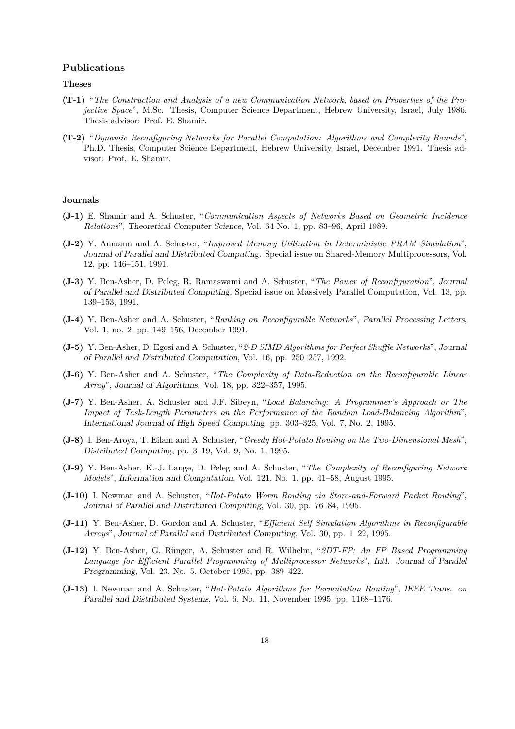## Publications

### Theses

**(T-1)** "*The Construction and Analysis of a new Communication Network, based on Properties of the Projective Space*", M.Sc. Thesis, Computer Science Department, Hebrew University, Israel, July 1986. Thesis advisor: Prof. E. Shamir.

**(T-2)** "*Dynamic Reconfiguring Networks for Parallel Computation: Algorithms and Complexity Bounds*", Ph.D. Thesis, Computer Science Department, Hebrew University, Israel, December 1991. Thesis advisor: Prof. E. Shamir.

### Journals

**(J-1)** E. Shamir and A. Schuster, "*Communication Aspects of Networks Based on Geometric Incidence Relations*", *Theoretical Computer Science*, Vol. 64 No. 1, pp. 83–96, April 1989.

**(J-2)** Y. Aumann and A. Schuster, "*Improved Memory Utilization in Deterministic PRAM Simulation*", *Journal of Parallel and Distributed Computing*. Special issue on Shared-Memory Multiprocessors, Vol. 12, pp. 146–151, 1991.

**(J-3)** Y. Ben-Asher, D. Peleg, R. Ramaswami and A. Schuster, "*The Power of Reconfiguration*", *Journal of Parallel and Distributed Computing*, Special issue on Massively Parallel Computation, Vol. 13, pp. 139–153, 1991.

**(J-4)** Y. Ben-Asher and A. Schuster, "*Ranking on Reconfigurable Networks*", *Parallel Processing Letters*, Vol. 1, no. 2, pp. 149–156, December 1991.

**(J-5)** Y. Ben-Asher, D. Egosi and A. Schuster, "*2-D SIMD Algorithms for Perfect Shuffle Networks*", *Journal of Parallel and Distributed Computation*, Vol. 16, pp. 250–257, 1992.

**(J-6)** Y. Ben-Asher and A. Schuster, "*The Complexity of Data-Reduction on the Reconfigurable Linear Array*", *Journal of Algorithms*. Vol. 18, pp. 322–357, 1995.

**(J-7)** Y. Ben-Asher, A. Schuster and J.F. Sibeyn, "*Load Balancing: A Programmer's Approach or The Impact of Task-Length Parameters on the Performance of the Random Load-Balancing Algorithm*", *International Journal of High Speed Computing*, pp. 303–325, Vol. 7, No. 2, 1995.

**(J-8)** I. Ben-Aroya, T. Eilam and A. Schuster, "*Greedy Hot-Potato Routing on the Two-Dimensional Mesh*", *Distributed Computing*, pp. 3–19, Vol. 9, No. 1, 1995.

**(J-9)** Y. Ben-Asher, K.-J. Lange, D. Peleg and A. Schuster, "*The Complexity of Reconfiguring Network Models*", *Information and Computation*, Vol. 121, No. 1, pp. 41–58, August 1995.

**(J-10)** I. Newman and A. Schuster, "*Hot-Potato Worm Routing via Store-and-Forward Packet Routing*", *Journal of Parallel and Distributed Computing*, Vol. 30, pp. 76–84, 1995.

**(J-11)** Y. Ben-Asher, D. Gordon and A. Schuster, "*Efficient Self Simulation Algorithms in Reconfigurable Arrays*", *Journal of Parallel and Distributed Computing*, Vol. 30, pp. 1–22, 1995.

**(J-12)** Y. Ben-Asher, G. Rünger, A. Schuster and R. Wilhelm, "*2DT-FP: An FP Based Programming Language for Efficient Parallel Programming of Multiprocessor Networks*", *Intl. Journal of Parallel Programming*, Vol. 23, No. 5, October 1995, pp. 389–422.

**(J-13)** I. Newman and A. Schuster, "*Hot-Potato Algorithms for Permutation Routing*", *IEEE Trans. on Parallel and Distributed Systems*, Vol. 6, No. 11, November 1995, pp. 1168–1176.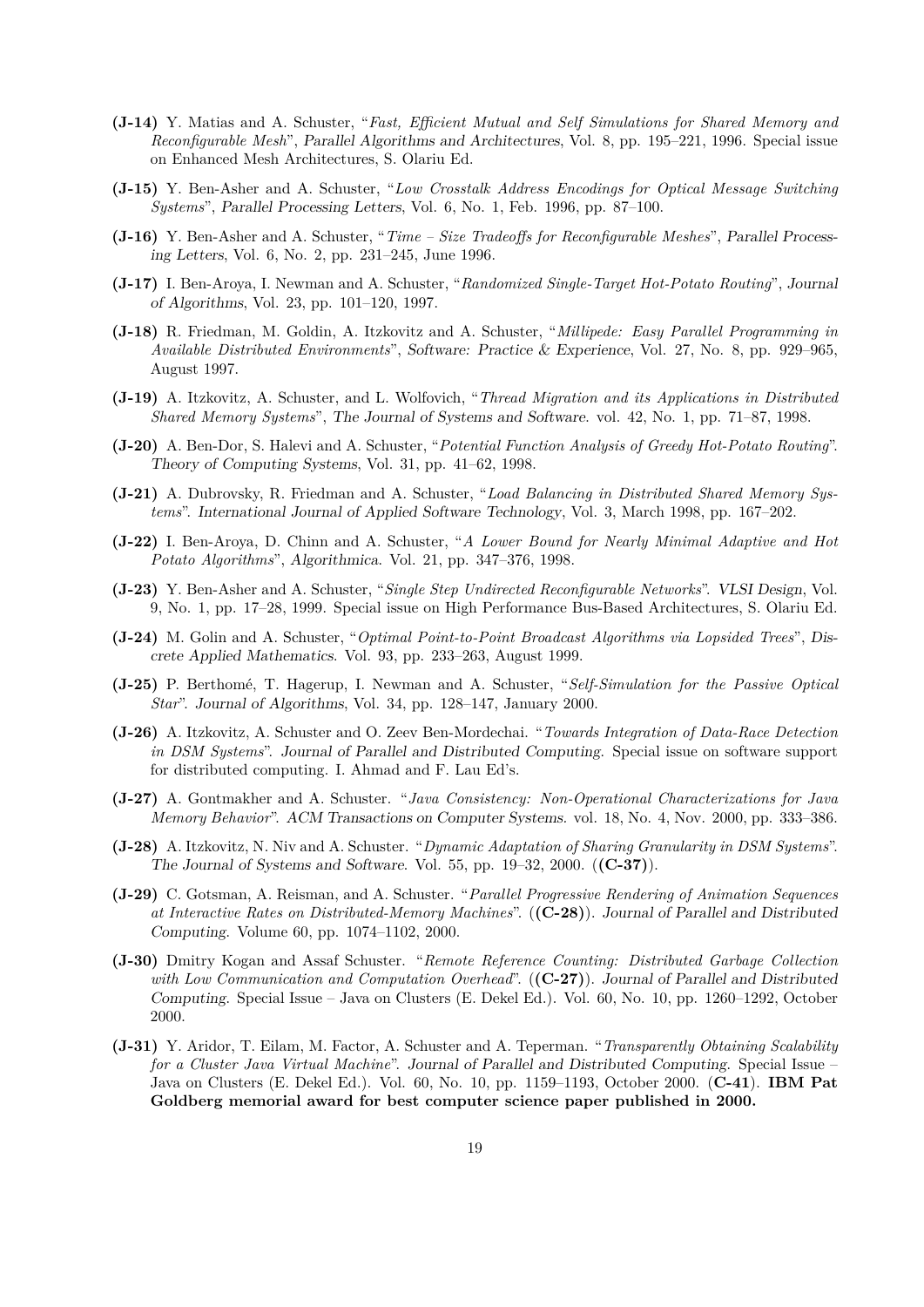**(J-14)** Y. Matias and A. Schuster, "*Fast, Efficient Mutual and Self Simulations for Shared Memory and Reconfigurable Mesh*", *Parallel Algorithms and Architectures*, Vol. 8, pp. 195–221, 1996. Special issue on Enhanced Mesh Architectures, S. Olariu Ed.

**(J-15)** Y. Ben-Asher and A. Schuster, "*Low Crosstalk Address Encodings for Optical Message Switching Systems*", *Parallel Processing Letters*, Vol. 6, No. 1, Feb. 1996, pp. 87–100.

**(J-16)** Y. Ben-Asher and A. Schuster, "*Time – Size Tradeoffs for Reconfigurable Meshes*", *Parallel Processing Letters*, Vol. 6, No. 2, pp. 231–245, June 1996.

**(J-17)** I. Ben-Aroya, I. Newman and A. Schuster, "*Randomized Single-Target Hot-Potato Routing*", *Journal of Algorithms*, Vol. 23, pp. 101–120, 1997.

**(J-18)** R. Friedman, M. Goldin, A. Itzkovitz and A. Schuster, "*Millipede: Easy Parallel Programming in Available Distributed Environments*", *Software: Practice & Experience*, Vol. 27, No. 8, pp. 929–965, August 1997.

**(J-19)** A. Itzkovitz, A. Schuster, and L. Wolfovich, "*Thread Migration and its Applications in Distributed Shared Memory Systems*", *The Journal of Systems and Software*. vol. 42, No. 1, pp. 71–87, 1998.

**(J-20)** A. Ben-Dor, S. Halevi and A. Schuster, "*Potential Function Analysis of Greedy Hot-Potato Routing*". *Theory of Computing Systems*, Vol. 31, pp. 41–62, 1998.

**(J-21)** A. Dubrovsky, R. Friedman and A. Schuster, "*Load Balancing in Distributed Shared Memory Systems*". *International Journal of Applied Software Technology*, Vol. 3, March 1998, pp. 167–202.

**(J-22)** I. Ben-Aroya, D. Chinn and A. Schuster, "*A Lower Bound for Nearly Minimal Adaptive and Hot Potato Algorithms*", *Algorithmica*. Vol. 21, pp. 347–376, 1998.

**(J-23)** Y. Ben-Asher and A. Schuster, "*Single Step Undirected Reconfigurable Networks*". *VLSI Design*, Vol. 9, No. 1, pp. 17–28, 1999. Special issue on High Performance Bus-Based Architectures, S. Olariu Ed.

**(J-24)** M. Golin and A. Schuster, "*Optimal Point-to-Point Broadcast Algorithms via Lopsided Trees*", *Discrete Applied Mathematics*. Vol. 93, pp. 233–263, August 1999.

**(J-25)** P. Berthomé, T. Hagerup, I. Newman and A. Schuster, "*Self-Simulation for the Passive Optical Star*". *Journal of Algorithms*, Vol. 34, pp. 128–147, January 2000.

**(J-26)** A. Itzkovitz, A. Schuster and O. Zeev Ben-Mordechai. "*Towards Integration of Data-Race Detection in DSM Systems*". *Journal of Parallel and Distributed Computing*. Special issue on software support for distributed computing. I. Ahmad and F. Lau Ed's.

**(J-27)** A. Gontmakher and A. Schuster. "*Java Consistency: Non-Operational Characterizations for Java Memory Behavior*". *ACM Transactions on Computer Systems*. vol. 18, No. 4, Nov. 2000, pp. 333–386.

**(J-28)** A. Itzkovitz, N. Niv and A. Schuster. "*Dynamic Adaptation of Sharing Granularity in DSM Systems*". *The Journal of Systems and Software*. Vol. 55, pp. 19–32, 2000. (**(C-37)**).

**(J-29)** C. Gotsman, A. Reisman, and A. Schuster. "*Parallel Progressive Rendering of Animation Sequences at Interactive Rates on Distributed-Memory Machines*". (**(C-28)**). *Journal of Parallel and Distributed Computing*. Volume 60, pp. 1074–1102, 2000.

**(J-30)** Dmitry Kogan and Assaf Schuster. "*Remote Reference Counting: Distributed Garbage Collection with Low Communication and Computation Overhead*". (**(C-27)**). *Journal of Parallel and Distributed Computing*. Special Issue – Java on Clusters (E. Dekel Ed.). Vol. 60, No. 10, pp. 1260–1292, October 2000.

**(J-31)** Y. Aridor, T. Eilam, M. Factor, A. Schuster and A. Teperman. "*Transparently Obtaining Scalability for a Cluster Java Virtual Machine*". *Journal of Parallel and Distributed Computing*. Special Issue – Java on Clusters (E. Dekel Ed.). Vol. 60, No. 10, pp. 1159–1193, October 2000. (**C-41**). **IBM Pat Goldberg memorial award for best computer science paper published in 2000.**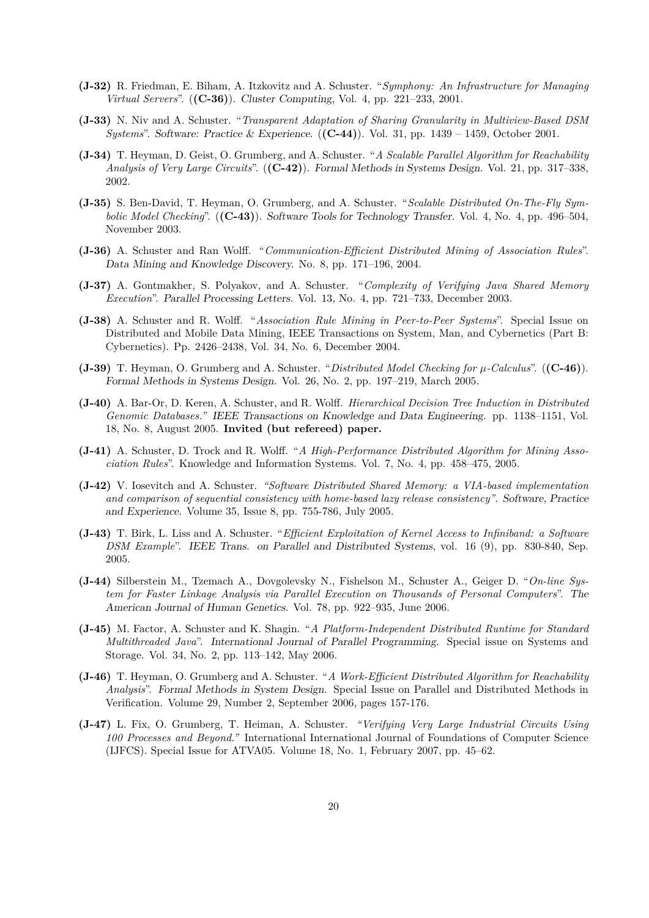**(J-32)** R. Friedman, E. Biham, A. Itzkovitz and A. Schuster. "*Symphony: An Infrastructure for Managing Virtual Servers*". (**(C-36)**). *Cluster Computing*, Vol. 4, pp. 221–233, 2001.

**(J-33)** N. Niv and A. Schuster. "*Transparent Adaptation of Sharing Granularity in Multiview-Based DSM Systems*". *Software: Practice & Experience.* (**(C-44)**). Vol. 31, pp. 1439 – 1459, October 2001.

**(J-34)** T. Heyman, D. Geist, O. Grumberg, and A. Schuster. "*A Scalable Parallel Algorithm for Reachability Analysis of Very Large Circuits*". (**(C-42)**). *Formal Methods in Systems Design.* Vol. 21, pp. 317–338, 2002.

**(J-35)** S. Ben-David, T. Heyman, O. Grumberg, and A. Schuster. "*Scalable Distributed On-The-Fly Symbolic Model Checking*". (**(C-43)**). *Software Tools for Technology Transfer.* Vol. 4, No. 4, pp. 496–504, November 2003.

**(J-36)** A. Schuster and Ran Wolff. "*Communication-Efficient Distributed Mining of Association Rules*". *Data Mining and Knowledge Discovery.* No. 8, pp. 171–196, 2004.

**(J-37)** A. Gontmakher, S. Polyakov, and A. Schuster. "*Complexity of Verifying Java Shared Memory Execution*". *Parallel Processing Letters.* Vol. 13, No. 4, pp. 721–733, December 2003.

**(J-38)** A. Schuster and R. Wolff. "*Association Rule Mining in Peer-to-Peer Systems*". Special Issue on Distributed and Mobile Data Mining, IEEE Transactions on System, Man, and Cybernetics (Part B: Cybernetics). Pp. 2426–2438, Vol. 34, No. 6, December 2004.

**(J-39)** T. Heyman, O. Grumberg and A. Schuster. "*Distributed Model Checking for $\mu$-Calculus*". (**(C-46)**). *Formal Methods in Systems Design.* Vol. 26, No. 2, pp. 197–219, March 2005.

**(J-40)** A. Bar-Or, D. Keren, A. Schuster, and R. Wolff. *Hierarchical Decision Tree Induction in Distributed Genomic Databases." IEEE Transactions on Knowledge and Data Engineering.* pp. 1138–1151, Vol. 18, No. 8, August 2005. **Invited (but refereed) paper.**

**(J-41)** A. Schuster, D. Trock and R. Wolff. "*A High-Performance Distributed Algorithm for Mining Association Rules*". Knowledge and Information Systems. Vol. 7, No. 4, pp. 458–475, 2005.

**(J-42)** V. Iosevitch and A. Schuster. *"Software Distributed Shared Memory: a VIA-based implementation and comparison of sequential consistency with home-based lazy release consistency". Software, Practice and Experience.* Volume 35, Issue 8, pp. 755-786, July 2005.

**(J-43)** T. Birk, L. Liss and A. Schuster. "*Efficient Exploitation of Kernel Access to Infiniband: a Software DSM Example*". *IEEE Trans. on Parallel and Distributed Systems*, vol. 16 (9), pp. 830-840, Sep. 2005.

**(J-44)** Silberstein M., Tzemach A., Dovgolevsky N., Fishelson M., Schuster A., Geiger D. "*On-line System for Faster Linkage Analysis via Parallel Execution on Thousands of Personal Computers*". *The American Journal of Human Genetics.* Vol. 78, pp. 922–935, June 2006.

**(J-45)** M. Factor, A. Schuster and K. Shagin. "*A Platform-Independent Distributed Runtime for Standard Multithreaded Java*". *International Journal of Parallel Programming.* Special issue on Systems and Storage. Vol. 34, No. 2, pp. 113–142, May 2006.

**(J-46)** T. Heyman, O. Grumberg and A. Schuster. "*A Work-Efficient Distributed Algorithm for Reachability Analysis*". *Formal Methods in System Design.* Special Issue on Parallel and Distributed Methods in Verification. Volume 29, Number 2, September 2006, pages 157-176.

**(J-47)** L. Fix, O. Grumberg, T. Heiman, A. Schuster. *"Verifying Very Large Industrial Circuits Using 100 Processes and Beyond."* International International Journal of Foundations of Computer Science (IJFCS). Special Issue for ATVA05. Volume 18, No. 1, February 2007, pp. 45–62.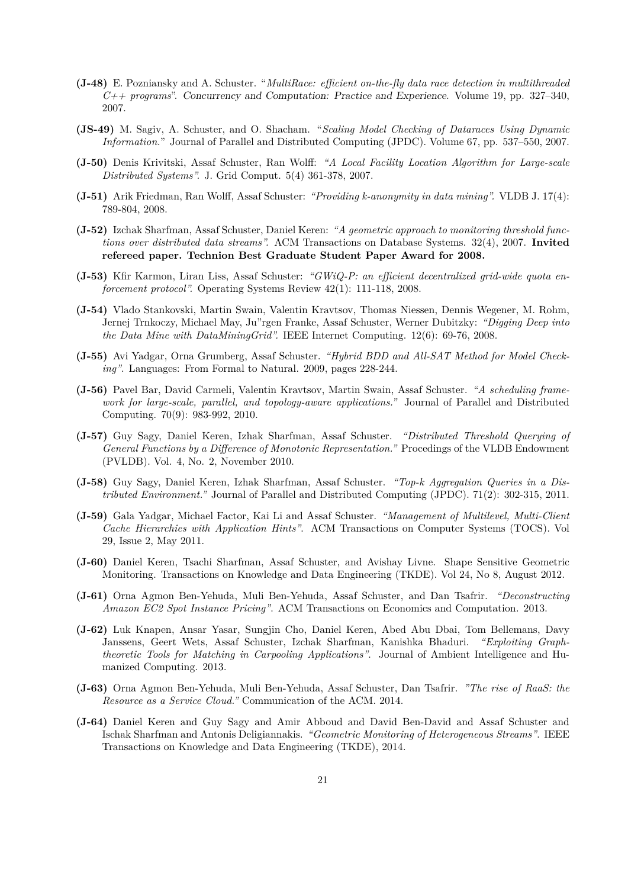**(J-48)** E. Pozniansky and A. Schuster. "*MultiRace: efficient on-the-fly data race detection in multithreaded C++ programs*". Concurrency and Computation: Practice and Experience. Volume 19, pp. 327–340, 2007.

**(JS-49)** M. Sagiv, A. Schuster, and O. Shacham. "*Scaling Model Checking of Dataraces Using Dynamic Information.*" Journal of Parallel and Distributed Computing (JPDC). Volume 67, pp. 537–550, 2007.

**(J-50)** Denis Krivitski, Assaf Schuster, Ran Wolff: *"A Local Facility Location Algorithm for Large-scale Distributed Systems"*. J. Grid Comput. 5(4) 361-378, 2007.

**(J-51)** Arik Friedman, Ran Wolff, Assaf Schuster: *"Providing k-anonymity in data mining"*. VLDB J. 17(4): 789-804, 2008.

**(J-52)** Izchak Sharfman, Assaf Schuster, Daniel Keren: *"A geometric approach to monitoring threshold functions over distributed data streams"*. ACM Transactions on Database Systems. 32(4), 2007. **Invited refereed paper. Technion Best Graduate Student Paper Award for 2008.**

**(J-53)** Kfir Karmon, Liran Liss, Assaf Schuster: *"GWiQ-P: an efficient decentralized grid-wide quota enforcement protocol"*. Operating Systems Review 42(1): 111-118, 2008.

**(J-54)** Vlado Stankovski, Martin Swain, Valentin Kravtsov, Thomas Niessen, Dennis Wegener, M. Rohm, Jernej Trnkoczy, Michael May, Ju"rgen Franke, Assaf Schuster, Werner Dubitzky: *"Digging Deep into the Data Mine with DataMiningGrid"*. IEEE Internet Computing. 12(6): 69-76, 2008.

**(J-55)** Avi Yadgar, Orna Grumberg, Assaf Schuster. *"Hybrid BDD and All-SAT Method for Model Checking"*. Languages: From Formal to Natural. 2009, pages 228-244.

**(J-56)** Pavel Bar, David Carmeli, Valentin Kravtsov, Martin Swain, Assaf Schuster. *"A scheduling framework for large-scale, parallel, and topology-aware applications."* Journal of Parallel and Distributed Computing. 70(9): 983-992, 2010.

**(J-57)** Guy Sagy, Daniel Keren, Izhak Sharfman, Assaf Schuster. *"Distributed Threshold Querying of General Functions by a Difference of Monotonic Representation."* Procedings of the VLDB Endowment (PVLDB). Vol. 4, No. 2, November 2010.

**(J-58)** Guy Sagy, Daniel Keren, Izhak Sharfman, Assaf Schuster. *"Top-k Aggregation Queries in a Distributed Environment."* Journal of Parallel and Distributed Computing (JPDC). 71(2): 302-315, 2011.

**(J-59)** Gala Yadgar, Michael Factor, Kai Li and Assaf Schuster. *"Management of Multilevel, Multi-Client Cache Hierarchies with Application Hints"*. ACM Transactions on Computer Systems (TOCS). Vol 29, Issue 2, May 2011.

**(J-60)** Daniel Keren, Tsachi Sharfman, Assaf Schuster, and Avishay Livne. Shape Sensitive Geometric Monitoring. Transactions on Knowledge and Data Engineering (TKDE). Vol 24, No 8, August 2012.

**(J-61)** Orna Agmon Ben-Yehuda, Muli Ben-Yehuda, Assaf Schuster, and Dan Tsafrir. *"Deconstructing Amazon EC2 Spot Instance Pricing"*. ACM Transactions on Economics and Computation. 2013.

**(J-62)** Luk Knapen, Ansar Yasar, Sungjin Cho, Daniel Keren, Abed Abu Dbai, Tom Bellemans, Davy Janssens, Geert Wets, Assaf Schuster, Izchak Sharfman, Kanishka Bhaduri. *"Exploiting Graph-theoretic Tools for Matching in Carpooling Applications"*. Journal of Ambient Intelligence and Humanized Computing. 2013.

**(J-63)** Orna Agmon Ben-Yehuda, Muli Ben-Yehuda, Assaf Schuster, Dan Tsafrir. *"The rise of RaaS: the Resource as a Service Cloud."* Communication of the ACM. 2014.

**(J-64)** Daniel Keren and Guy Sagy and Amir Abboud and David Ben-David and Assaf Schuster and Ischak Sharfman and Antonis Deligiannakis. *"Geometric Monitoring of Heterogeneous Streams"*. IEEE Transactions on Knowledge and Data Engineering (TKDE), 2014.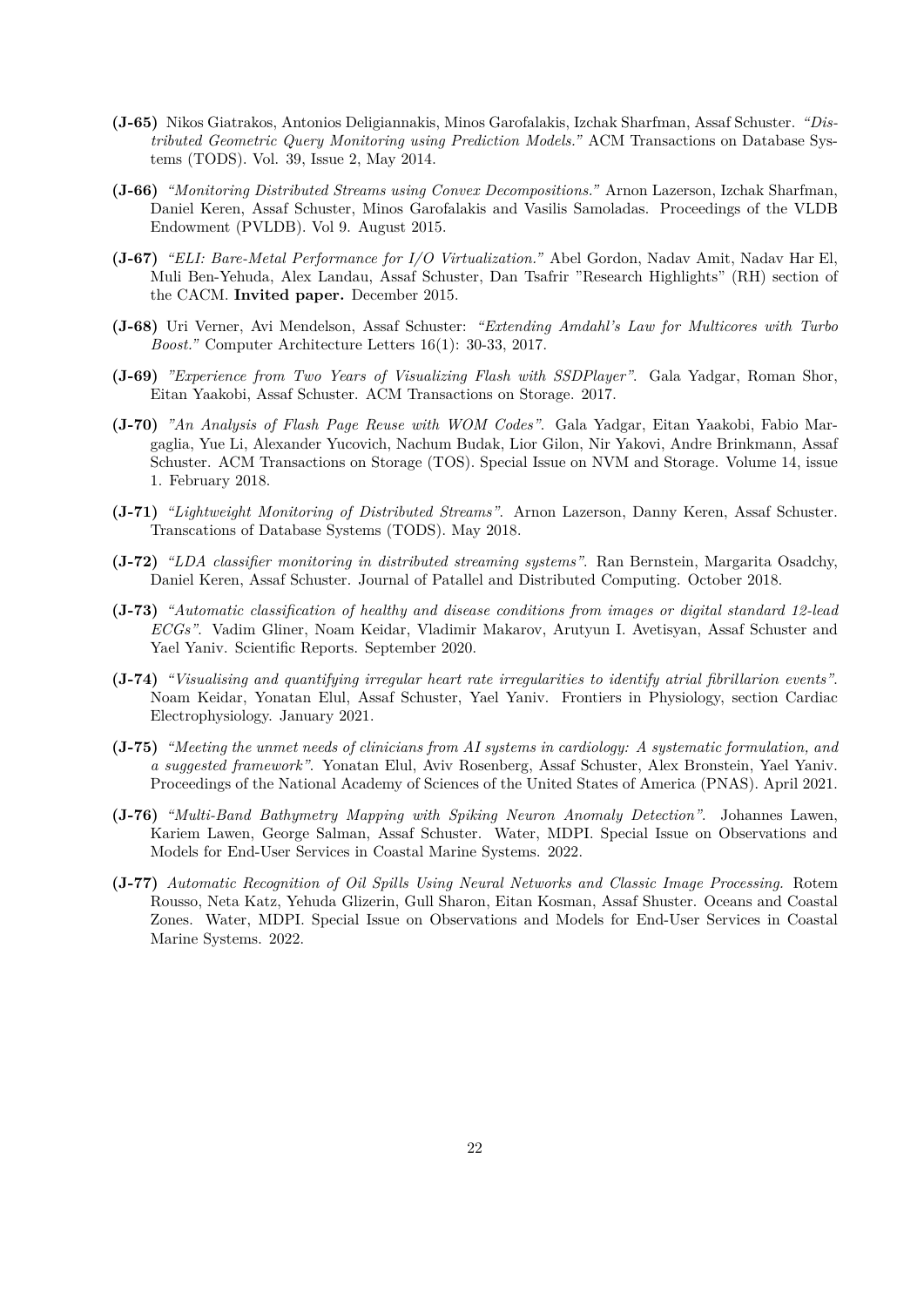**(J-65)** Nikos Giatrakos, Antonios Deligiannakis, Minos Garofalakis, Izchak Sharfman, Assaf Schuster. *"Distributed Geometric Query Monitoring using Prediction Models."* ACM Transactions on Database Systems (TODS). Vol. 39, Issue 2, May 2014.

**(J-66)** *"Monitoring Distributed Streams using Convex Decompositions."* Arnon Lazerson, Izchak Sharfman, Daniel Keren, Assaf Schuster, Minos Garofalakis and Vasilis Samoladas. Proceedings of the VLDB Endowment (PVLDB). Vol 9. August 2015.

**(J-67)** *"ELI: Bare-Metal Performance for I/O Virtualization."* Abel Gordon, Nadav Amit, Nadav Har El, Muli Ben-Yehuda, Alex Landau, Assaf Schuster, Dan Tsafrir "Research Highlights" (RH) section of the CACM. **Invited paper.** December 2015.

**(J-68)** Uri Verner, Avi Mendelson, Assaf Schuster: *"Extending Amdahl's Law for Multicores with Turbo Boost."* Computer Architecture Letters 16(1): 30-33, 2017.

**(J-69)** *"Experience from Two Years of Visualizing Flash with SSDPlayer".* Gala Yadgar, Roman Shor, Eitan Yaakobi, Assaf Schuster. ACM Transactions on Storage. 2017.

**(J-70)** *"An Analysis of Flash Page Reuse with WOM Codes".* Gala Yadgar, Eitan Yaakobi, Fabio Margaglia, Yue Li, Alexander Yucovich, Nachum Budak, Lior Gilon, Nir Yakovi, Andre Brinkmann, Assaf Schuster. ACM Transactions on Storage (TOS). Special Issue on NVM and Storage. Volume 14, issue 1. February 2018.

**(J-71)** *"Lightweight Monitoring of Distributed Streams".* Arnon Lazerson, Danny Keren, Assaf Schuster. Transcations of Database Systems (TODS). May 2018.

**(J-72)** *"LDA classifier monitoring in distributed streaming systems".* Ran Bernstein, Margarita Osadchy, Daniel Keren, Assaf Schuster. Journal of Patallel and Distributed Computing. October 2018.

**(J-73)** *"Automatic classification of healthy and disease conditions from images or digital standard 12-lead ECGs".* Vadim Gliner, Noam Keidar, Vladimir Makarov, Arutyun I. Avetisyan, Assaf Schuster and Yael Yaniv. Scientific Reports. September 2020.

**(J-74)** *"Visualising and quantifying irregular heart rate irregularities to identify atrial fibrillarion events".* Noam Keidar, Yonatan Elul, Assaf Schuster, Yael Yaniv. Frontiers in Physiology, section Cardiac Electrophysiology. January 2021.

**(J-75)** *"Meeting the unmet needs of clinicians from AI systems in cardiology: A systematic formulation, and a suggested framework".* Yonatan Elul, Aviv Rosenberg, Assaf Schuster, Alex Bronstein, Yael Yaniv. Proceedings of the National Academy of Sciences of the United States of America (PNAS). April 2021.

**(J-76)** *"Multi-Band Bathymetry Mapping with Spiking Neuron Anomaly Detection".* Johannes Lawen, Kariem Lawen, George Salman, Assaf Schuster. Water, MDPI. Special Issue on Observations and Models for End-User Services in Coastal Marine Systems. 2022.

**(J-77)** *Automatic Recognition of Oil Spills Using Neural Networks and Classic Image Processing.* Rotem Rousso, Neta Katz, Yehuda Glizerin, Gull Sharon, Eitan Kosman, Assaf Shuster. Oceans and Coastal Zones. Water, MDPI. Special Issue on Observations and Models for End-User Services in Coastal Marine Systems. 2022.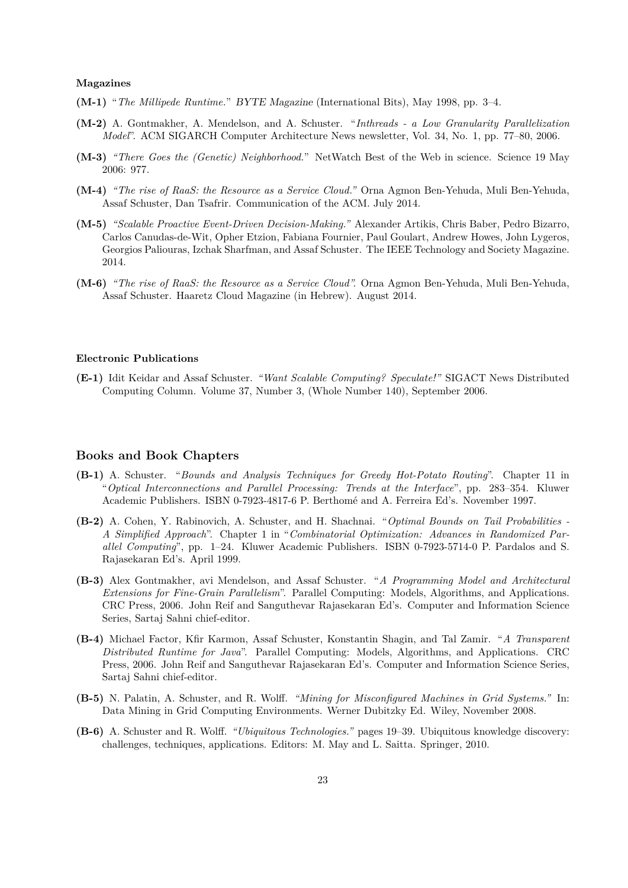#### Magazines

**(M-1)** "*The Millipede Runtime.*" *BYTE Magazine* (International Bits), May 1998, pp. 3–4.

**(M-2)** A. Gontmakher, A. Mendelson, and A. Schuster. "*Inthreads - a Low Granularity Parallelization Model*". ACM SIGARCH Computer Architecture News newsletter, Vol. 34, No. 1, pp. 77–80, 2006.

**(M-3)** *"There Goes the (Genetic) Neighborhood.*" NetWatch Best of the Web in science. Science 19 May 2006: 977.

**(M-4)** *"The rise of RaaS: the Resource as a Service Cloud."* Orna Agmon Ben-Yehuda, Muli Ben-Yehuda, Assaf Schuster, Dan Tsafrir. Communication of the ACM. July 2014.

**(M-5)** *"Scalable Proactive Event-Driven Decision-Making."* Alexander Artikis, Chris Baber, Pedro Bizarro, Carlos Canudas-de-Wit, Opher Etzion, Fabiana Fournier, Paul Goulart, Andrew Howes, John Lygeros, Georgios Paliouras, Izchak Sharfman, and Assaf Schuster. The IEEE Technology and Society Magazine. 2014.

**(M-6)** *"The rise of RaaS: the Resource as a Service Cloud".* Orna Agmon Ben-Yehuda, Muli Ben-Yehuda, Assaf Schuster. Haaretz Cloud Magazine (in Hebrew). August 2014.

#### Electronic Publications

**(E-1)** Idit Keidar and Assaf Schuster. *"Want Scalable Computing? Speculate!"* SIGACT News Distributed Computing Column. Volume 37, Number 3, (Whole Number 140), September 2006.

### Books and Book Chapters

**(B-1)** A. Schuster. "*Bounds and Analysis Techniques for Greedy Hot-Potato Routing*". Chapter 11 in "*Optical Interconnections and Parallel Processing: Trends at the Interface*", pp. 283–354. Kluwer Academic Publishers. ISBN 0-7923-4817-6 P. Berthomé and A. Ferreira Ed's. November 1997.

**(B-2)** A. Cohen, Y. Rabinovich, A. Schuster, and H. Shachnai. "*Optimal Bounds on Tail Probabilities - A Simplified Approach*". Chapter 1 in "*Combinatorial Optimization: Advances in Randomized Parallel Computing*", pp. 1–24. Kluwer Academic Publishers. ISBN 0-7923-5714-0 P. Pardalos and S. Rajasekaran Ed's. April 1999.

**(B-3)** Alex Gontmakher, avi Mendelson, and Assaf Schuster. "*A Programming Model and Architectural Extensions for Fine-Grain Parallelism*". Parallel Computing: Models, Algorithms, and Applications. CRC Press, 2006. John Reif and Sanguthevar Rajasekaran Ed's. Computer and Information Science Series, Sartaj Sahni chief-editor.

**(B-4)** Michael Factor, Kfir Karmon, Assaf Schuster, Konstantin Shagin, and Tal Zamir. "*A Transparent Distributed Runtime for Java*". Parallel Computing: Models, Algorithms, and Applications. CRC Press, 2006. John Reif and Sanguthevar Rajasekaran Ed's. Computer and Information Science Series, Sartaj Sahni chief-editor.

**(B-5)** N. Palatin, A. Schuster, and R. Wolff. *"Mining for Misconfigured Machines in Grid Systems."* In: Data Mining in Grid Computing Environments. Werner Dubitzky Ed. Wiley, November 2008.

**(B-6)** A. Schuster and R. Wolff. *"Ubiquitous Technologies."* pages 19–39. Ubiquitous knowledge discovery: challenges, techniques, applications. Editors: M. May and L. Saitta. Springer, 2010.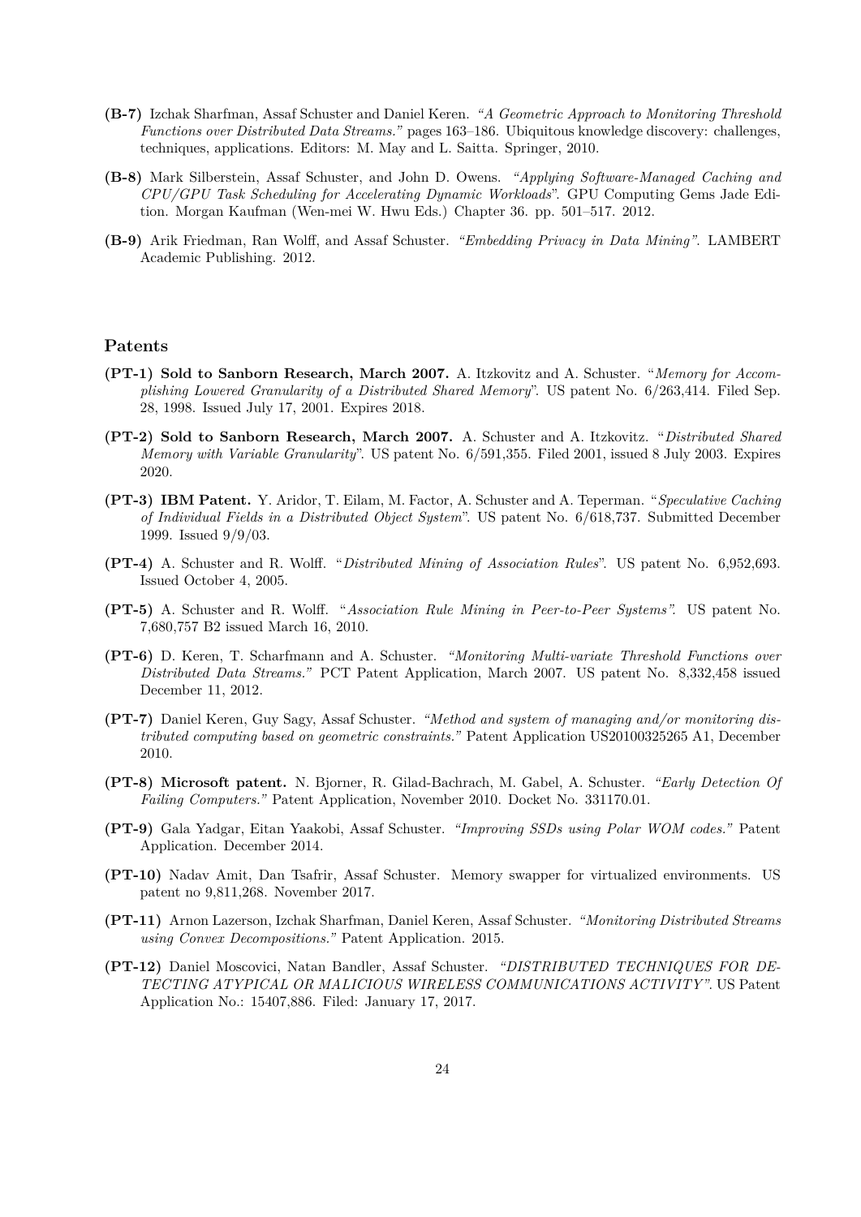**(B-7)** Izchak Sharfman, Assaf Schuster and Daniel Keren. *"A Geometric Approach to Monitoring Threshold Functions over Distributed Data Streams."* pages 163–186. Ubiquitous knowledge discovery: challenges, techniques, applications. Editors: M. May and L. Saitta. Springer, 2010.

**(B-8)** Mark Silberstein, Assaf Schuster, and John D. Owens. *"Applying Software-Managed Caching and CPU/GPU Task Scheduling for Accelerating Dynamic Workloads"*. GPU Computing Gems Jade Edition. Morgan Kaufman (Wen-mei W. Hwu Eds.) Chapter 36. pp. 501–517. 2012.

**(B-9)** Arik Friedman, Ran Wolff, and Assaf Schuster. *"Embedding Privacy in Data Mining"*. LAMBERT Academic Publishing. 2012.

## Patents

**(PT-1) Sold to Sanborn Research, March 2007.** A. Itzkovitz and A. Schuster. "*Memory for Accomplishing Lowered Granularity of a Distributed Shared Memory*". US patent No. 6/263,414. Filed Sep. 28, 1998. Issued July 17, 2001. Expires 2018.

**(PT-2) Sold to Sanborn Research, March 2007.** A. Schuster and A. Itzkovitz. "*Distributed Shared Memory with Variable Granularity*". US patent No. 6/591,355. Filed 2001, issued 8 July 2003. Expires 2020.

**(PT-3) IBM Patent.** Y. Aridor, T. Eilam, M. Factor, A. Schuster and A. Teperman. "*Speculative Caching of Individual Fields in a Distributed Object System*". US patent No. 6/618,737. Submitted December 1999. Issued 9/9/03.

**(PT-4)** A. Schuster and R. Wolff. "*Distributed Mining of Association Rules*". US patent No. 6,952,693. Issued October 4, 2005.

**(PT-5)** A. Schuster and R. Wolff. "*Association Rule Mining in Peer-to-Peer Systems"*. US patent No. 7,680,757 B2 issued March 16, 2010.

**(PT-6)** D. Keren, T. Scharfmann and A. Schuster. *"Monitoring Multi-variate Threshold Functions over Distributed Data Streams."* PCT Patent Application, March 2007. US patent No. 8,332,458 issued December 11, 2012.

**(PT-7)** Daniel Keren, Guy Sagy, Assaf Schuster. *"Method and system of managing and/or monitoring distributed computing based on geometric constraints."* Patent Application US20100325265 A1, December 2010.

**(PT-8) Microsoft patent.** N. Bjorner, R. Gilad-Bachrach, M. Gabel, A. Schuster. *"Early Detection Of Failing Computers."* Patent Application, November 2010. Docket No. 331170.01.

**(PT-9)** Gala Yadgar, Eitan Yaakobi, Assaf Schuster. *"Improving SSDs using Polar WOM codes."* Patent Application. December 2014.

**(PT-10)** Nadav Amit, Dan Tsafrir, Assaf Schuster. Memory swapper for virtualized environments. US patent no 9,811,268. November 2017.

**(PT-11)** Arnon Lazerson, Izchak Sharfman, Daniel Keren, Assaf Schuster. *"Monitoring Distributed Streams using Convex Decompositions."* Patent Application. 2015.

**(PT-12)** Daniel Moscovici, Natan Bandler, Assaf Schuster. *"DISTRIBUTED TECHNIQUES FOR DETECTING ATYPICAL OR MALICIOUS WIRELESS COMMUNICATIONS ACTIVITY"*. US Patent Application No.: 15407,886. Filed: January 17, 2017.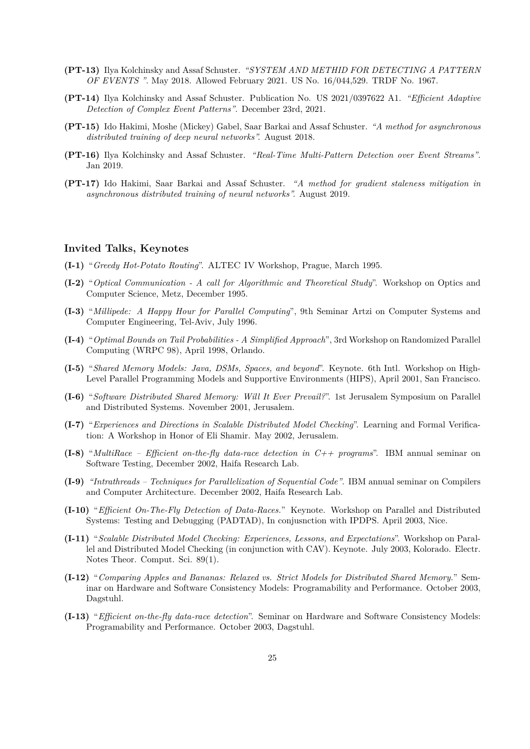**(PT-13)** Ilya Kolchinsky and Assaf Schuster. *"SYSTEM AND METHID FOR DETECTING A PATTERN OF EVENTS "*. May 2018. Allowed February 2021. US No. 16/044,529. TRDF No. 1967.

**(PT-14)** Ilya Kolchinsky and Assaf Schuster. Publication No. US 2021/0397622 A1. *"Efficient Adaptive Detection of Complex Event Patterns"*. December 23rd, 2021.

**(PT-15)** Ido Hakimi, Moshe (Mickey) Gabel, Saar Barkai and Assaf Schuster. *"A method for asynchronous distributed training of deep neural networks"*. August 2018.

**(PT-16)** Ilya Kolchinsky and Assaf Schuster. *"Real-Time Multi-Pattern Detection over Event Streams"*. Jan 2019.

**(PT-17)** Ido Hakimi, Saar Barkai and Assaf Schuster. *"A method for gradient staleness mitigation in asynchronous distributed training of neural networks"*. August 2019.

### Invited Talks, Keynotes

**(I-1)** "*Greedy Hot-Potato Routing*". ALTEC IV Workshop, Prague, March 1995.

**(I-2)** "*Optical Communication - A call for Algorithmic and Theoretical Study*". Workshop on Optics and Computer Science, Metz, December 1995.

**(I-3)** "*Millipede: A Happy Hour for Parallel Computing*", 9th Seminar Artzi on Computer Systems and Computer Engineering, Tel-Aviv, July 1996.

**(I-4)** "*Optimal Bounds on Tail Probabilities - A Simplified Approach*", 3rd Workshop on Randomized Parallel Computing (WRPC 98), April 1998, Orlando.

**(I-5)** "*Shared Memory Models: Java, DSMs, Spaces, and beyond*". Keynote. 6th Intl. Workshop on High-Level Parallel Programming Models and Supportive Environments (HIPS), April 2001, San Francisco.

**(I-6)** "*Software Distributed Shared Memory: Will It Ever Prevail?*". 1st Jerusalem Symposium on Parallel and Distributed Systems. November 2001, Jerusalem.

**(I-7)** "*Experiences and Directions in Scalable Distributed Model Checking*". Learning and Formal Verification: A Workshop in Honor of Eli Shamir. May 2002, Jerusalem.

**(I-8)** "*MultiRace – Efficient on-the-fly data-race detection in C++ programs*". IBM annual seminar on Software Testing, December 2002, Haifa Research Lab.

**(I-9)** *"Intrathreads – Techniques for Parallelization of Sequential Code"*. IBM annual seminar on Compilers and Computer Architecture. December 2002, Haifa Research Lab.

**(I-10)** "*Efficient On-The-Fly Detection of Data-Races.*" Keynote. Workshop on Parallel and Distributed Systems: Testing and Debugging (PADTAD), In conjusnction with IPDPS. April 2003, Nice.

**(I-11)** "*Scalable Distributed Model Checking: Experiences, Lessons, and Expectations*". Workshop on Parallel and Distributed Model Checking (in conjunction with CAV). Keynote. July 2003, Kolorado. Electr. Notes Theor. Comput. Sci. 89(1).

**(I-12)** "*Comparing Apples and Bananas: Relaxed vs. Strict Models for Distributed Shared Memory.*" Seminar on Hardware and Software Consistency Models: Programability and Performance. October 2003, Dagstuhl.

**(I-13)** "*Efficient on-the-fly data-race detection*". Seminar on Hardware and Software Consistency Models: Programability and Performance. October 2003, Dagstuhl.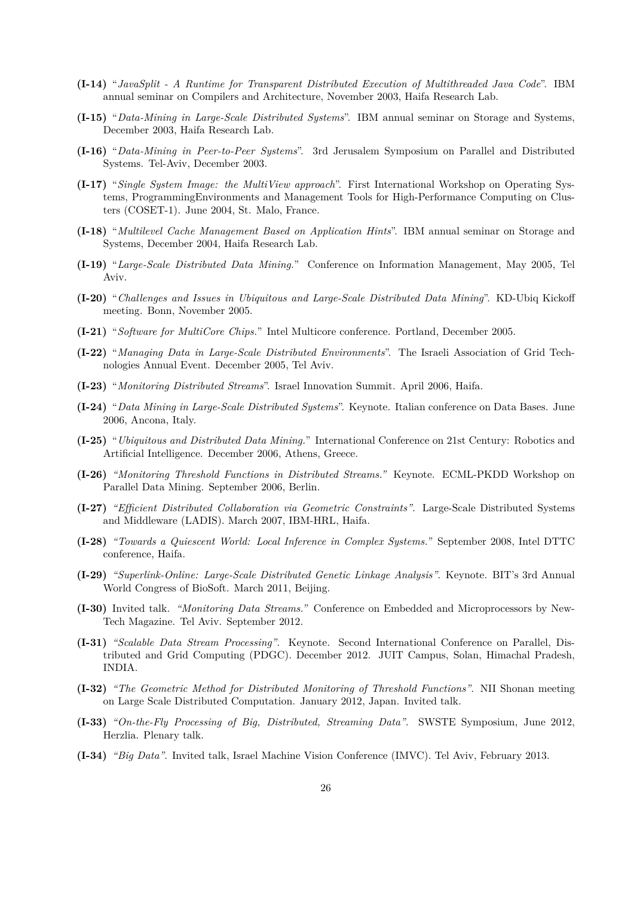**(I-14)** "*JavaSplit - A Runtime for Transparent Distributed Execution of Multithreaded Java Code*". IBM annual seminar on Compilers and Architecture, November 2003, Haifa Research Lab.

**(I-15)** "*Data-Mining in Large-Scale Distributed Systems*". IBM annual seminar on Storage and Systems, December 2003, Haifa Research Lab.

**(I-16)** "*Data-Mining in Peer-to-Peer Systems*". 3rd Jerusalem Symposium on Parallel and Distributed Systems. Tel-Aviv, December 2003.

**(I-17)** "*Single System Image: the MultiView approach*". First International Workshop on Operating Systems, ProgrammingEnvironments and Management Tools for High-Performance Computing on Clusters (COSET-1). June 2004, St. Malo, France.

**(I-18)** "*Multilevel Cache Management Based on Application Hints*". IBM annual seminar on Storage and Systems, December 2004, Haifa Research Lab.

**(I-19)** "*Large-Scale Distributed Data Mining.*" Conference on Information Management, May 2005, Tel Aviv.

**(I-20)** "*Challenges and Issues in Ubiquitous and Large-Scale Distributed Data Mining*". KD-Ubiq Kickoff meeting. Bonn, November 2005.

**(I-21)** "*Software for MultiCore Chips.*" Intel Multicore conference. Portland, December 2005.

**(I-22)** "*Managing Data in Large-Scale Distributed Environments*". The Israeli Association of Grid Technologies Annual Event. December 2005, Tel Aviv.

**(I-23)** "*Monitoring Distributed Streams*". Israel Innovation Summit. April 2006, Haifa.

**(I-24)** "*Data Mining in Large-Scale Distributed Systems*". Keynote. Italian conference on Data Bases. June 2006, Ancona, Italy.

**(I-25)** "*Ubiquitous and Distributed Data Mining.*" International Conference on 21st Century: Robotics and Artificial Intelligence. December 2006, Athens, Greece.

**(I-26)** *"Monitoring Threshold Functions in Distributed Streams."* Keynote. ECML-PKDD Workshop on Parallel Data Mining. September 2006, Berlin.

**(I-27)** *"Efficient Distributed Collaboration via Geometric Constraints"*. Large-Scale Distributed Systems and Middleware (LADIS). March 2007, IBM-HRL, Haifa.

**(I-28)** *"Towards a Quiescent World: Local Inference in Complex Systems."* September 2008, Intel DTTC conference, Haifa.

**(I-29)** *"Superlink-Online: Large-Scale Distributed Genetic Linkage Analysis"*. Keynote. BIT's 3rd Annual World Congress of BioSoft. March 2011, Beijing.

**(I-30)** Invited talk. *"Monitoring Data Streams."* Conference on Embedded and Microprocessors by New-Tech Magazine. Tel Aviv. September 2012.

**(I-31)** *"Scalable Data Stream Processing"*. Keynote. Second International Conference on Parallel, Distributed and Grid Computing (PDGC). December 2012. JUIT Campus, Solan, Himachal Pradesh, INDIA.

**(I-32)** *"The Geometric Method for Distributed Monitoring of Threshold Functions"*. NII Shonan meeting on Large Scale Distributed Computation. January 2012, Japan. Invited talk.

**(I-33)** *"On-the-Fly Processing of Big, Distributed, Streaming Data"*. SWSTE Symposium, June 2012, Herzlia. Plenary talk.

**(I-34)** *"Big Data"*. Invited talk, Israel Machine Vision Conference (IMVC). Tel Aviv, February 2013.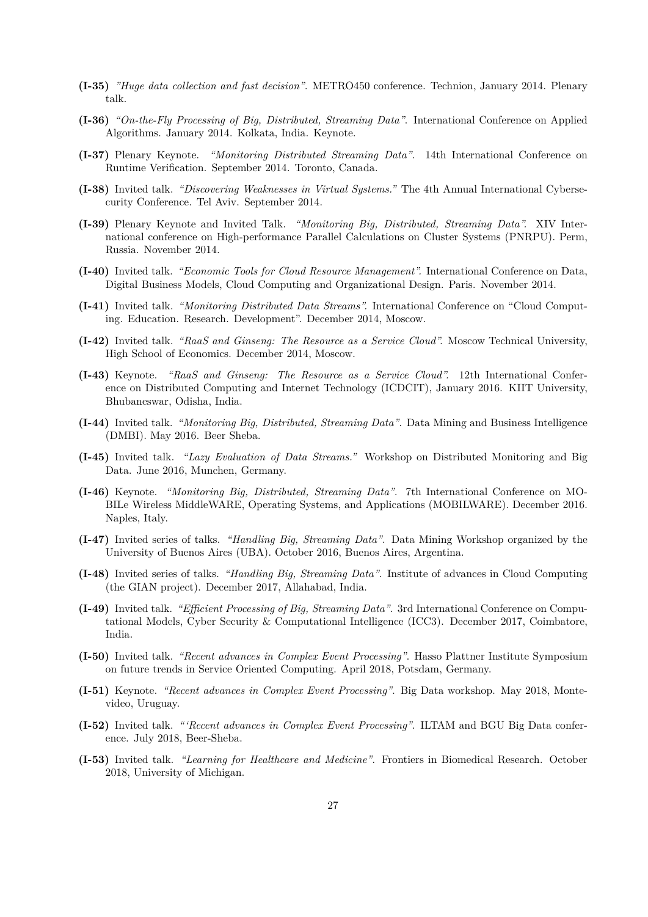**(I-35)** *"Huge data collection and fast decision"*. METRO450 conference. Technion, January 2014. Plenary talk.

**(I-36)** *"On-the-Fly Processing of Big, Distributed, Streaming Data"*. International Conference on Applied Algorithms. January 2014. Kolkata, India. Keynote.

**(I-37)** Plenary Keynote. *"Monitoring Distributed Streaming Data"*. 14th International Conference on Runtime Verification. September 2014. Toronto, Canada.

**(I-38)** Invited talk. *"Discovering Weaknesses in Virtual Systems."* The 4th Annual International Cybersecurity Conference. Tel Aviv. September 2014.

**(I-39)** Plenary Keynote and Invited Talk. *"Monitoring Big, Distributed, Streaming Data".* XIV International conference on High-performance Parallel Calculations on Cluster Systems (PNRPU). Perm, Russia. November 2014.

**(I-40)** Invited talk. *"Economic Tools for Cloud Resource Management".* International Conference on Data, Digital Business Models, Cloud Computing and Organizational Design. Paris. November 2014.

**(I-41)** Invited talk. *"Monitoring Distributed Data Streams".* International Conference on "Cloud Computing. Education. Research. Development". December 2014, Moscow.

**(I-42)** Invited talk. *"RaaS and Ginseng: The Resource as a Service Cloud".* Moscow Technical University, High School of Economics. December 2014, Moscow.

**(I-43)** Keynote. *"RaaS and Ginseng: The Resource as a Service Cloud".* 12th International Conference on Distributed Computing and Internet Technology (ICDCIT), January 2016. KIIT University, Bhubaneswar, Odisha, India.

**(I-44)** Invited talk. *"Monitoring Big, Distributed, Streaming Data".* Data Mining and Business Intelligence (DMBI). May 2016. Beer Sheba.

**(I-45)** Invited talk. *"Lazy Evaluation of Data Streams."* Workshop on Distributed Monitoring and Big Data. June 2016, Munchen, Germany.

**(I-46)** Keynote. *"Monitoring Big, Distributed, Streaming Data".* 7th International Conference on MOBILe Wireless MiddleWARE, Operating Systems, and Applications (MOBILWARE). December 2016. Naples, Italy.

**(I-47)** Invited series of talks. *"Handling Big, Streaming Data".* Data Mining Workshop organized by the University of Buenos Aires (UBA). October 2016, Buenos Aires, Argentina.

**(I-48)** Invited series of talks. *"Handling Big, Streaming Data".* Institute of advances in Cloud Computing (the GIAN project). December 2017, Allahabad, India.

**(I-49)** Invited talk. *"Efficient Processing of Big, Streaming Data".* 3rd International Conference on Computational Models, Cyber Security & Computational Intelligence (ICC3). December 2017, Coimbatore, India.

**(I-50)** Invited talk. *"Recent advances in Complex Event Processing".* Hasso Plattner Institute Symposium on future trends in Service Oriented Computing. April 2018, Potsdam, Germany.

**(I-51)** Keynote. *"Recent advances in Complex Event Processing".* Big Data workshop. May 2018, Montevideo, Uruguay.

**(I-52)** Invited talk. *"'Recent advances in Complex Event Processing".* ILTAM and BGU Big Data conference. July 2018, Beer-Sheba.

**(I-53)** Invited talk. *"Learning for Healthcare and Medicine".* Frontiers in Biomedical Research. October 2018, University of Michigan.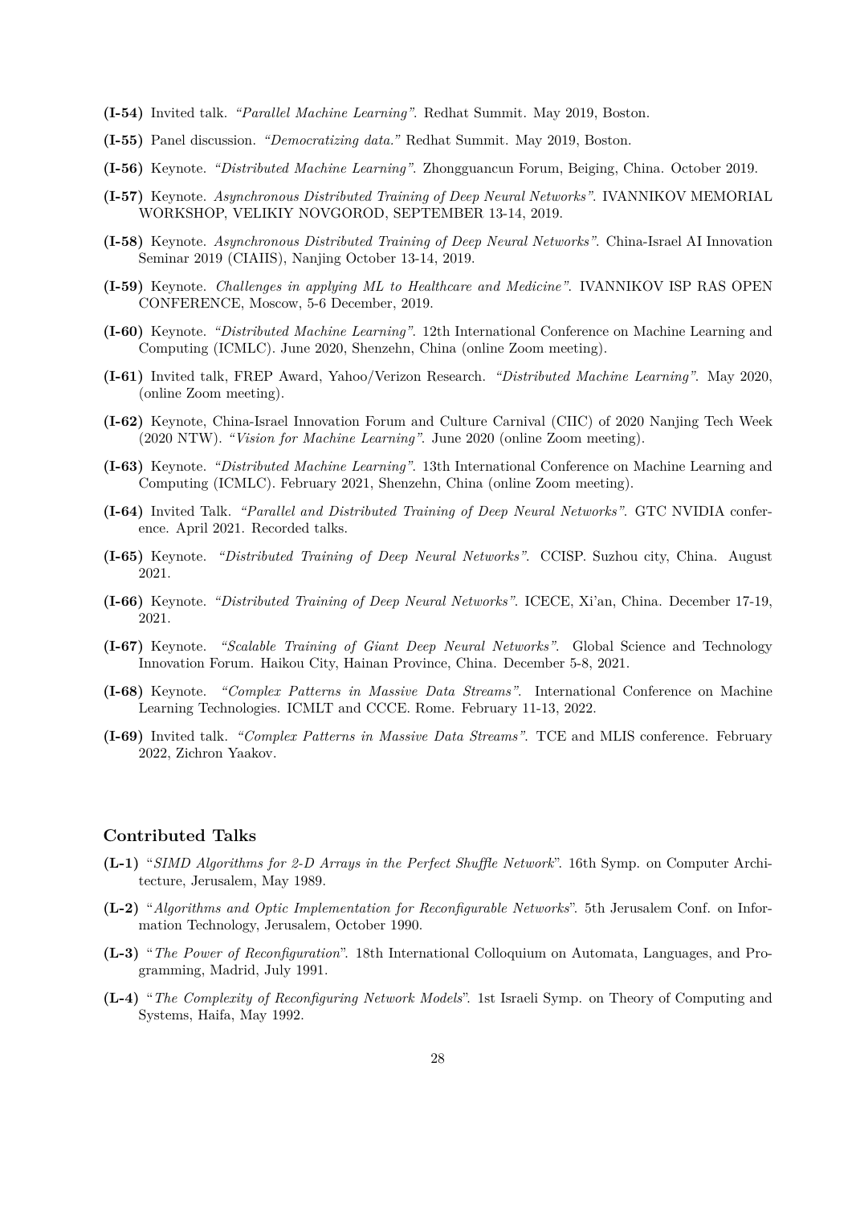**(I-54)** Invited talk. *"Parallel Machine Learning"*. Redhat Summit. May 2019, Boston.

**(I-55)** Panel discussion. *"Democratizing data."* Redhat Summit. May 2019, Boston.

**(I-56)** Keynote. *"Distributed Machine Learning"*. Zhongguancun Forum, Beiging, China. October 2019.

**(I-57)** Keynote. *Asynchronous Distributed Training of Deep Neural Networks"*. IVANNIKOV MEMORIAL WORKSHOP, VELIKIY NOVGOROD, SEPTEMBER 13-14, 2019.

**(I-58)** Keynote. *Asynchronous Distributed Training of Deep Neural Networks"*. China-Israel AI Innovation Seminar 2019 (CIAIIS), Nanjing October 13-14, 2019.

**(I-59)** Keynote. *Challenges in applying ML to Healthcare and Medicine"*. IVANNIKOV ISP RAS OPEN CONFERENCE, Moscow, 5-6 December, 2019.

**(I-60)** Keynote. *"Distributed Machine Learning"*. 12th International Conference on Machine Learning and Computing (ICMLC). June 2020, Shenzehn, China (online Zoom meeting).

**(I-61)** Invited talk, FREP Award, Yahoo/Verizon Research. *"Distributed Machine Learning"*. May 2020, (online Zoom meeting).

**(I-62)** Keynote, China-Israel Innovation Forum and Culture Carnival (CIIC) of 2020 Nanjing Tech Week (2020 NTW). *"Vision for Machine Learning"*. June 2020 (online Zoom meeting).

**(I-63)** Keynote. *"Distributed Machine Learning"*. 13th International Conference on Machine Learning and Computing (ICMLC). February 2021, Shenzehn, China (online Zoom meeting).

**(I-64)** Invited Talk. *"Parallel and Distributed Training of Deep Neural Networks"*. GTC NVIDIA conference. April 2021. Recorded talks.

**(I-65)** Keynote. *"Distributed Training of Deep Neural Networks"*. CCISP. Suzhou city, China. August 2021.

**(I-66)** Keynote. *"Distributed Training of Deep Neural Networks"*. ICECE, Xi'an, China. December 17-19, 2021.

**(I-67)** Keynote. *"Scalable Training of Giant Deep Neural Networks"*. Global Science and Technology Innovation Forum. Haikou City, Hainan Province, China. December 5-8, 2021.

**(I-68)** Keynote. *"Complex Patterns in Massive Data Streams"*. International Conference on Machine Learning Technologies. ICMLT and CCCE. Rome. February 11-13, 2022.

**(I-69)** Invited talk. *"Complex Patterns in Massive Data Streams"*. TCE and MLIS conference. February 2022, Zichron Yaakov.

### Contributed Talks

**(L-1)** "*SIMD Algorithms for 2-D Arrays in the Perfect Shuffle Network*". 16th Symp. on Computer Architecture, Jerusalem, May 1989.

**(L-2)** "*Algorithms and Optic Implementation for Reconfigurable Networks*". 5th Jerusalem Conf. on Information Technology, Jerusalem, October 1990.

**(L-3)** "*The Power of Reconfiguration*". 18th International Colloquium on Automata, Languages, and Programming, Madrid, July 1991.

**(L-4)** "*The Complexity of Reconfiguring Network Models*". 1st Israeli Symp. on Theory of Computing and Systems, Haifa, May 1992.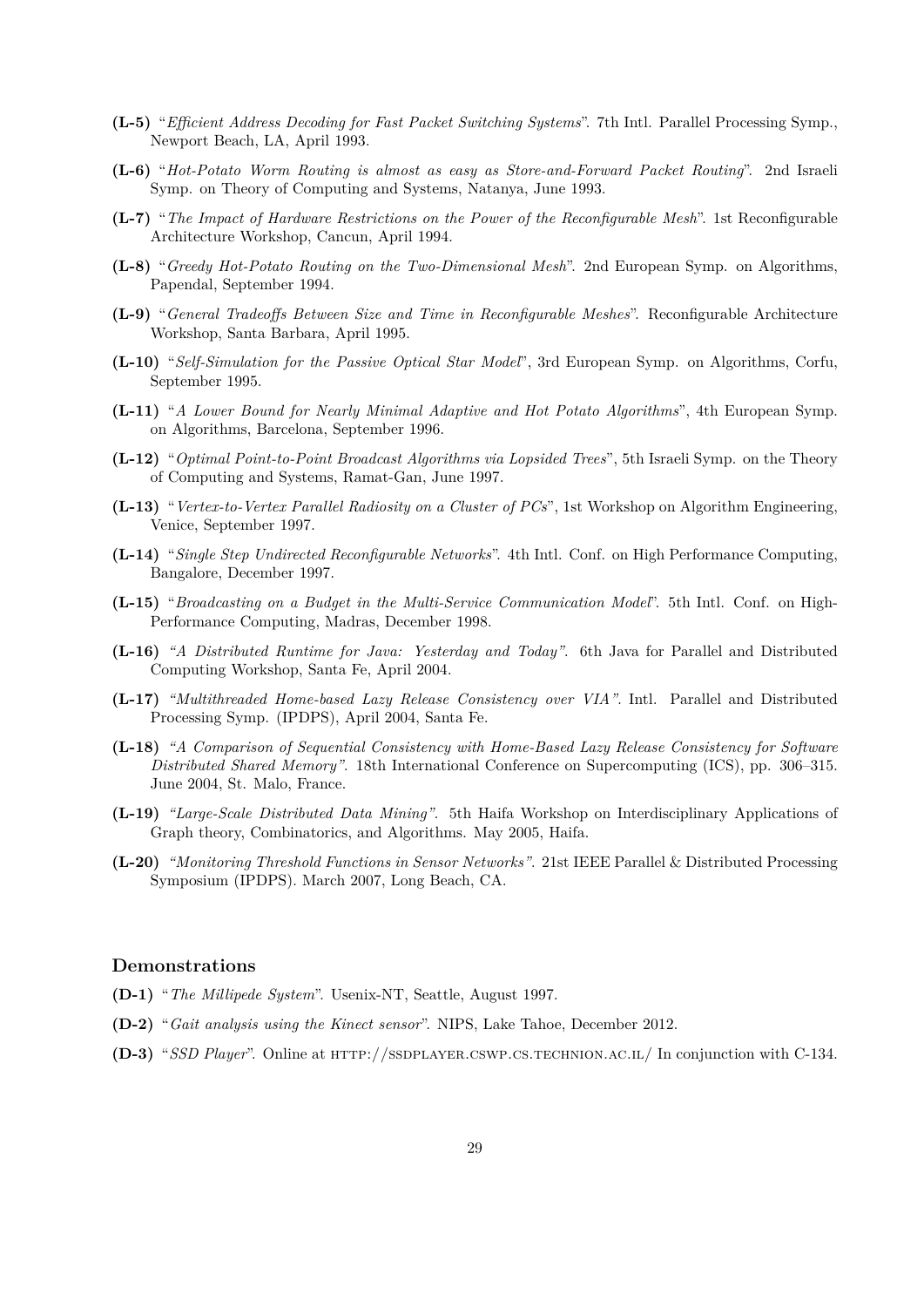**(L-5)** "*Efficient Address Decoding for Fast Packet Switching Systems*". 7th Intl. Parallel Processing Symp., Newport Beach, LA, April 1993.

**(L-6)** "*Hot-Potato Worm Routing is almost as easy as Store-and-Forward Packet Routing*". 2nd Israeli Symp. on Theory of Computing and Systems, Natanya, June 1993.

**(L-7)** "*The Impact of Hardware Restrictions on the Power of the Reconfigurable Mesh*". 1st Reconfigurable Architecture Workshop, Cancun, April 1994.

**(L-8)** "*Greedy Hot-Potato Routing on the Two-Dimensional Mesh*". 2nd European Symp. on Algorithms, Papendal, September 1994.

**(L-9)** "*General Tradeoffs Between Size and Time in Reconfigurable Meshes*". Reconfigurable Architecture Workshop, Santa Barbara, April 1995.

**(L-10)** "*Self-Simulation for the Passive Optical Star Model*", 3rd European Symp. on Algorithms, Corfu, September 1995.

**(L-11)** "*A Lower Bound for Nearly Minimal Adaptive and Hot Potato Algorithms*", 4th European Symp. on Algorithms, Barcelona, September 1996.

**(L-12)** "*Optimal Point-to-Point Broadcast Algorithms via Lopsided Trees*", 5th Israeli Symp. on the Theory of Computing and Systems, Ramat-Gan, June 1997.

**(L-13)** "*Vertex-to-Vertex Parallel Radiosity on a Cluster of PCs*", 1st Workshop on Algorithm Engineering, Venice, September 1997.

**(L-14)** "*Single Step Undirected Reconfigurable Networks*". 4th Intl. Conf. on High Performance Computing, Bangalore, December 1997.

**(L-15)** "*Broadcasting on a Budget in the Multi-Service Communication Model*". 5th Intl. Conf. on High-Performance Computing, Madras, December 1998.

**(L-16)** *"A Distributed Runtime for Java: Yesterday and Today"*. 6th Java for Parallel and Distributed Computing Workshop, Santa Fe, April 2004.

**(L-17)** *"Multithreaded Home-based Lazy Release Consistency over VIA"*. Intl. Parallel and Distributed Processing Symp. (IPDPS), April 2004, Santa Fe.

**(L-18)** *"A Comparison of Sequential Consistency with Home-Based Lazy Release Consistency for Software Distributed Shared Memory"*. 18th International Conference on Supercomputing (ICS), pp. 306–315. June 2004, St. Malo, France.

**(L-19)** *"Large-Scale Distributed Data Mining"*. 5th Haifa Workshop on Interdisciplinary Applications of Graph theory, Combinatorics, and Algorithms. May 2005, Haifa.

**(L-20)** *"Monitoring Threshold Functions in Sensor Networks"*. 21st IEEE Parallel & Distributed Processing Symposium (IPDPS). March 2007, Long Beach, CA.

## Demonstrations

**(D-1)** "*The Millipede System*". Usenix-NT, Seattle, August 1997.

**(D-2)** "*Gait analysis using the Kinect sensor*". NIPS, Lake Tahoe, December 2012.

**(D-3)** "*SSD Player*". Online at HTTP://SSDPLAYER.CSWP.CS.TECHNION.AC.IL/ In conjunction with C-134.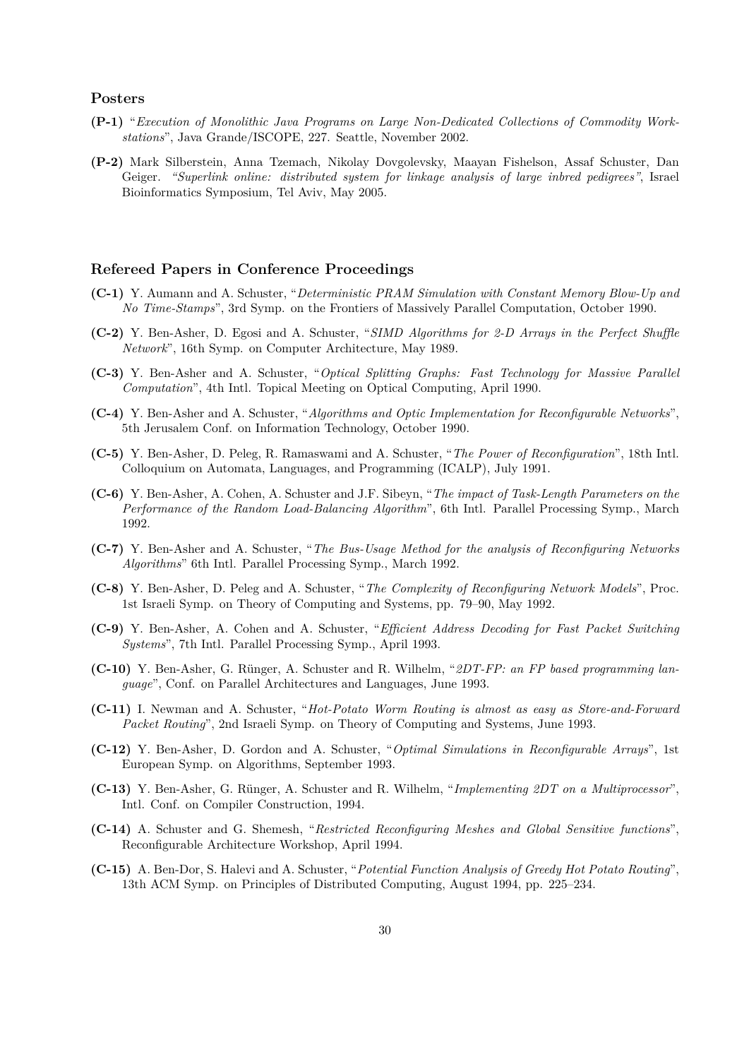### Posters

**(P-1)** "*Execution of Monolithic Java Programs on Large Non-Dedicated Collections of Commodity Workstations*", Java Grande/ISCOPE, 227. Seattle, November 2002.

**(P-2)** Mark Silberstein, Anna Tzemach, Nikolay Dovgolevsky, Maayan Fishelson, Assaf Schuster, Dan Geiger. *"Superlink online: distributed system for linkage analysis of large inbred pedigrees"*, Israel Bioinformatics Symposium, Tel Aviv, May 2005.

### Refereed Papers in Conference Proceedings

**(C-1)** Y. Aumann and A. Schuster, "*Deterministic PRAM Simulation with Constant Memory Blow-Up and No Time-Stamps*", 3rd Symp. on the Frontiers of Massively Parallel Computation, October 1990.

**(C-2)** Y. Ben-Asher, D. Egosi and A. Schuster, "*SIMD Algorithms for 2-D Arrays in the Perfect Shuffle Network*", 16th Symp. on Computer Architecture, May 1989.

**(C-3)** Y. Ben-Asher and A. Schuster, "*Optical Splitting Graphs: Fast Technology for Massive Parallel Computation*", 4th Intl. Topical Meeting on Optical Computing, April 1990.

**(C-4)** Y. Ben-Asher and A. Schuster, "*Algorithms and Optic Implementation for Reconfigurable Networks*", 5th Jerusalem Conf. on Information Technology, October 1990.

**(C-5)** Y. Ben-Asher, D. Peleg, R. Ramaswami and A. Schuster, "*The Power of Reconfiguration*", 18th Intl. Colloquium on Automata, Languages, and Programming (ICALP), July 1991.

**(C-6)** Y. Ben-Asher, A. Cohen, A. Schuster and J.F. Sibeyn, "*The impact of Task-Length Parameters on the Performance of the Random Load-Balancing Algorithm*", 6th Intl. Parallel Processing Symp., March 1992.

**(C-7)** Y. Ben-Asher and A. Schuster, "*The Bus-Usage Method for the analysis of Reconfiguring Networks Algorithms*" 6th Intl. Parallel Processing Symp., March 1992.

**(C-8)** Y. Ben-Asher, D. Peleg and A. Schuster, "*The Complexity of Reconfiguring Network Models*", Proc. 1st Israeli Symp. on Theory of Computing and Systems, pp. 79–90, May 1992.

**(C-9)** Y. Ben-Asher, A. Cohen and A. Schuster, "*Efficient Address Decoding for Fast Packet Switching Systems*", 7th Intl. Parallel Processing Symp., April 1993.

**(C-10)** Y. Ben-Asher, G. Rünger, A. Schuster and R. Wilhelm, "*2DT-FP: an FP based programming language*", Conf. on Parallel Architectures and Languages, June 1993.

**(C-11)** I. Newman and A. Schuster, "*Hot-Potato Worm Routing is almost as easy as Store-and-Forward Packet Routing*", 2nd Israeli Symp. on Theory of Computing and Systems, June 1993.

**(C-12)** Y. Ben-Asher, D. Gordon and A. Schuster, "*Optimal Simulations in Reconfigurable Arrays*", 1st European Symp. on Algorithms, September 1993.

**(C-13)** Y. Ben-Asher, G. Rünger, A. Schuster and R. Wilhelm, "*Implementing 2DT on a Multiprocessor*", Intl. Conf. on Compiler Construction, 1994.

**(C-14)** A. Schuster and G. Shemesh, "*Restricted Reconfiguring Meshes and Global Sensitive functions*", Reconfigurable Architecture Workshop, April 1994.

**(C-15)** A. Ben-Dor, S. Halevi and A. Schuster, "*Potential Function Analysis of Greedy Hot Potato Routing*", 13th ACM Symp. on Principles of Distributed Computing, August 1994, pp. 225–234.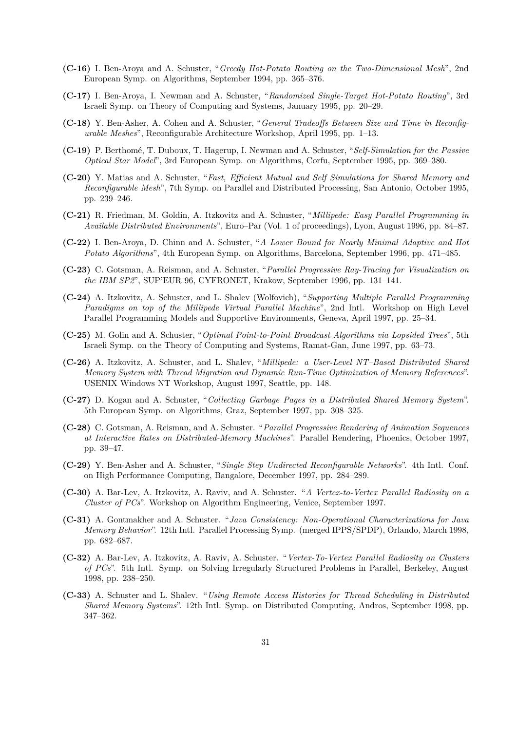**(C-16)** I. Ben-Aroya and A. Schuster, "*Greedy Hot-Potato Routing on the Two-Dimensional Mesh*", 2nd European Symp. on Algorithms, September 1994, pp. 365–376.

**(C-17)** I. Ben-Aroya, I. Newman and A. Schuster, "*Randomized Single-Target Hot-Potato Routing*", 3rd Israeli Symp. on Theory of Computing and Systems, January 1995, pp. 20–29.

**(C-18)** Y. Ben-Asher, A. Cohen and A. Schuster, "*General Tradeoffs Between Size and Time in Reconfigurable Meshes*", Reconfigurable Architecture Workshop, April 1995, pp. 1–13.

**(C-19)** P. Berthomé, T. Duboux, T. Hagerup, I. Newman and A. Schuster, "*Self-Simulation for the Passive Optical Star Model*", 3rd European Symp. on Algorithms, Corfu, September 1995, pp. 369–380.

**(C-20)** Y. Matias and A. Schuster, "*Fast, Efficient Mutual and Self Simulations for Shared Memory and Reconfigurable Mesh*", 7th Symp. on Parallel and Distributed Processing, San Antonio, October 1995, pp. 239–246.

**(C-21)** R. Friedman, M. Goldin, A. Itzkovitz and A. Schuster, "*Millipede: Easy Parallel Programming in Available Distributed Environments*", Euro–Par (Vol. 1 of proceedings), Lyon, August 1996, pp. 84–87.

**(C-22)** I. Ben-Aroya, D. Chinn and A. Schuster, "*A Lower Bound for Nearly Minimal Adaptive and Hot Potato Algorithms*", 4th European Symp. on Algorithms, Barcelona, September 1996, pp. 471–485.

**(C-23)** C. Gotsman, A. Reisman, and A. Schuster, "*Parallel Progressive Ray-Tracing for Visualization on the IBM SP2*", SUP'EUR 96, CYFRONET, Krakow, September 1996, pp. 131–141.

**(C-24)** A. Itzkovitz, A. Schuster, and L. Shalev (Wolfovich), "*Supporting Multiple Parallel Programming Paradigms on top of the Millipede Virtual Parallel Machine*", 2nd Intl. Workshop on High Level Parallel Programming Models and Supportive Environments, Geneva, April 1997, pp. 25–34.

**(C-25)** M. Golin and A. Schuster, "*Optimal Point-to-Point Broadcast Algorithms via Lopsided Trees*", 5th Israeli Symp. on the Theory of Computing and Systems, Ramat-Gan, June 1997, pp. 63–73.

**(C-26)** A. Itzkovitz, A. Schuster, and L. Shalev, "*Millipede: a User-Level NT–Based Distributed Shared Memory System with Thread Migration and Dynamic Run-Time Optimization of Memory References*". USENIX Windows NT Workshop, August 1997, Seattle, pp. 148.

**(C-27)** D. Kogan and A. Schuster, "*Collecting Garbage Pages in a Distributed Shared Memory System*". 5th European Symp. on Algorithms, Graz, September 1997, pp. 308–325.

**(C-28)** C. Gotsman, A. Reisman, and A. Schuster. "*Parallel Progressive Rendering of Animation Sequences at Interactive Rates on Distributed-Memory Machines*". Parallel Rendering, Phoenics, October 1997, pp. 39–47.

**(C-29)** Y. Ben-Asher and A. Schuster, "*Single Step Undirected Reconfigurable Networks*". 4th Intl. Conf. on High Performance Computing, Bangalore, December 1997, pp. 284–289.

**(C-30)** A. Bar-Lev, A. Itzkovitz, A. Raviv, and A. Schuster. "*A Vertex-to-Vertex Parallel Radiosity on a Cluster of PCs*". Workshop on Algorithm Engineering, Venice, September 1997.

**(C-31)** A. Gontmakher and A. Schuster. "*Java Consistency: Non-Operational Characterizations for Java Memory Behavior*". 12th Intl. Parallel Processing Symp. (merged IPPS/SPDP), Orlando, March 1998, pp. 682–687.

**(C-32)** A. Bar-Lev, A. Itzkovitz, A. Raviv, A. Schuster. "*Vertex-To-Vertex Parallel Radiosity on Clusters of PCs*". 5th Intl. Symp. on Solving Irregularly Structured Problems in Parallel, Berkeley, August 1998, pp. 238–250.

**(C-33)** A. Schuster and L. Shalev. "*Using Remote Access Histories for Thread Scheduling in Distributed Shared Memory Systems*". 12th Intl. Symp. on Distributed Computing, Andros, September 1998, pp. 347–362.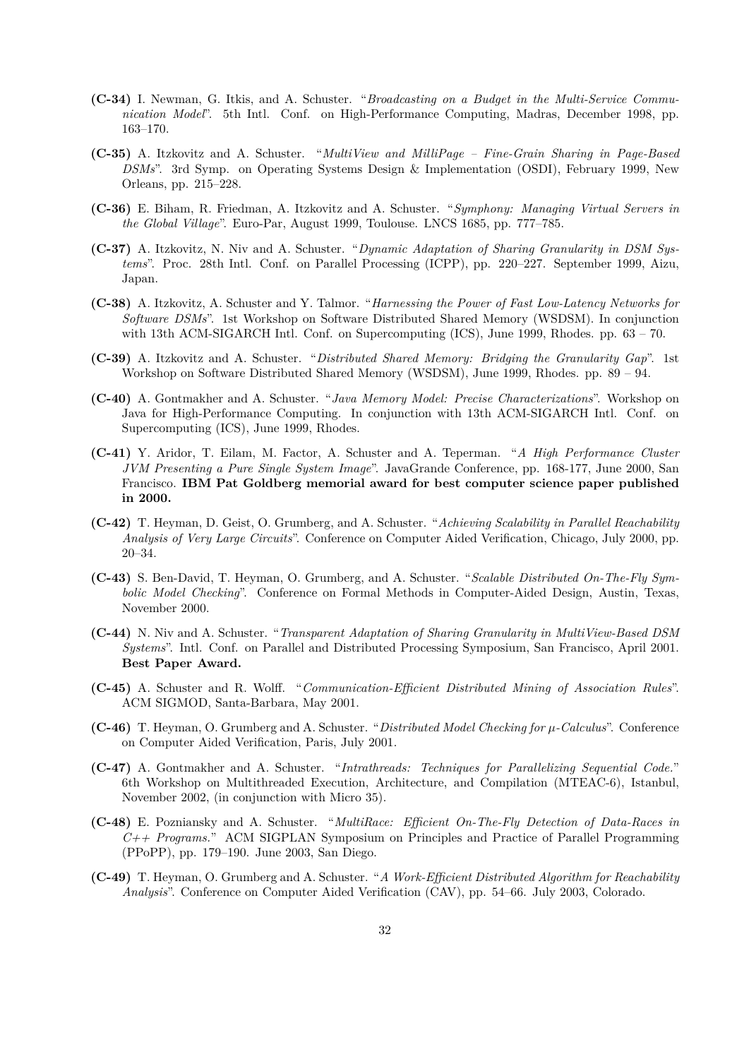**(C-34)** I. Newman, G. Itkis, and A. Schuster. "*Broadcasting on a Budget in the Multi-Service Communication Model*". 5th Intl. Conf. on High-Performance Computing, Madras, December 1998, pp. 163–170.

**(C-35)** A. Itzkovitz and A. Schuster. "*MultiView and MilliPage – Fine-Grain Sharing in Page-Based DSMs*". 3rd Symp. on Operating Systems Design & Implementation (OSDI), February 1999, New Orleans, pp. 215–228.

**(C-36)** E. Biham, R. Friedman, A. Itzkovitz and A. Schuster. "*Symphony: Managing Virtual Servers in the Global Village*". Euro-Par, August 1999, Toulouse. LNCS 1685, pp. 777–785.

**(C-37)** A. Itzkovitz, N. Niv and A. Schuster. "*Dynamic Adaptation of Sharing Granularity in DSM Systems*". Proc. 28th Intl. Conf. on Parallel Processing (ICPP), pp. 220–227. September 1999, Aizu, Japan.

**(C-38)** A. Itzkovitz, A. Schuster and Y. Talmor. "*Harnessing the Power of Fast Low-Latency Networks for Software DSMs*". 1st Workshop on Software Distributed Shared Memory (WSDSM). In conjunction with 13th ACM-SIGARCH Intl. Conf. on Supercomputing (ICS), June 1999, Rhodes. pp. 63 – 70.

**(C-39)** A. Itzkovitz and A. Schuster. "*Distributed Shared Memory: Bridging the Granularity Gap*". 1st Workshop on Software Distributed Shared Memory (WSDSM), June 1999, Rhodes. pp. 89 – 94.

**(C-40)** A. Gontmakher and A. Schuster. "*Java Memory Model: Precise Characterizations*". Workshop on Java for High-Performance Computing. In conjunction with 13th ACM-SIGARCH Intl. Conf. on Supercomputing (ICS), June 1999, Rhodes.

**(C-41)** Y. Aridor, T. Eilam, M. Factor, A. Schuster and A. Teperman. "*A High Performance Cluster JVM Presenting a Pure Single System Image*". JavaGrande Conference, pp. 168-177, June 2000, San Francisco. **IBM Pat Goldberg memorial award for best computer science paper published in 2000.**

**(C-42)** T. Heyman, D. Geist, O. Grumberg, and A. Schuster. "*Achieving Scalability in Parallel Reachability Analysis of Very Large Circuits*". Conference on Computer Aided Verification, Chicago, July 2000, pp. 20–34.

**(C-43)** S. Ben-David, T. Heyman, O. Grumberg, and A. Schuster. "*Scalable Distributed On-The-Fly Symbolic Model Checking*". Conference on Formal Methods in Computer-Aided Design, Austin, Texas, November 2000.

**(C-44)** N. Niv and A. Schuster. "*Transparent Adaptation of Sharing Granularity in MultiView-Based DSM Systems*". Intl. Conf. on Parallel and Distributed Processing Symposium, San Francisco, April 2001. **Best Paper Award.**

**(C-45)** A. Schuster and R. Wolff. "*Communication-Efficient Distributed Mining of Association Rules*". ACM SIGMOD, Santa-Barbara, May 2001.

**(C-46)** T. Heyman, O. Grumberg and A. Schuster. "*Distributed Model Checking for $\mu$-Calculus*". Conference on Computer Aided Verification, Paris, July 2001.

**(C-47)** A. Gontmakher and A. Schuster. "*Intrathreads: Techniques for Parallelizing Sequential Code.*" 6th Workshop on Multithreaded Execution, Architecture, and Compilation (MTEAC-6), Istanbul, November 2002, (in conjunction with Micro 35).

**(C-48)** E. Pozniansky and A. Schuster. "*MultiRace: Efficient On-The-Fly Detection of Data-Races in C++ Programs.*" ACM SIGPLAN Symposium on Principles and Practice of Parallel Programming (PPoPP), pp. 179–190. June 2003, San Diego.

**(C-49)** T. Heyman, O. Grumberg and A. Schuster. "*A Work-Efficient Distributed Algorithm for Reachability Analysis*". Conference on Computer Aided Verification (CAV), pp. 54–66. July 2003, Colorado.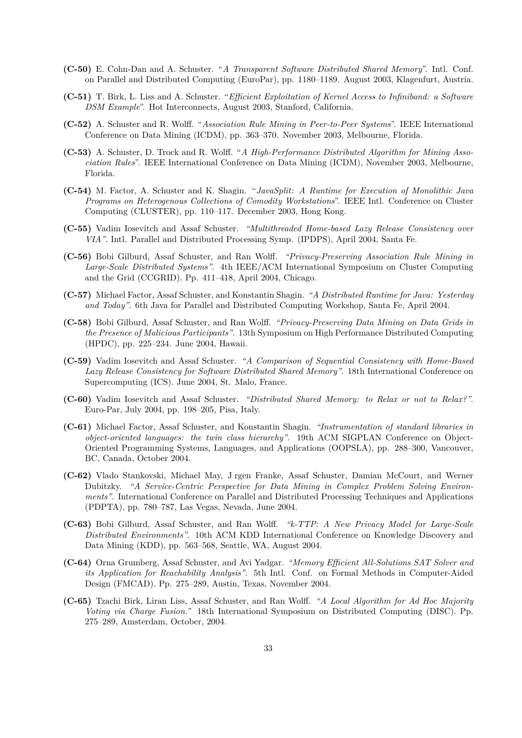**(C-50)** E. Cohn-Dan and A. Schuster. "*A Transparent Software Distributed Shared Memory*". Intl. Conf. on Parallel and Distributed Computing (EuroPar), pp. 1180–1189. August 2003, Klagenfurt, Austria.

**(C-51)** T. Birk, L. Liss and A. Schuster. "*Efficient Exploitation of Kernel Access to Infiniband: a Software DSM Example*". Hot Interconnects, August 2003, Stanford, California.

**(C-52)** A. Schuster and R. Wolff. "*Association Rule Mining in Peer-to-Peer Systems*". IEEE International Conference on Data Mining (ICDM), pp. 363–370. November 2003, Melbourne, Florida.

**(C-53)** A. Schuster, D. Trock and R. Wolff. "*A High-Performance Distributed Algorithm for Mining Association Rules*". IEEE International Conference on Data Mining (ICDM), November 2003, Melbourne, Florida.

**(C-54)** M. Factor, A. Schuster and K. Shagin. "*JavaSplit: A Runtime for Execution of Monolithic Java Programs on Heterogenous Collections of Comodity Workstations*". IEEE Intl. Conference on Cluster Computing (CLUSTER), pp. 110–117. December 2003, Hong Kong.

**(C-55)** Vadim Iosevitch and Assaf Schuster. *"Multithreaded Home-based Lazy Release Consistency over VIA"*. Intl. Parallel and Distributed Processing Symp. (IPDPS), April 2004, Santa Fe.

**(C-56)** Bobi Gilburd, Assaf Schuster, and Ran Wolff. *"Privacy-Preserving Association Rule Mining in Large-Scale Distributed Systems"*. 4th IEEE/ACM International Symposium on Cluster Computing and the Grid (CCGRID). Pp. 411–418, April 2004, Chicago.

**(C-57)** Michael Factor, Assaf Schuster, and Konstantin Shagin. *"A Distributed Runtime for Java: Yesterday and Today"*. 6th Java for Parallel and Distributed Computing Workshop, Santa Fe, April 2004.

**(C-58)** Bobi Gilburd, Assaf Schuster, and Ran Wolff. *"Privacy-Preserving Data Mining on Data Grids in the Presence of Malicious Participants"*. 13th Symposium on High Performance Distributed Computing (HPDC), pp. 225–234. June 2004, Hawaii.

**(C-59)** Vadim Iosevitch and Assaf Schuster. *"A Comparison of Sequential Consistency with Home-Based Lazy Release Consistency for Software Distributed Shared Memory"*. 18th International Conference on Supercomputing (ICS). June 2004, St. Malo, France.

**(C-60)** Vadim Iosevitch and Assaf Schuster. *"Distributed Shared Memory: to Relax or not to Relax?"*. Euro-Par, July 2004, pp. 198–205, Pisa, Italy.

**(C-61)** Michael Factor, Assaf Schuster, and Konstantin Shagin. *"Instrumentation of standard libraries in object-oriented languages: the twin class hierarchy"*. 19th ACM SIGPLAN Conference on Object-Oriented Programming Systems, Languages, and Applications (OOPSLA), pp. 288–300, Vancouver, BC, Canada, October 2004.

**(C-62)** Vlado Stankovski, Michael May, J rgen Franke, Assaf Schuster, Damian McCourt, and Werner Dubitzky. *"A Service-Centric Perspective for Data Mining in Complex Problem Solving Environments"*. International Conference on Parallel and Distributed Processing Techniques and Applications (PDPTA), pp. 780–787, Las Vegas, Nevada, June 2004.

**(C-63)** Bobi Gilburd, Assaf Schuster, and Ran Wolff. *"k-TTP: A New Privacy Model for Large-Scale Distributed Environments"*. 10th ACM KDD International Conference on Knowledge Discovery and Data Mining (KDD), pp. 563–568, Seattle, WA, August 2004.

**(C-64)** Orna Grumberg, Assaf Schuster, and Avi Yadgar. *"Memory Efficient All-Solutions SAT Solver and its Application for Reachability Analysis"*. 5th Intl. Conf. on Formal Methods in Computer-Aided Design (FMCAD). Pp. 275–289, Austin, Texas, November 2004.

**(C-65)** Tzachi Birk, Liran Liss, Assaf Schuster, and Ran Wolff. *"A Local Algorithm for Ad Hoc Majority Voting via Charge Fusion."* 18th International Symposium on Distributed Computing (DISC). Pp. 275–289, Amsterdam, October, 2004.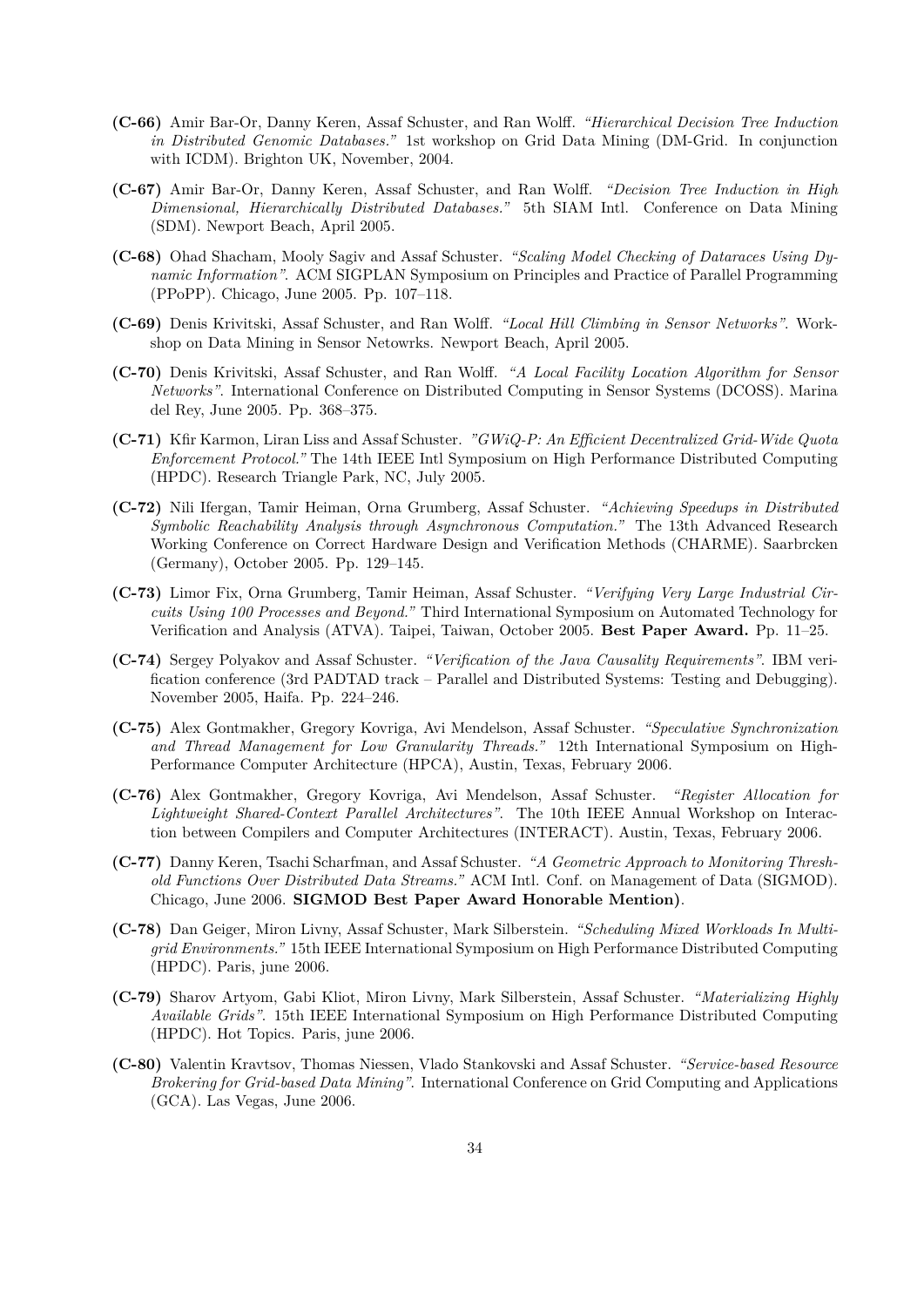**(C-66)** Amir Bar-Or, Danny Keren, Assaf Schuster, and Ran Wolff. *"Hierarchical Decision Tree Induction in Distributed Genomic Databases."* 1st workshop on Grid Data Mining (DM-Grid. In conjunction with ICDM). Brighton UK, November, 2004.

**(C-67)** Amir Bar-Or, Danny Keren, Assaf Schuster, and Ran Wolff. *"Decision Tree Induction in High Dimensional, Hierarchically Distributed Databases."* 5th SIAM Intl. Conference on Data Mining (SDM). Newport Beach, April 2005.

**(C-68)** Ohad Shacham, Mooly Sagiv and Assaf Schuster. *"Scaling Model Checking of Dataraces Using Dynamic Information"*. ACM SIGPLAN Symposium on Principles and Practice of Parallel Programming (PPoPP). Chicago, June 2005. Pp. 107–118.

**(C-69)** Denis Krivitski, Assaf Schuster, and Ran Wolff. *"Local Hill Climbing in Sensor Networks"*. Workshop on Data Mining in Sensor Netowrks. Newport Beach, April 2005.

**(C-70)** Denis Krivitski, Assaf Schuster, and Ran Wolff. *"A Local Facility Location Algorithm for Sensor Networks"*. International Conference on Distributed Computing in Sensor Systems (DCOSS). Marina del Rey, June 2005. Pp. 368–375.

**(C-71)** Kfir Karmon, Liran Liss and Assaf Schuster. *"GWiQ-P: An Efficient Decentralized Grid-Wide Quota Enforcement Protocol."* The 14th IEEE Intl Symposium on High Performance Distributed Computing (HPDC). Research Triangle Park, NC, July 2005.

**(C-72)** Nili Ifergan, Tamir Heiman, Orna Grumberg, Assaf Schuster. *"Achieving Speedups in Distributed Symbolic Reachability Analysis through Asynchronous Computation."* The 13th Advanced Research Working Conference on Correct Hardware Design and Verification Methods (CHARME). Saarbrcken (Germany), October 2005. Pp. 129–145.

**(C-73)** Limor Fix, Orna Grumberg, Tamir Heiman, Assaf Schuster. *"Verifying Very Large Industrial Circuits Using 100 Processes and Beyond."* Third International Symposium on Automated Technology for Verification and Analysis (ATVA). Taipei, Taiwan, October 2005. **Best Paper Award.** Pp. 11–25.

**(C-74)** Sergey Polyakov and Assaf Schuster. *"Verification of the Java Causality Requirements"*. IBM verification conference (3rd PADTAD track – Parallel and Distributed Systems: Testing and Debugging). November 2005, Haifa. Pp. 224–246.

**(C-75)** Alex Gontmakher, Gregory Kovriga, Avi Mendelson, Assaf Schuster. *"Speculative Synchronization and Thread Management for Low Granularity Threads."* 12th International Symposium on High-Performance Computer Architecture (HPCA), Austin, Texas, February 2006.

**(C-76)** Alex Gontmakher, Gregory Kovriga, Avi Mendelson, Assaf Schuster. *"Register Allocation for Lightweight Shared-Context Parallel Architectures"*. The 10th IEEE Annual Workshop on Interaction between Compilers and Computer Architectures (INTERACT). Austin, Texas, February 2006.

**(C-77)** Danny Keren, Tsachi Scharfman, and Assaf Schuster. *"A Geometric Approach to Monitoring Threshold Functions Over Distributed Data Streams."* ACM Intl. Conf. on Management of Data (SIGMOD). Chicago, June 2006. **SIGMOD Best Paper Award Honorable Mention)**.

**(C-78)** Dan Geiger, Miron Livny, Assaf Schuster, Mark Silberstein. *"Scheduling Mixed Workloads In Multi-grid Environments."* 15th IEEE International Symposium on High Performance Distributed Computing (HPDC). Paris, june 2006.

**(C-79)** Sharov Artyom, Gabi Kliot, Miron Livny, Mark Silberstein, Assaf Schuster. *"Materializing Highly Available Grids"*. 15th IEEE International Symposium on High Performance Distributed Computing (HPDC). Hot Topics. Paris, june 2006.

**(C-80)** Valentin Kravtsov, Thomas Niessen, Vlado Stankovski and Assaf Schuster. *"Service-based Resource Brokering for Grid-based Data Mining"*. International Conference on Grid Computing and Applications (GCA). Las Vegas, June 2006.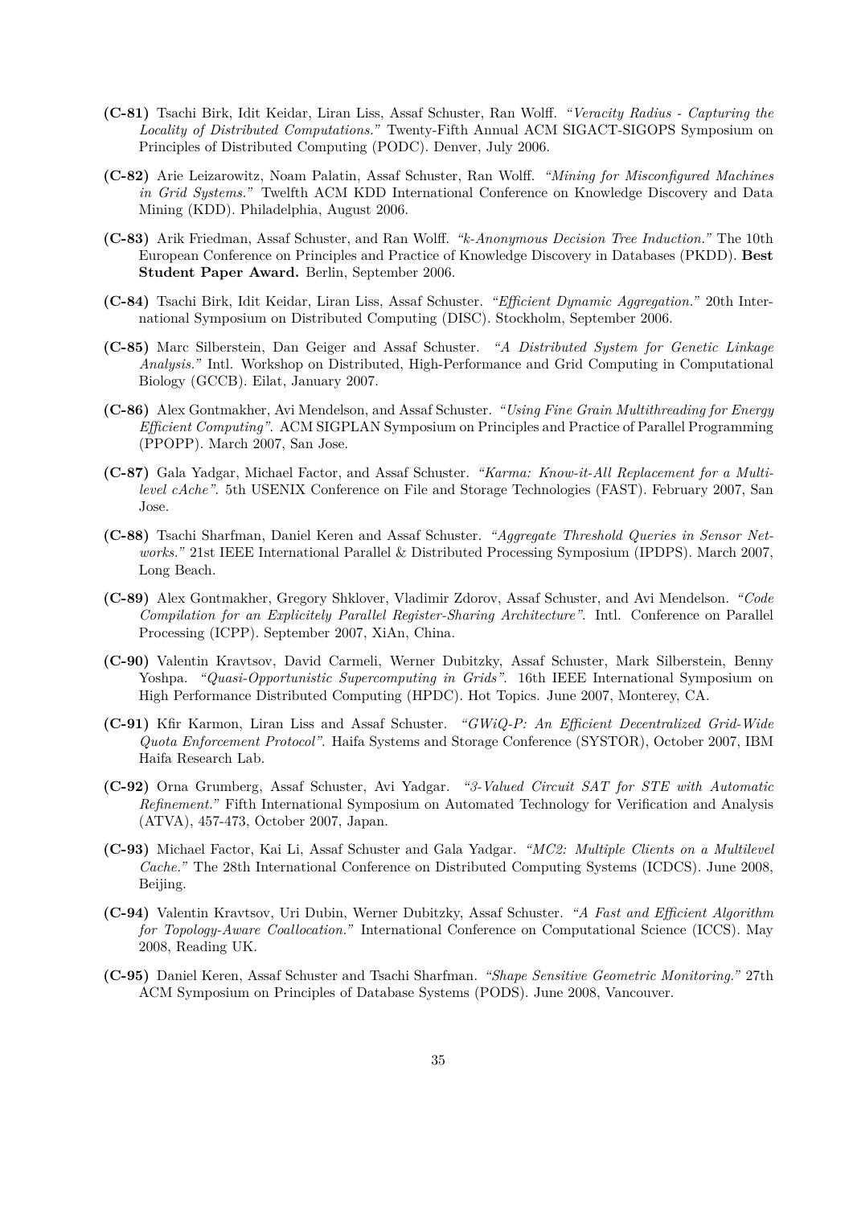**(C-81)** Tsachi Birk, Idit Keidar, Liran Liss, Assaf Schuster, Ran Wolff. *"Veracity Radius - Capturing the Locality of Distributed Computations."* Twenty-Fifth Annual ACM SIGACT-SIGOPS Symposium on Principles of Distributed Computing (PODC). Denver, July 2006.

**(C-82)** Arie Leizarowitz, Noam Palatin, Assaf Schuster, Ran Wolff. *"Mining for Misconfigured Machines in Grid Systems."* Twelfth ACM KDD International Conference on Knowledge Discovery and Data Mining (KDD). Philadelphia, August 2006.

**(C-83)** Arik Friedman, Assaf Schuster, and Ran Wolff. *"k-Anonymous Decision Tree Induction."* The 10th European Conference on Principles and Practice of Knowledge Discovery in Databases (PKDD). **Best Student Paper Award.** Berlin, September 2006.

**(C-84)** Tsachi Birk, Idit Keidar, Liran Liss, Assaf Schuster. *"Efficient Dynamic Aggregation."* 20th International Symposium on Distributed Computing (DISC). Stockholm, September 2006.

**(C-85)** Marc Silberstein, Dan Geiger and Assaf Schuster. *"A Distributed System for Genetic Linkage Analysis."* Intl. Workshop on Distributed, High-Performance and Grid Computing in Computational Biology (GCCB). Eilat, January 2007.

**(C-86)** Alex Gontmakher, Avi Mendelson, and Assaf Schuster. *"Using Fine Grain Multithreading for Energy Efficient Computing".* ACM SIGPLAN Symposium on Principles and Practice of Parallel Programming (PPOPP). March 2007, San Jose.

**(C-87)** Gala Yadgar, Michael Factor, and Assaf Schuster. *"Karma: Know-it-All Replacement for a Multilevel cAche".* 5th USENIX Conference on File and Storage Technologies (FAST). February 2007, San Jose.

**(C-88)** Tsachi Sharfman, Daniel Keren and Assaf Schuster. *"Aggregate Threshold Queries in Sensor Networks."* 21st IEEE International Parallel & Distributed Processing Symposium (IPDPS). March 2007, Long Beach.

**(C-89)** Alex Gontmakher, Gregory Shklover, Vladimir Zdorov, Assaf Schuster, and Avi Mendelson. *"Code Compilation for an Explicitely Parallel Register-Sharing Architecture".* Intl. Conference on Parallel Processing (ICPP). September 2007, XiAn, China.

**(C-90)** Valentin Kravtsov, David Carmeli, Werner Dubitzky, Assaf Schuster, Mark Silberstein, Benny Yoshpa. *"Quasi-Opportunistic Supercomputing in Grids".* 16th IEEE International Symposium on High Performance Distributed Computing (HPDC). Hot Topics. June 2007, Monterey, CA.

**(C-91)** Kfir Karmon, Liran Liss and Assaf Schuster. *"GWiQ-P: An Efficient Decentralized Grid-Wide Quota Enforcement Protocol".* Haifa Systems and Storage Conference (SYSTOR), October 2007, IBM Haifa Research Lab.

**(C-92)** Orna Grumberg, Assaf Schuster, Avi Yadgar. *"3-Valued Circuit SAT for STE with Automatic Refinement."* Fifth International Symposium on Automated Technology for Verification and Analysis (ATVA), 457-473, October 2007, Japan.

**(C-93)** Michael Factor, Kai Li, Assaf Schuster and Gala Yadgar. *"MC2: Multiple Clients on a Multilevel Cache."* The 28th International Conference on Distributed Computing Systems (ICDCS). June 2008, Beijing.

**(C-94)** Valentin Kravtsov, Uri Dubin, Werner Dubitzky, Assaf Schuster. *"A Fast and Efficient Algorithm for Topology-Aware Coallocation."* International Conference on Computational Science (ICCS). May 2008, Reading UK.

**(C-95)** Daniel Keren, Assaf Schuster and Tsachi Sharfman. *"Shape Sensitive Geometric Monitoring."* 27th ACM Symposium on Principles of Database Systems (PODS). June 2008, Vancouver.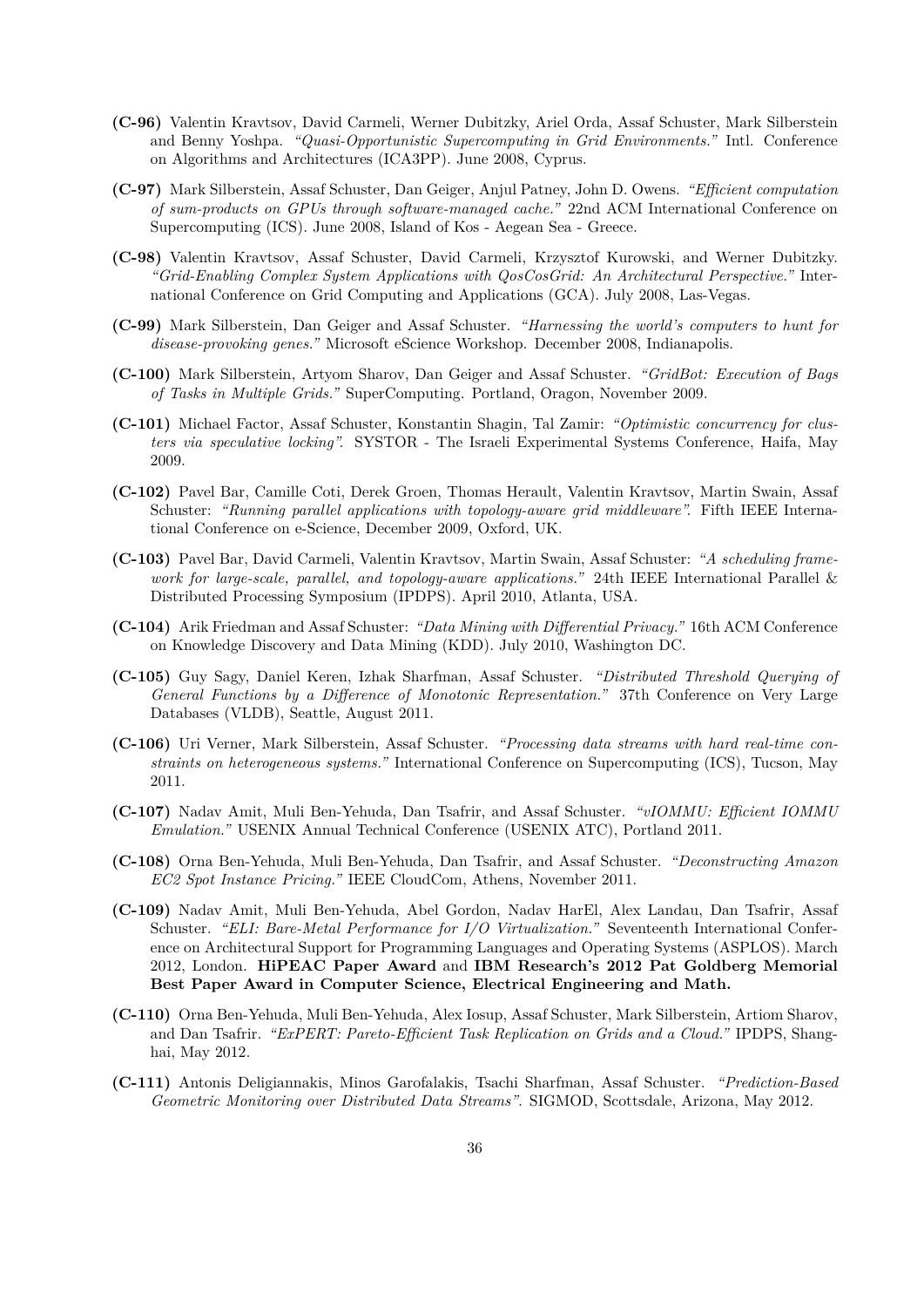**(C-96)** Valentin Kravtsov, David Carmeli, Werner Dubitzky, Ariel Orda, Assaf Schuster, Mark Silberstein and Benny Yoshpa. *"Quasi-Opportunistic Supercomputing in Grid Environments."* Intl. Conference on Algorithms and Architectures (ICA3PP). June 2008, Cyprus.

**(C-97)** Mark Silberstein, Assaf Schuster, Dan Geiger, Anjul Patney, John D. Owens. *"Efficient computation of sum-products on GPUs through software-managed cache."* 22nd ACM International Conference on Supercomputing (ICS). June 2008, Island of Kos - Aegean Sea - Greece.

**(C-98)** Valentin Kravtsov, Assaf Schuster, David Carmeli, Krzysztof Kurowski, and Werner Dubitzky. *"Grid-Enabling Complex System Applications with QosCosGrid: An Architectural Perspective."* International Conference on Grid Computing and Applications (GCA). July 2008, Las-Vegas.

**(C-99)** Mark Silberstein, Dan Geiger and Assaf Schuster. *"Harnessing the world's computers to hunt for disease-provoking genes."* Microsoft eScience Workshop. December 2008, Indianapolis.

**(C-100)** Mark Silberstein, Artyom Sharov, Dan Geiger and Assaf Schuster. *"GridBot: Execution of Bags of Tasks in Multiple Grids."* SuperComputing. Portland, Oragon, November 2009.

**(C-101)** Michael Factor, Assaf Schuster, Konstantin Shagin, Tal Zamir: *"Optimistic concurrency for clusters via speculative locking".* SYSTOR - The Israeli Experimental Systems Conference, Haifa, May 2009.

**(C-102)** Pavel Bar, Camille Coti, Derek Groen, Thomas Herault, Valentin Kravtsov, Martin Swain, Assaf Schuster: *"Running parallel applications with topology-aware grid middleware".* Fifth IEEE International Conference on e-Science, December 2009, Oxford, UK.

**(C-103)** Pavel Bar, David Carmeli, Valentin Kravtsov, Martin Swain, Assaf Schuster: *"A scheduling framework for large-scale, parallel, and topology-aware applications."* 24th IEEE International Parallel & Distributed Processing Symposium (IPDPS). April 2010, Atlanta, USA.

**(C-104)** Arik Friedman and Assaf Schuster: *"Data Mining with Differential Privacy."* 16th ACM Conference on Knowledge Discovery and Data Mining (KDD). July 2010, Washington DC.

**(C-105)** Guy Sagy, Daniel Keren, Izhak Sharfman, Assaf Schuster. *"Distributed Threshold Querying of General Functions by a Difference of Monotonic Representation."* 37th Conference on Very Large Databases (VLDB), Seattle, August 2011.

**(C-106)** Uri Verner, Mark Silberstein, Assaf Schuster. *"Processing data streams with hard real-time constraints on heterogeneous systems."* International Conference on Supercomputing (ICS), Tucson, May 2011.

**(C-107)** Nadav Amit, Muli Ben-Yehuda, Dan Tsafrir, and Assaf Schuster. *"vIOMMU: Efficient IOMMU Emulation."* USENIX Annual Technical Conference (USENIX ATC), Portland 2011.

**(C-108)** Orna Ben-Yehuda, Muli Ben-Yehuda, Dan Tsafrir, and Assaf Schuster. *"Deconstructing Amazon EC2 Spot Instance Pricing."* IEEE CloudCom, Athens, November 2011.

**(C-109)** Nadav Amit, Muli Ben-Yehuda, Abel Gordon, Nadav HarEl, Alex Landau, Dan Tsafrir, Assaf Schuster. *"ELI: Bare-Metal Performance for I/O Virtualization."* Seventeenth International Conference on Architectural Support for Programming Languages and Operating Systems (ASPLOS). March 2012, London. **HiPEAC Paper Award** and **IBM Research's 2012 Pat Goldberg Memorial Best Paper Award in Computer Science, Electrical Engineering and Math.**

**(C-110)** Orna Ben-Yehuda, Muli Ben-Yehuda, Alex Iosup, Assaf Schuster, Mark Silberstein, Artiom Sharov, and Dan Tsafrir. *"ExPERT: Pareto-Efficient Task Replication on Grids and a Cloud."* IPDPS, Shanghai, May 2012.

**(C-111)** Antonis Deligiannakis, Minos Garofalakis, Tsachi Sharfman, Assaf Schuster. *"Prediction-Based Geometric Monitoring over Distributed Data Streams".* SIGMOD, Scottsdale, Arizona, May 2012.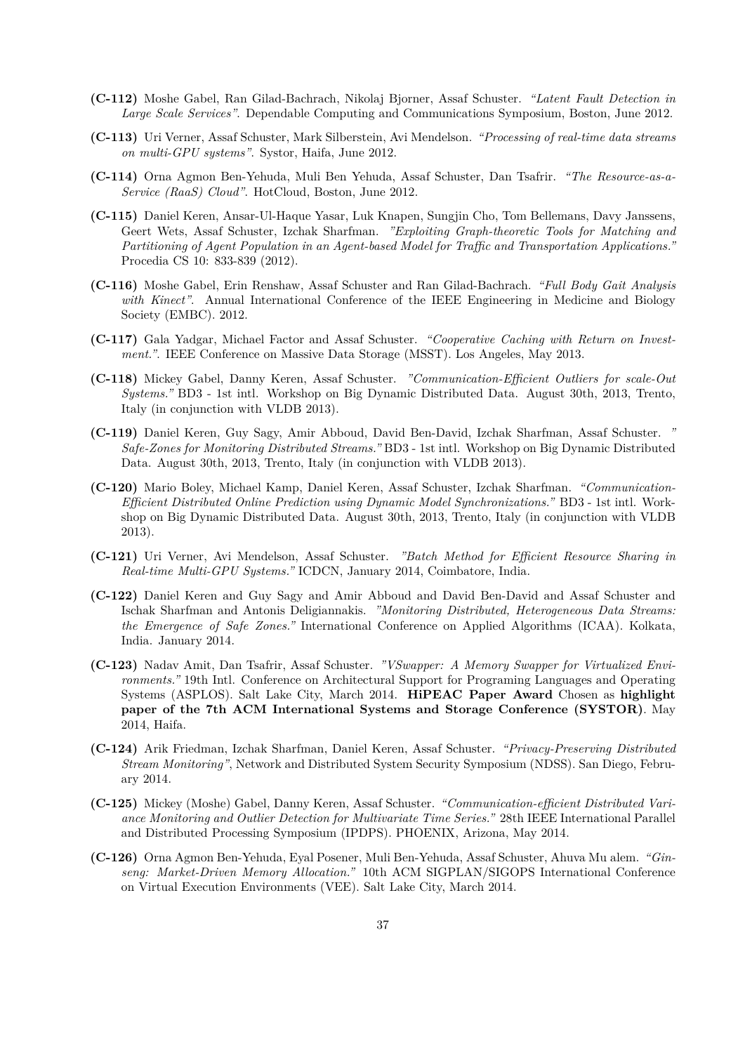**(C-112)** Moshe Gabel, Ran Gilad-Bachrach, Nikolaj Bjorner, Assaf Schuster. *"Latent Fault Detection in Large Scale Services"*. Dependable Computing and Communications Symposium, Boston, June 2012.

**(C-113)** Uri Verner, Assaf Schuster, Mark Silberstein, Avi Mendelson. *"Processing of real-time data streams on multi-GPU systems"*. Systor, Haifa, June 2012.

**(C-114)** Orna Agmon Ben-Yehuda, Muli Ben Yehuda, Assaf Schuster, Dan Tsafrir. *"The Resource-as-a-Service (RaaS) Cloud"*. HotCloud, Boston, June 2012.

**(C-115)** Daniel Keren, Ansar-Ul-Haque Yasar, Luk Knapen, Sungjin Cho, Tom Bellemans, Davy Janssens, Geert Wets, Assaf Schuster, Izchak Sharfman. *"Exploiting Graph-theoretic Tools for Matching and Partitioning of Agent Population in an Agent-based Model for Traffic and Transportation Applications."* Procedia CS 10: 833-839 (2012).

**(C-116)** Moshe Gabel, Erin Renshaw, Assaf Schuster and Ran Gilad-Bachrach. *"Full Body Gait Analysis with Kinect"*. Annual International Conference of the IEEE Engineering in Medicine and Biology Society (EMBC). 2012.

**(C-117)** Gala Yadgar, Michael Factor and Assaf Schuster. *"Cooperative Caching with Return on Investment."*. IEEE Conference on Massive Data Storage (MSST). Los Angeles, May 2013.

**(C-118)** Mickey Gabel, Danny Keren, Assaf Schuster. *"Communication-Efficient Outliers for scale-Out Systems."* BD3 - 1st intl. Workshop on Big Dynamic Distributed Data. August 30th, 2013, Trento, Italy (in conjunction with VLDB 2013).

**(C-119)** Daniel Keren, Guy Sagy, Amir Abboud, David Ben-David, Izchak Sharfman, Assaf Schuster. *" Safe-Zones for Monitoring Distributed Streams."* BD3 - 1st intl. Workshop on Big Dynamic Distributed Data. August 30th, 2013, Trento, Italy (in conjunction with VLDB 2013).

**(C-120)** Mario Boley, Michael Kamp, Daniel Keren, Assaf Schuster, Izchak Sharfman. *"Communication-Efficient Distributed Online Prediction using Dynamic Model Synchronizations."* BD3 - 1st intl. Workshop on Big Dynamic Distributed Data. August 30th, 2013, Trento, Italy (in conjunction with VLDB 2013).

**(C-121)** Uri Verner, Avi Mendelson, Assaf Schuster. *"Batch Method for Efficient Resource Sharing in Real-time Multi-GPU Systems."* ICDCN, January 2014, Coimbatore, India.

**(C-122)** Daniel Keren and Guy Sagy and Amir Abboud and David Ben-David and Assaf Schuster and Ischak Sharfman and Antonis Deligiannakis. *"Monitoring Distributed, Heterogeneous Data Streams: the Emergence of Safe Zones."* International Conference on Applied Algorithms (ICAA). Kolkata, India. January 2014.

**(C-123)** Nadav Amit, Dan Tsafrir, Assaf Schuster. *"VSwapper: A Memory Swapper for Virtualized Environments."* 19th Intl. Conference on Architectural Support for Programing Languages and Operating Systems (ASPLOS). Salt Lake City, March 2014. **HiPEAC Paper Award** Chosen as **highlight paper of the 7th ACM International Systems and Storage Conference (SYSTOR)**. May 2014, Haifa.

**(C-124)** Arik Friedman, Izchak Sharfman, Daniel Keren, Assaf Schuster. *"Privacy-Preserving Distributed Stream Monitoring"*, Network and Distributed System Security Symposium (NDSS). San Diego, February 2014.

**(C-125)** Mickey (Moshe) Gabel, Danny Keren, Assaf Schuster. *"Communication-efficient Distributed Variance Monitoring and Outlier Detection for Multivariate Time Series."* 28th IEEE International Parallel and Distributed Processing Symposium (IPDPS). PHOENIX, Arizona, May 2014.

**(C-126)** Orna Agmon Ben-Yehuda, Eyal Posener, Muli Ben-Yehuda, Assaf Schuster, Ahuva Mu alem. *"Ginseng: Market-Driven Memory Allocation."* 10th ACM SIGPLAN/SIGOPS International Conference on Virtual Execution Environments (VEE). Salt Lake City, March 2014.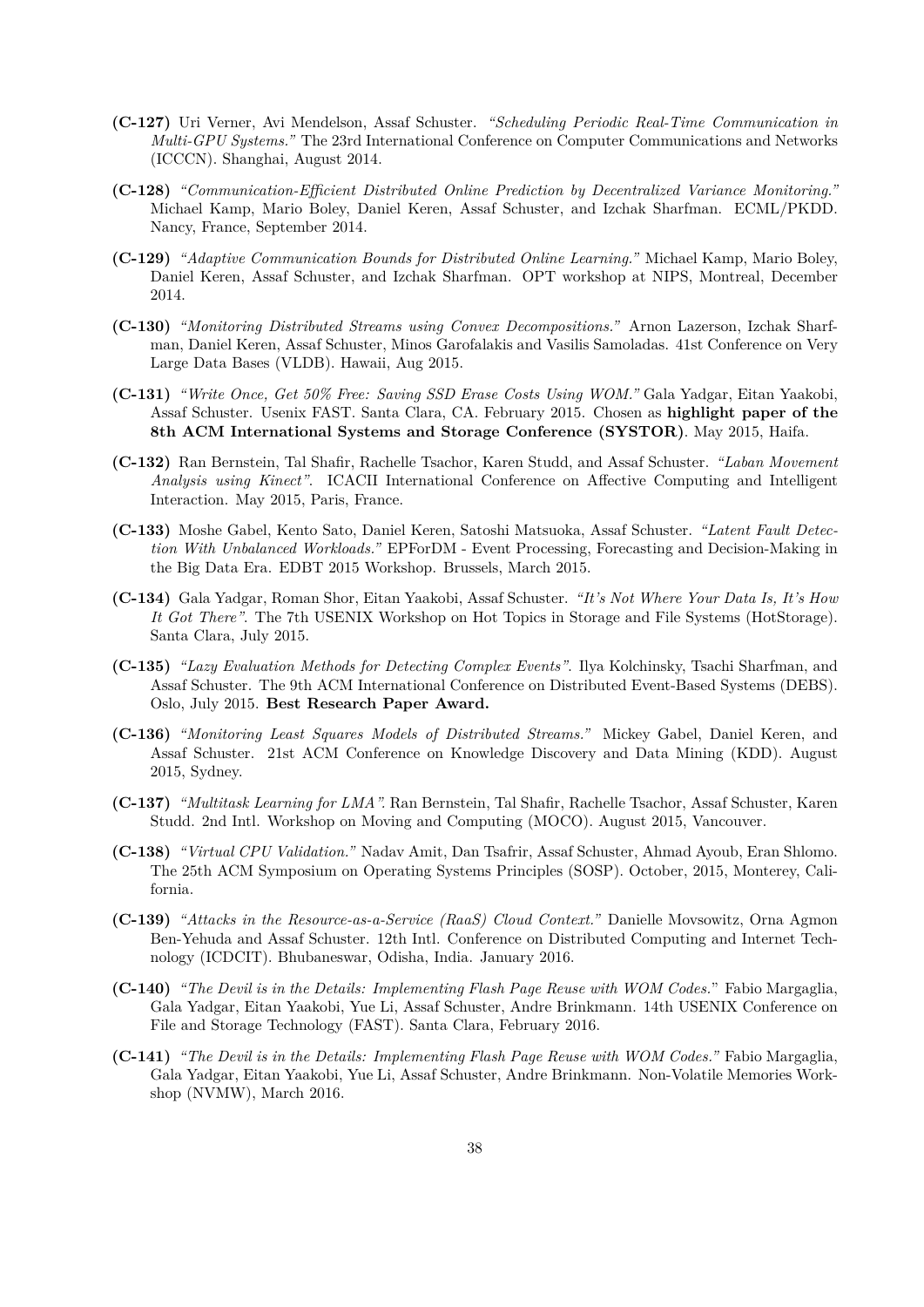**(C-127)** Uri Verner, Avi Mendelson, Assaf Schuster. *"Scheduling Periodic Real-Time Communication in Multi-GPU Systems."* The 23rd International Conference on Computer Communications and Networks (ICCCN). Shanghai, August 2014.

**(C-128)** *"Communication-Efficient Distributed Online Prediction by Decentralized Variance Monitoring."* Michael Kamp, Mario Boley, Daniel Keren, Assaf Schuster, and Izchak Sharfman. ECML/PKDD. Nancy, France, September 2014.

**(C-129)** *"Adaptive Communication Bounds for Distributed Online Learning."* Michael Kamp, Mario Boley, Daniel Keren, Assaf Schuster, and Izchak Sharfman. OPT workshop at NIPS, Montreal, December 2014.

**(C-130)** *"Monitoring Distributed Streams using Convex Decompositions."* Arnon Lazerson, Izchak Sharfman, Daniel Keren, Assaf Schuster, Minos Garofalakis and Vasilis Samoladas. 41st Conference on Very Large Data Bases (VLDB). Hawaii, Aug 2015.

**(C-131)** *"Write Once, Get 50% Free: Saving SSD Erase Costs Using WOM."* Gala Yadgar, Eitan Yaakobi, Assaf Schuster. Usenix FAST. Santa Clara, CA. February 2015. Chosen as **highlight paper of the 8th ACM International Systems and Storage Conference (SYSTOR)**. May 2015, Haifa.

**(C-132)** Ran Bernstein, Tal Shafir, Rachelle Tsachor, Karen Studd, and Assaf Schuster. *"Laban Movement Analysis using Kinect"*. ICACII International Conference on Affective Computing and Intelligent Interaction. May 2015, Paris, France.

**(C-133)** Moshe Gabel, Kento Sato, Daniel Keren, Satoshi Matsuoka, Assaf Schuster. *"Latent Fault Detection With Unbalanced Workloads."* EPForDM - Event Processing, Forecasting and Decision-Making in the Big Data Era. EDBT 2015 Workshop. Brussels, March 2015.

**(C-134)** Gala Yadgar, Roman Shor, Eitan Yaakobi, Assaf Schuster. *"It's Not Where Your Data Is, It's How It Got There"*. The 7th USENIX Workshop on Hot Topics in Storage and File Systems (HotStorage). Santa Clara, July 2015.

**(C-135)** *"Lazy Evaluation Methods for Detecting Complex Events"*. Ilya Kolchinsky, Tsachi Sharfman, and Assaf Schuster. The 9th ACM International Conference on Distributed Event-Based Systems (DEBS). Oslo, July 2015. **Best Research Paper Award.**

**(C-136)** *"Monitoring Least Squares Models of Distributed Streams."* Mickey Gabel, Daniel Keren, and Assaf Schuster. 21st ACM Conference on Knowledge Discovery and Data Mining (KDD). August 2015, Sydney.

**(C-137)** *"Multitask Learning for LMA"*. Ran Bernstein, Tal Shafir, Rachelle Tsachor, Assaf Schuster, Karen Studd. 2nd Intl. Workshop on Moving and Computing (MOCO). August 2015, Vancouver.

**(C-138)** *"Virtual CPU Validation."* Nadav Amit, Dan Tsafrir, Assaf Schuster, Ahmad Ayoub, Eran Shlomo. The 25th ACM Symposium on Operating Systems Principles (SOSP). October, 2015, Monterey, California.

**(C-139)** *"Attacks in the Resource-as-a-Service (RaaS) Cloud Context."* Danielle Movsowitz, Orna Agmon Ben-Yehuda and Assaf Schuster. 12th Intl. Conference on Distributed Computing and Internet Technology (ICDCIT). Bhubaneswar, Odisha, India. January 2016.

**(C-140)** *"The Devil is in the Details: Implementing Flash Page Reuse with WOM Codes."* Fabio Margaglia, Gala Yadgar, Eitan Yaakobi, Yue Li, Assaf Schuster, Andre Brinkmann. 14th USENIX Conference on File and Storage Technology (FAST). Santa Clara, February 2016.

**(C-141)** *"The Devil is in the Details: Implementing Flash Page Reuse with WOM Codes."* Fabio Margaglia, Gala Yadgar, Eitan Yaakobi, Yue Li, Assaf Schuster, Andre Brinkmann. Non-Volatile Memories Workshop (NVMW), March 2016.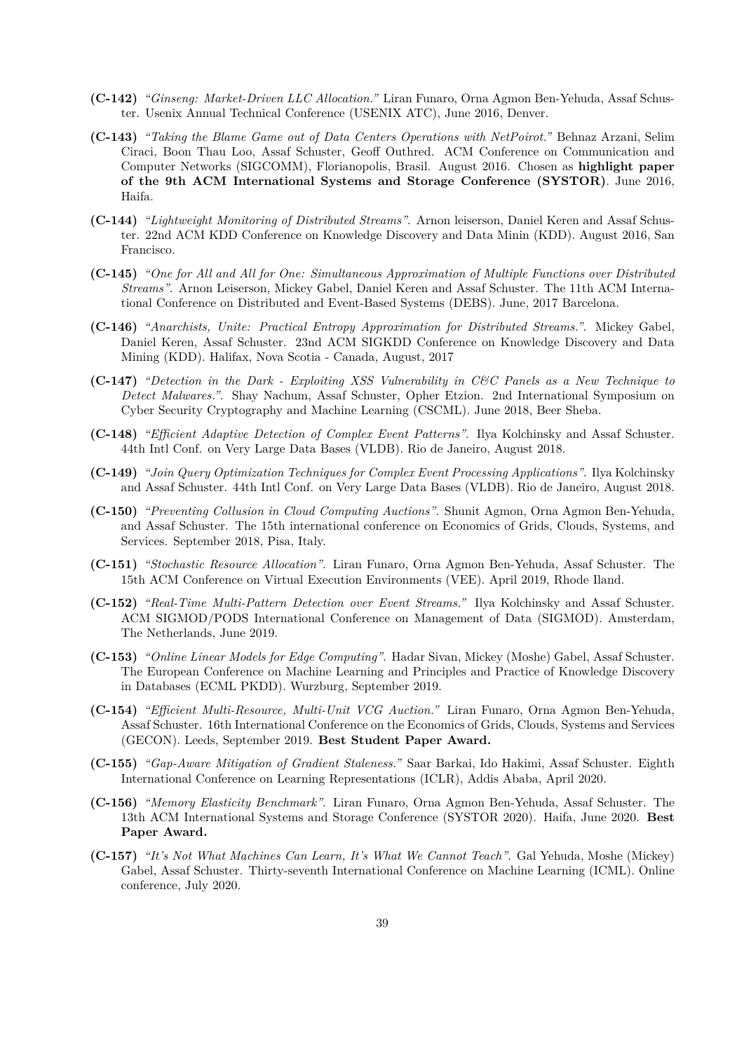**(C-142)** *"Ginseng: Market-Driven LLC Allocation."* Liran Funaro, Orna Agmon Ben-Yehuda, Assaf Schuster. Usenix Annual Technical Conference (USENIX ATC), June 2016, Denver.

**(C-143)** *"Taking the Blame Game out of Data Centers Operations with NetPoirot."* Behnaz Arzani, Selim Ciraci, Boon Thau Loo, Assaf Schuster, Geoff Outhred. ACM Conference on Communication and Computer Networks (SIGCOMM), Florianopolis, Brasil. August 2016. Chosen as **highlight paper of the 9th ACM International Systems and Storage Conference (SYSTOR)**. June 2016, Haifa.

**(C-144)** *"Lightweight Monitoring of Distributed Streams".* Arnon leiserson, Daniel Keren and Assaf Schuster. 22nd ACM KDD Conference on Knowledge Discovery and Data Minin (KDD). August 2016, San Francisco.

**(C-145)** *"One for All and All for One: Simultaneous Approximation of Multiple Functions over Distributed Streams".* Arnon Leiserson, Mickey Gabel, Daniel Keren and Assaf Schuster. The 11th ACM International Conference on Distributed and Event-Based Systems (DEBS). June, 2017 Barcelona.

**(C-146)** *"Anarchists, Unite: Practical Entropy Approximation for Distributed Streams.".* Mickey Gabel, Daniel Keren, Assaf Schuster. 23nd ACM SIGKDD Conference on Knowledge Discovery and Data Mining (KDD). Halifax, Nova Scotia - Canada, August, 2017

**(C-147)** *"Detection in the Dark - Exploiting XSS Vulnerability in C&C Panels as a New Technique to Detect Malwares.".* Shay Nachum, Assaf Schuster, Opher Etzion. 2nd International Symposium on Cyber Security Cryptography and Machine Learning (CSCML). June 2018, Beer Sheba.

**(C-148)** *"Efficient Adaptive Detection of Complex Event Patterns".* Ilya Kolchinsky and Assaf Schuster. 44th Intl Conf. on Very Large Data Bases (VLDB). Rio de Janeiro, August 2018.

**(C-149)** *"Join Query Optimization Techniques for Complex Event Processing Applications".* Ilya Kolchinsky and Assaf Schuster. 44th Intl Conf. on Very Large Data Bases (VLDB). Rio de Janeiro, August 2018.

**(C-150)** *"Preventing Collusion in Cloud Computing Auctions".* Shunit Agmon, Orna Agmon Ben-Yehuda, and Assaf Schuster. The 15th international conference on Economics of Grids, Clouds, Systems, and Services. September 2018, Pisa, Italy.

**(C-151)** *"Stochastic Resource Allocation".* Liran Funaro, Orna Agmon Ben-Yehuda, Assaf Schuster. The 15th ACM Conference on Virtual Execution Environments (VEE). April 2019, Rhode Iland.

**(C-152)** *"Real-Time Multi-Pattern Detection over Event Streams."* Ilya Kolchinsky and Assaf Schuster. ACM SIGMOD/PODS International Conference on Management of Data (SIGMOD). Amsterdam, The Netherlands, June 2019.

**(C-153)** *"Online Linear Models for Edge Computing".* Hadar Sivan, Mickey (Moshe) Gabel, Assaf Schuster. The European Conference on Machine Learning and Principles and Practice of Knowledge Discovery in Databases (ECML PKDD). Wurzburg, September 2019.

**(C-154)** *"Efficient Multi-Resource, Multi-Unit VCG Auction."* Liran Funaro, Orna Agmon Ben-Yehuda, Assaf Schuster. 16th International Conference on the Economics of Grids, Clouds, Systems and Services (GECON). Leeds, September 2019. **Best Student Paper Award.**

**(C-155)** *"Gap-Aware Mitigation of Gradient Staleness."* Saar Barkai, Ido Hakimi, Assaf Schuster. Eighth International Conference on Learning Representations (ICLR), Addis Ababa, April 2020.

**(C-156)** *"Memory Elasticity Benchmark".* Liran Funaro, Orna Agmon Ben-Yehuda, Assaf Schuster. The 13th ACM International Systems and Storage Conference (SYSTOR 2020). Haifa, June 2020. **Best Paper Award.**

**(C-157)** *"It's Not What Machines Can Learn, It's What We Cannot Teach".* Gal Yehuda, Moshe (Mickey) Gabel, Assaf Schuster. Thirty-seventh International Conference on Machine Learning (ICML). Online conference, July 2020.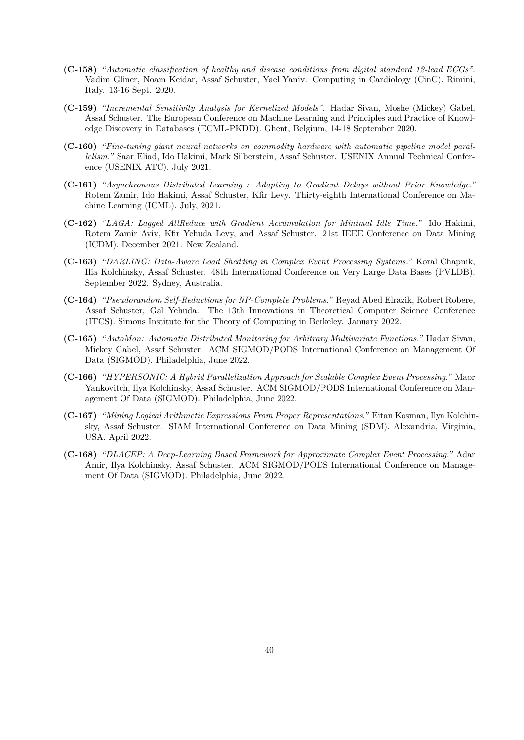**(C-158)** *"Automatic classification of healthy and disease conditions from digital standard 12-lead ECGs".* Vadim Gliner, Noam Keidar, Assaf Schuster, Yael Yaniv. Computing in Cardiology (CinC). Rimini, Italy. 13-16 Sept. 2020.

**(C-159)** *"Incremental Sensitivity Analysis for Kernelized Models".* Hadar Sivan, Moshe (Mickey) Gabel, Assaf Schuster. The European Conference on Machine Learning and Principles and Practice of Knowledge Discovery in Databases (ECML-PKDD). Ghent, Belgium, 14-18 September 2020.

**(C-160)** *"Fine-tuning giant neural networks on commodity hardware with automatic pipeline model parallelism."* Saar Eliad, Ido Hakimi, Mark Silberstein, Assaf Schuster. USENIX Annual Technical Conference (USENIX ATC). July 2021.

**(C-161)** *"Asynchronous Distributed Learning : Adapting to Gradient Delays without Prior Knowledge."* Rotem Zamir, Ido Hakimi, Assaf Schuster, Kfir Levy. Thirty-eighth International Conference on Machine Learning (ICML). July, 2021.

**(C-162)** *"LAGA: Lagged AllReduce with Gradient Accumulation for Minimal Idle Time."* Ido Hakimi, Rotem Zamir Aviv, Kfir Yehuda Levy, and Assaf Schuster. 21st IEEE Conference on Data Mining (ICDM). December 2021. New Zealand.

**(C-163)** *"DARLING: Data-Aware Load Shedding in Complex Event Processing Systems."* Koral Chapnik, Ilia Kolchinsky, Assaf Schuster. 48th International Conference on Very Large Data Bases (PVLDB). September 2022. Sydney, Australia.

**(C-164)** *"Pseudorandom Self-Reductions for NP-Complete Problems."* Reyad Abed Elrazik, Robert Robere, Assaf Schuster, Gal Yehuda. The 13th Innovations in Theoretical Computer Science Conference (ITCS). Simons Institute for the Theory of Computing in Berkeley. January 2022.

**(C-165)** *"AutoMon: Automatic Distributed Monitoring for Arbitrary Multivariate Functions."* Hadar Sivan, Mickey Gabel, Assaf Schuster. ACM SIGMOD/PODS International Conference on Management Of Data (SIGMOD). Philadelphia, June 2022.

**(C-166)** *"HYPERSONIC: A Hybrid Parallelization Approach for Scalable Complex Event Processing."* Maor Yankovitch, Ilya Kolchinsky, Assaf Schuster. ACM SIGMOD/PODS International Conference on Management Of Data (SIGMOD). Philadelphia, June 2022.

**(C-167)** *"Mining Logical Arithmetic Expressions From Proper Representations."* Eitan Kosman, Ilya Kolchinsky, Assaf Schuster. SIAM International Conference on Data Mining (SDM). Alexandria, Virginia, USA. April 2022.

**(C-168)** *"DLACEP: A Deep-Learning Based Framework for Approximate Complex Event Processing."* Adar Amir, Ilya Kolchinsky, Assaf Schuster. ACM SIGMOD/PODS International Conference on Management Of Data (SIGMOD). Philadelphia, June 2022.